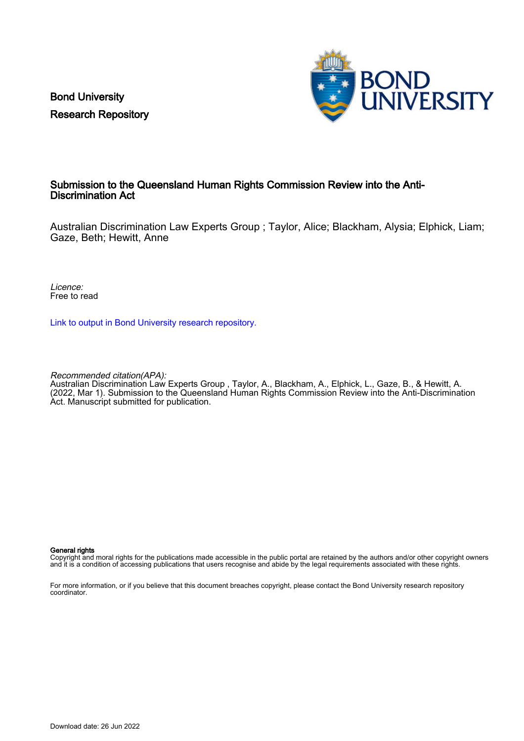Bond University

Research Repository

# Submission to the Queensland Human Rights Commission Review into the Anti-Discrimination Act

Australian Discrimination Law Experts Group ; Taylor, Alice; Blackham, Alysia; Elphick, Liam; Gaze, Beth; Hewitt, Anne

*Licence:*
Free to read

Link to output in Bond University research repository.

*Recommended citation(APA):*
Australian Discrimination Law Experts Group , Taylor, A., Blackham, A., Elphick, L., Gaze, B., & Hewitt, A. (2022, Mar 1). Submission to the Queensland Human Rights Commission Review into the Anti-Discrimination Act. Manuscript submitted for publication.

**General rights**
Copyright and moral rights for the publications made accessible in the public portal are retained by the authors and/or other copyright owners and it is a condition of accessing publications that users recognise and abide by the legal requirements associated with these rights.

For more information, or if you believe that this document breaches copyright, please contact the Bond University research repository coordinator.

Download date: 26 Jun 2022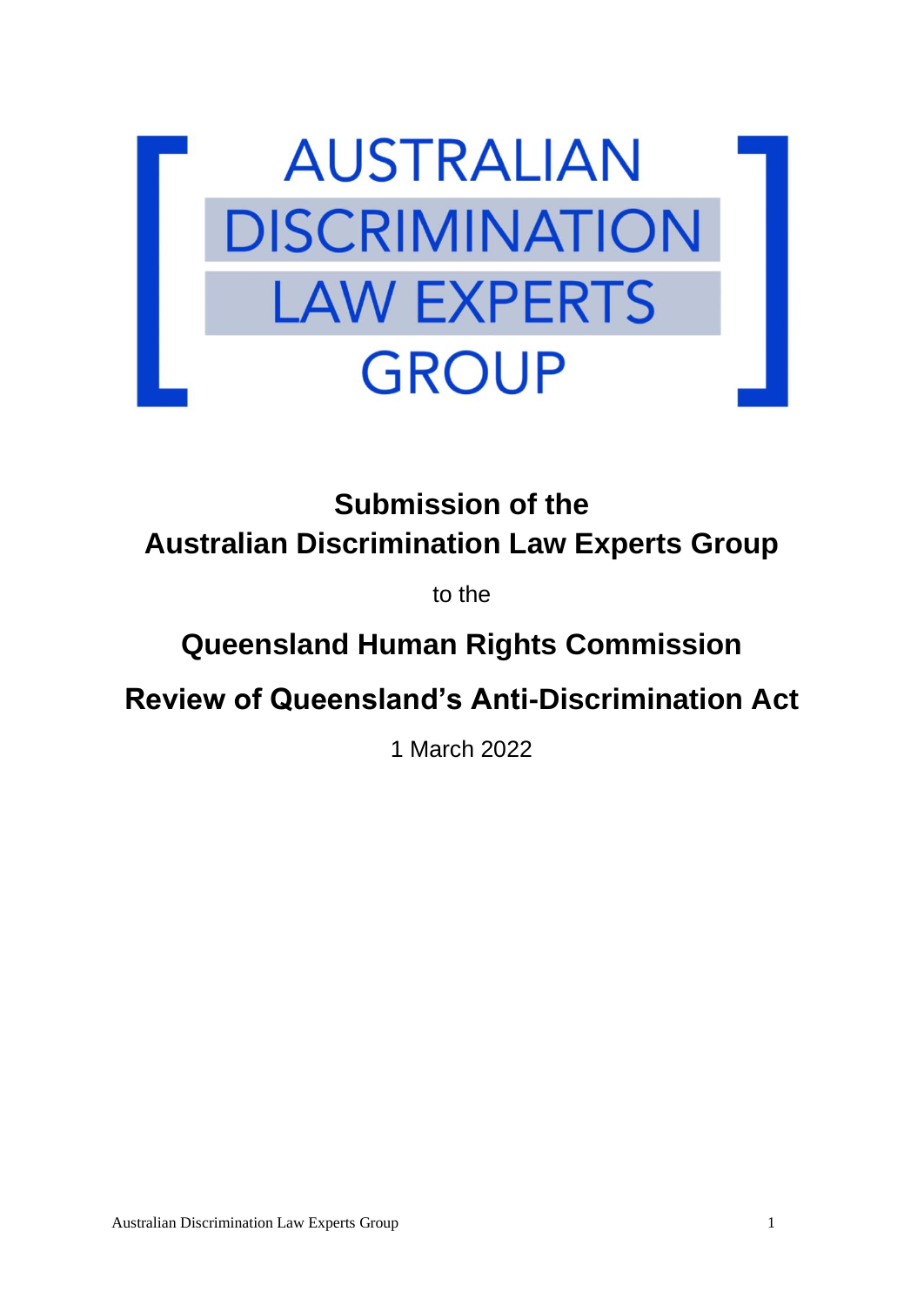AUSTRALIAN DISCRIMINATION LAW EXPERTS GROUP

# Submission of the Australian Discrimination Law Experts Group

to the

## Queensland Human Rights Commission

## Review of Queensland's Anti-Discrimination Act

1 March 2022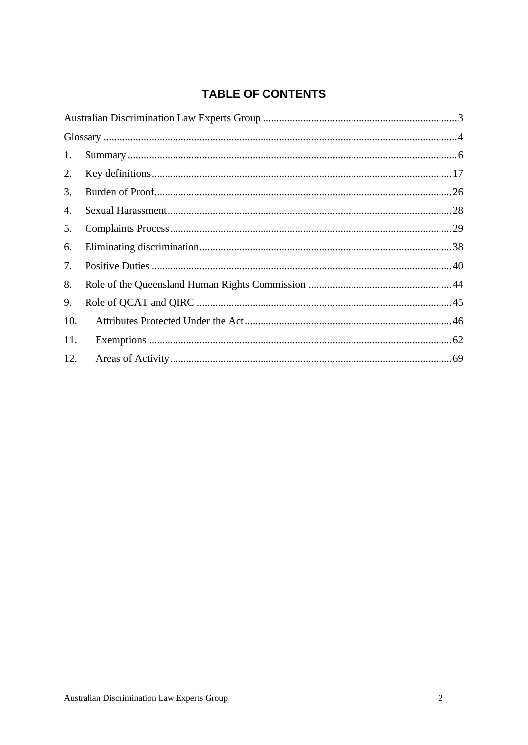# TABLE OF CONTENTS

Australian Discrimination Law Experts Group ........ 3

Glossary ........ 4

1. Summary ........ 6
2. Key definitions ........ 17
3. Burden of Proof ........ 26
4. Sexual Harassment ........ 28
5. Complaints Process ........ 29
6. Eliminating discrimination ........ 38
7. Positive Duties ........ 40
8. Role of the Queensland Human Rights Commission ........ 44
9. Role of QCAT and QIRC ........ 45
10. Attributes Protected Under the Act ........ 46
11. Exemptions ........ 62
12. Areas of Activity ........ 69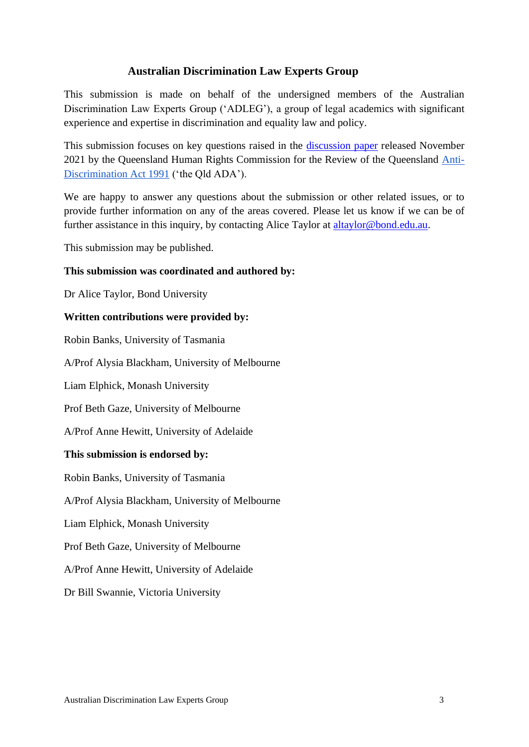## Australian Discrimination Law Experts Group

This submission is made on behalf of the undersigned members of the Australian Discrimination Law Experts Group ('ADLEG'), a group of legal academics with significant experience and expertise in discrimination and equality law and policy.

This submission focuses on key questions raised in the discussion paper released November 2021 by the Queensland Human Rights Commission for the Review of the Queensland Anti-Discrimination Act 1991 ('the Qld ADA').

We are happy to answer any questions about the submission or other related issues, or to provide further information on any of the areas covered. Please let us know if we can be of further assistance in this inquiry, by contacting Alice Taylor at altaylor@bond.edu.au.

This submission may be published.

**This submission was coordinated and authored by:**

Dr Alice Taylor, Bond University

**Written contributions were provided by:**

Robin Banks, University of Tasmania

A/Prof Alysia Blackham, University of Melbourne

Liam Elphick, Monash University

Prof Beth Gaze, University of Melbourne

A/Prof Anne Hewitt, University of Adelaide

**This submission is endorsed by:**

Robin Banks, University of Tasmania

A/Prof Alysia Blackham, University of Melbourne

Liam Elphick, Monash University

Prof Beth Gaze, University of Melbourne

A/Prof Anne Hewitt, University of Adelaide

Dr Bill Swannie, Victoria University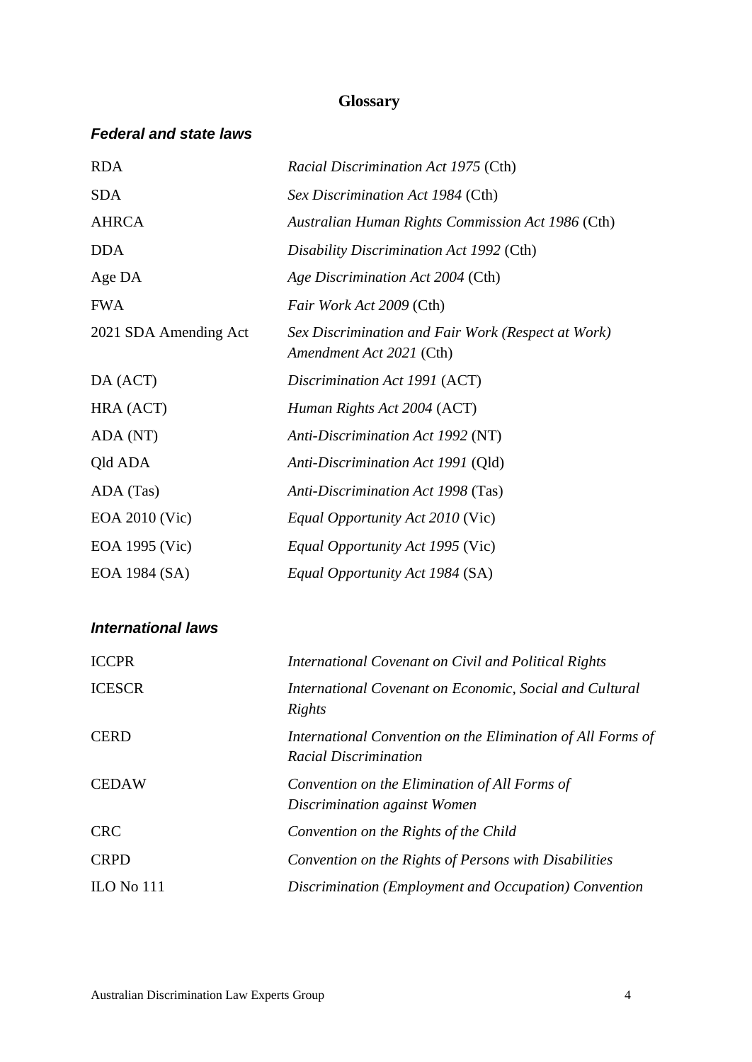# Glossary

### *Federal and state laws*

| | |
|---|---|
| RDA | *Racial Discrimination Act 1975* (Cth) |
| SDA | *Sex Discrimination Act 1984* (Cth) |
| AHRCA | *Australian Human Rights Commission Act 1986* (Cth) |
| DDA | *Disability Discrimination Act 1992* (Cth) |
| Age DA | *Age Discrimination Act 2004* (Cth) |
| FWA | *Fair Work Act 2009* (Cth) |
| 2021 SDA Amending Act | *Sex Discrimination and Fair Work (Respect at Work) Amendment Act 2021* (Cth) |
| DA (ACT) | *Discrimination Act 1991* (ACT) |
| HRA (ACT) | *Human Rights Act 2004* (ACT) |
| ADA (NT) | *Anti-Discrimination Act 1992* (NT) |
| Qld ADA | *Anti-Discrimination Act 1991* (Qld) |
| ADA (Tas) | *Anti-Discrimination Act 1998* (Tas) |
| EOA 2010 (Vic) | *Equal Opportunity Act 2010* (Vic) |
| EOA 1995 (Vic) | *Equal Opportunity Act 1995* (Vic) |
| EOA 1984 (SA) | *Equal Opportunity Act 1984* (SA) |

### *International laws*

| | |
|---|---|
| ICCPR | *International Covenant on Civil and Political Rights* |
| ICESCR | *International Covenant on Economic, Social and Cultural Rights* |
| CERD | *International Convention on the Elimination of All Forms of Racial Discrimination* |
| CEDAW | *Convention on the Elimination of All Forms of Discrimination against Women* |
| CRC | *Convention on the Rights of the Child* |
| CRPD | *Convention on the Rights of Persons with Disabilities* |
| ILO No 111 | *Discrimination (Employment and Occupation) Convention* |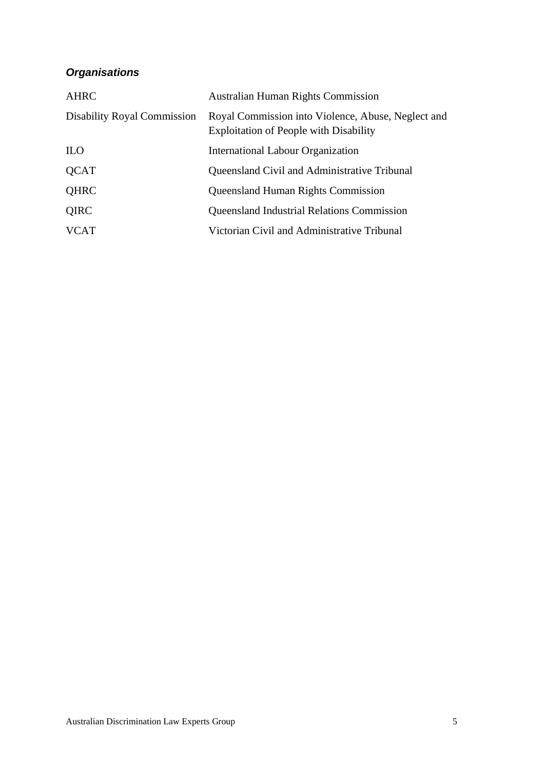### *Organisations*

| | |
|---|---|
| AHRC | Australian Human Rights Commission |
| Disability Royal Commission | Royal Commission into Violence, Abuse, Neglect and Exploitation of People with Disability |
| ILO | International Labour Organization |
| QCAT | Queensland Civil and Administrative Tribunal |
| QHRC | Queensland Human Rights Commission |
| QIRC | Queensland Industrial Relations Commission |
| VCAT | Victorian Civil and Administrative Tribunal |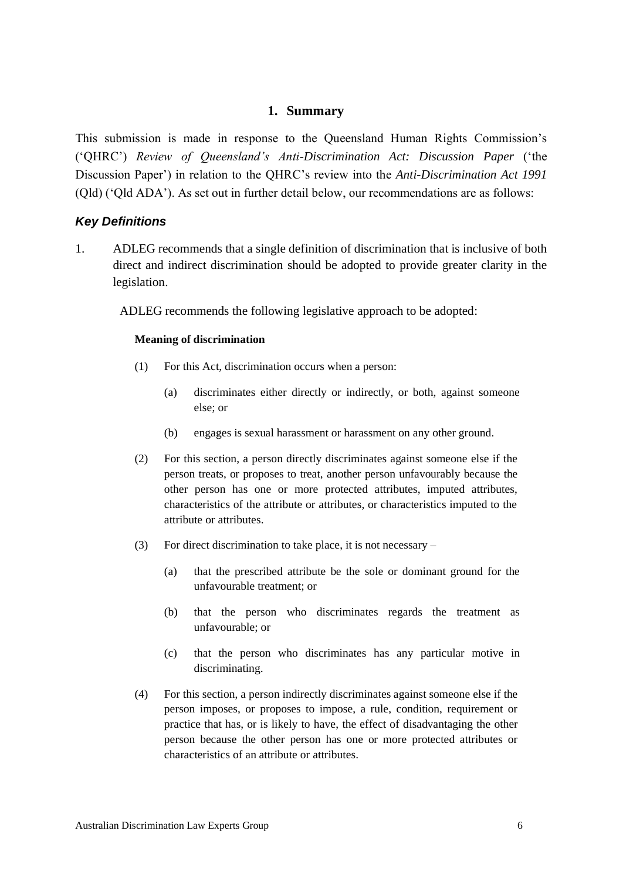## 1. Summary

This submission is made in response to the Queensland Human Rights Commission's ('QHRC') *Review of Queensland's Anti-Discrimination Act: Discussion Paper* ('the Discussion Paper') in relation to the QHRC's review into the *Anti-Discrimination Act 1991* (Qld) ('Qld ADA'). As set out in further detail below, our recommendations are as follows:

### *Key Definitions*

1. ADLEG recommends that a single definition of discrimination that is inclusive of both direct and indirect discrimination should be adopted to provide greater clarity in the legislation.

   ADLEG recommends the following legislative approach to be adopted:

   **Meaning of discrimination**

   (1) For this Act, discrimination occurs when a person:

   (a) discriminates either directly or indirectly, or both, against someone else; or

   (b) engages is sexual harassment or harassment on any other ground.

   (2) For this section, a person directly discriminates against someone else if the person treats, or proposes to treat, another person unfavourably because the other person has one or more protected attributes, imputed attributes, characteristics of the attribute or attributes, or characteristics imputed to the attribute or attributes.

   (3) For direct discrimination to take place, it is not necessary –

   (a) that the prescribed attribute be the sole or dominant ground for the unfavourable treatment; or

   (b) that the person who discriminates regards the treatment as unfavourable; or

   (c) that the person who discriminates has any particular motive in discriminating.

   (4) For this section, a person indirectly discriminates against someone else if the person imposes, or proposes to impose, a rule, condition, requirement or practice that has, or is likely to have, the effect of disadvantaging the other person because the other person has one or more protected attributes or characteristics of an attribute or attributes.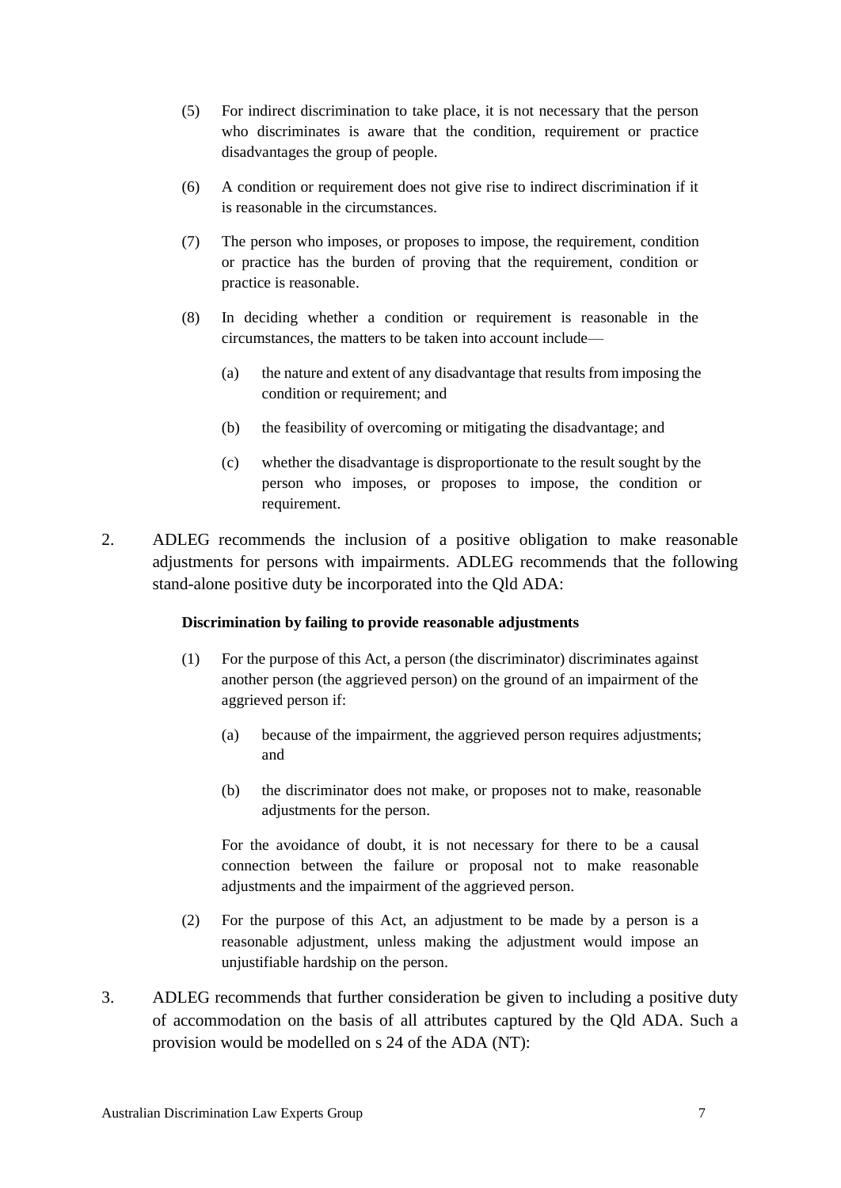(5) For indirect discrimination to take place, it is not necessary that the person who discriminates is aware that the condition, requirement or practice disadvantages the group of people.

(6) A condition or requirement does not give rise to indirect discrimination if it is reasonable in the circumstances.

(7) The person who imposes, or proposes to impose, the requirement, condition or practice has the burden of proving that the requirement, condition or practice is reasonable.

(8) In deciding whether a condition or requirement is reasonable in the circumstances, the matters to be taken into account include—

   (a) the nature and extent of any disadvantage that results from imposing the condition or requirement; and

   (b) the feasibility of overcoming or mitigating the disadvantage; and

   (c) whether the disadvantage is disproportionate to the result sought by the person who imposes, or proposes to impose, the condition or requirement.

2. ADLEG recommends the inclusion of a positive obligation to make reasonable adjustments for persons with impairments. ADLEG recommends that the following stand-alone positive duty be incorporated into the Qld ADA:

**Discrimination by failing to provide reasonable adjustments**

(1) For the purpose of this Act, a person (the discriminator) discriminates against another person (the aggrieved person) on the ground of an impairment of the aggrieved person if:

   (a) because of the impairment, the aggrieved person requires adjustments; and

   (b) the discriminator does not make, or proposes not to make, reasonable adjustments for the person.

For the avoidance of doubt, it is not necessary for there to be a causal connection between the failure or proposal not to make reasonable adjustments and the impairment of the aggrieved person.

(2) For the purpose of this Act, an adjustment to be made by a person is a reasonable adjustment, unless making the adjustment would impose an unjustifiable hardship on the person.

3. ADLEG recommends that further consideration be given to including a positive duty of accommodation on the basis of all attributes captured by the Qld ADA. Such a provision would be modelled on s 24 of the ADA (NT):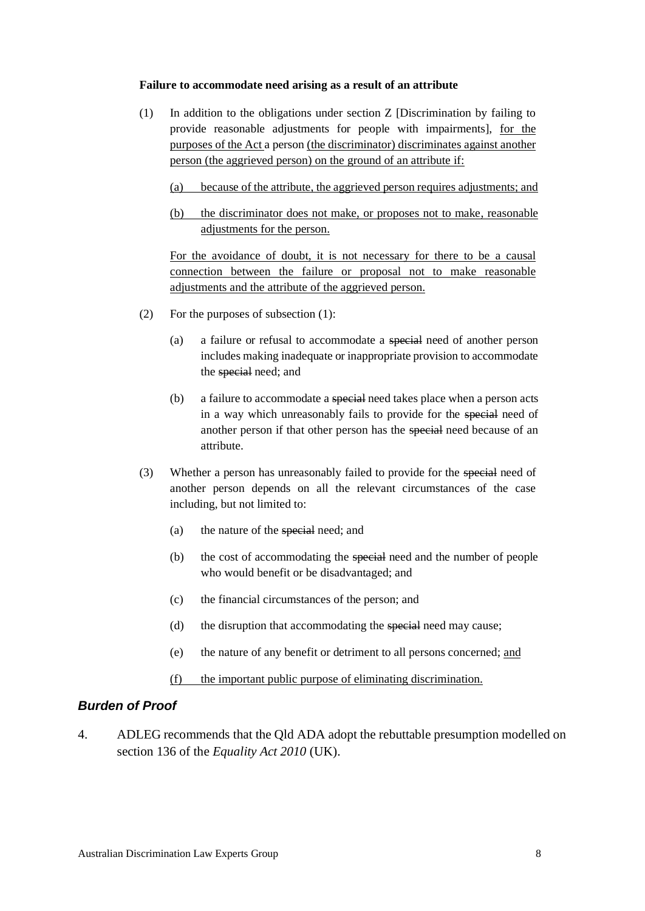**Failure to accommodate need arising as a result of an attribute**

(1) In addition to the obligations under section Z [Discrimination by failing to provide reasonable adjustments for people with impairments], <u>for the purposes of the Act</u> a person <u>(the discriminator) discriminates against another person (the aggrieved person) on the ground of an attribute if:</u>

<u>(a) because of the attribute, the aggrieved person requires adjustments; and</u>

<u>(b) the discriminator does not make, or proposes not to make, reasonable adjustments for the person.</u>

<u>For the avoidance of doubt, it is not necessary for there to be a causal connection between the failure or proposal not to make reasonable adjustments and the attribute of the aggrieved person.</u>

(2) For the purposes of subsection (1):

(a) a failure or refusal to accommodate a ~~special~~ need of another person includes making inadequate or inappropriate provision to accommodate the ~~special~~ need; and

(b) a failure to accommodate a ~~special~~ need takes place when a person acts in a way which unreasonably fails to provide for the ~~special~~ need of another person if that other person has the ~~special~~ need because of an attribute.

(3) Whether a person has unreasonably failed to provide for the ~~special~~ need of another person depends on all the relevant circumstances of the case including, but not limited to:

(a) the nature of the ~~special~~ need; and

(b) the cost of accommodating the ~~special~~ need and the number of people who would benefit or be disadvantaged; and

(c) the financial circumstances of the person; and

(d) the disruption that accommodating the ~~special~~ need may cause;

(e) the nature of any benefit or detriment to all persons concerned; <u>and</u>

<u>(f) the important public purpose of eliminating discrimination.</u>

### ***Burden of Proof***

4. ADLEG recommends that the Qld ADA adopt the rebuttable presumption modelled on section 136 of the *Equality Act 2010* (UK).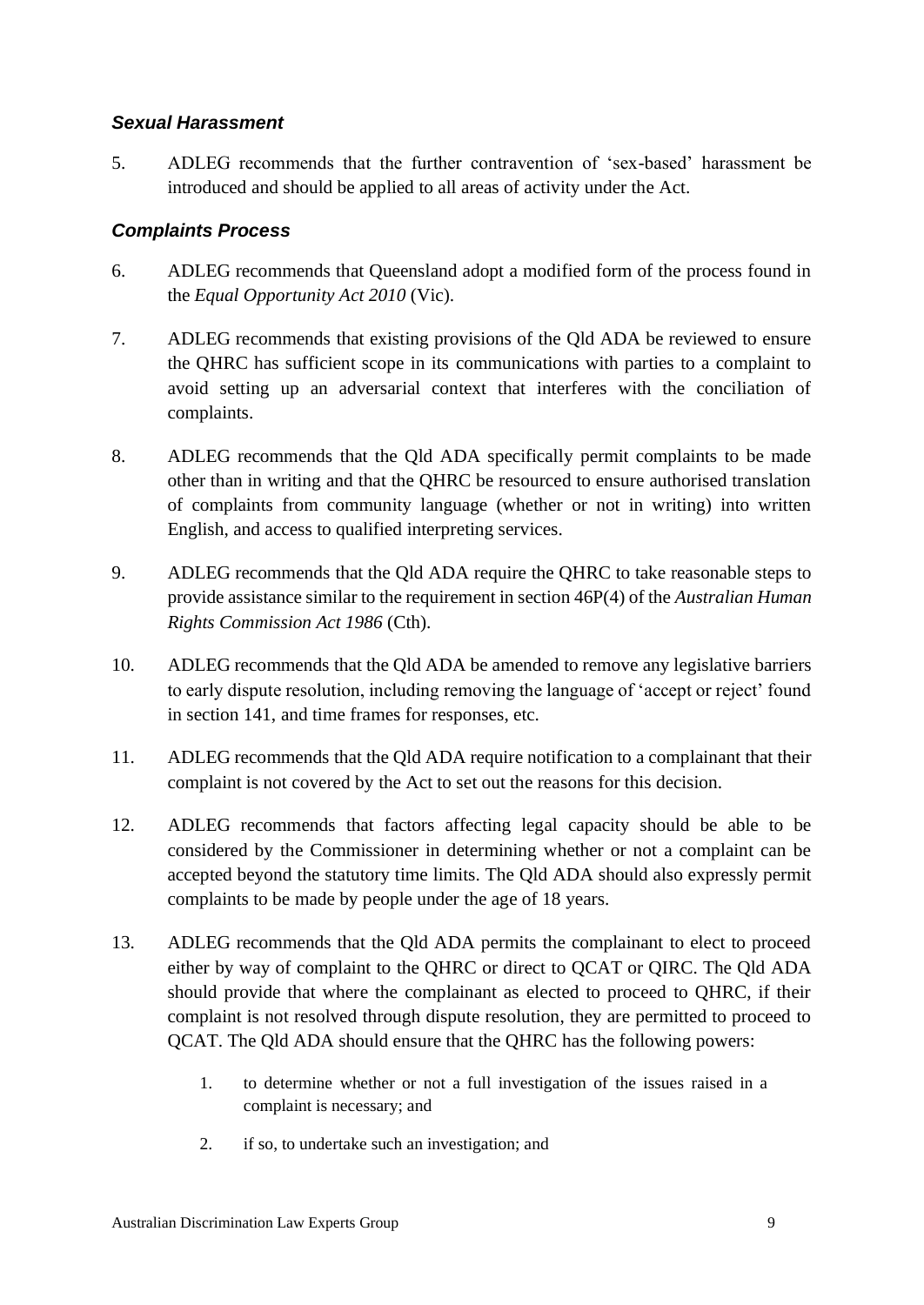### *Sexual Harassment*

5. ADLEG recommends that the further contravention of 'sex-based' harassment be introduced and should be applied to all areas of activity under the Act.

### *Complaints Process*

6. ADLEG recommends that Queensland adopt a modified form of the process found in the *Equal Opportunity Act 2010* (Vic).

7. ADLEG recommends that existing provisions of the Qld ADA be reviewed to ensure the QHRC has sufficient scope in its communications with parties to a complaint to avoid setting up an adversarial context that interferes with the conciliation of complaints.

8. ADLEG recommends that the Qld ADA specifically permit complaints to be made other than in writing and that the QHRC be resourced to ensure authorised translation of complaints from community language (whether or not in writing) into written English, and access to qualified interpreting services.

9. ADLEG recommends that the Qld ADA require the QHRC to take reasonable steps to provide assistance similar to the requirement in section 46P(4) of the *Australian Human Rights Commission Act 1986* (Cth).

10. ADLEG recommends that the Qld ADA be amended to remove any legislative barriers to early dispute resolution, including removing the language of 'accept or reject' found in section 141, and time frames for responses, etc.

11. ADLEG recommends that the Qld ADA require notification to a complainant that their complaint is not covered by the Act to set out the reasons for this decision.

12. ADLEG recommends that factors affecting legal capacity should be able to be considered by the Commissioner in determining whether or not a complaint can be accepted beyond the statutory time limits. The Qld ADA should also expressly permit complaints to be made by people under the age of 18 years.

13. ADLEG recommends that the Qld ADA permits the complainant to elect to proceed either by way of complaint to the QHRC or direct to QCAT or QIRC. The Qld ADA should provide that where the complainant as elected to proceed to QHRC, if their complaint is not resolved through dispute resolution, they are permitted to proceed to QCAT. The Qld ADA should ensure that the QHRC has the following powers:

    1. to determine whether or not a full investigation of the issues raised in a complaint is necessary; and

    2. if so, to undertake such an investigation; and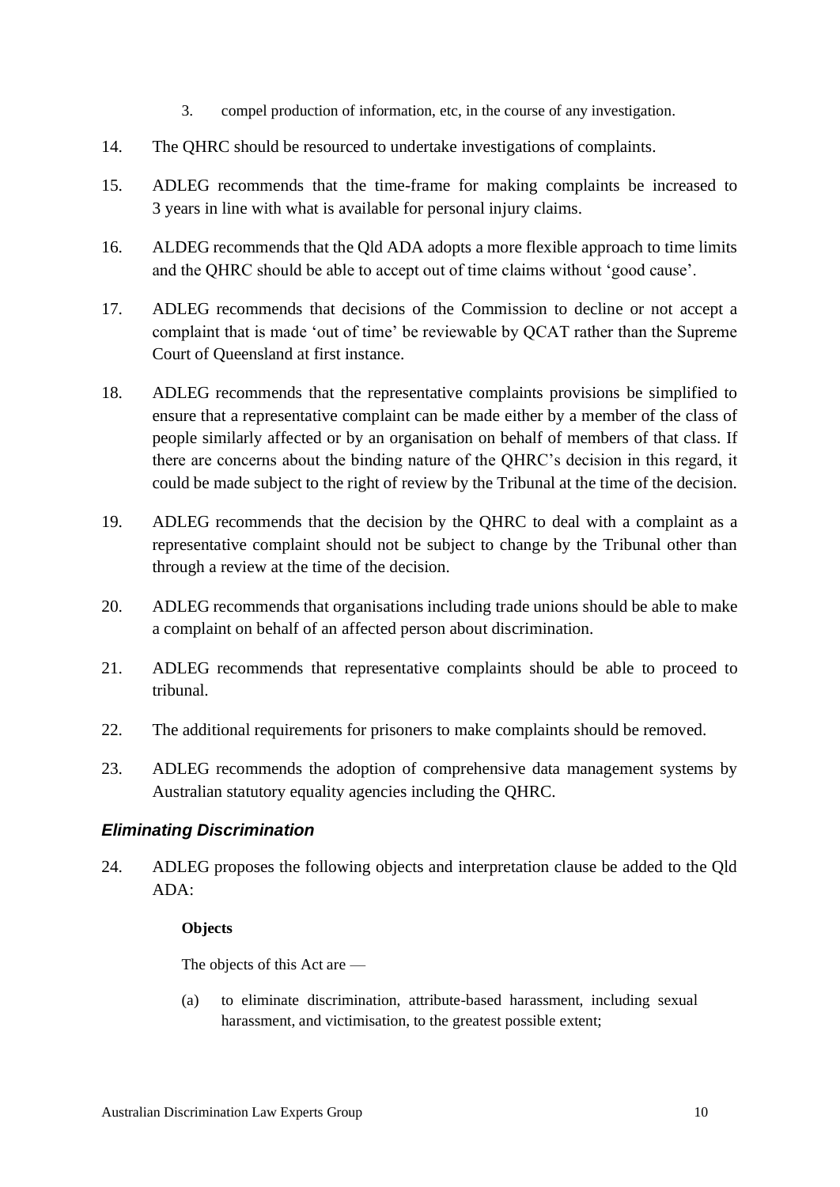3. compel production of information, etc, in the course of any investigation.

14. The QHRC should be resourced to undertake investigations of complaints.

15. ADLEG recommends that the time-frame for making complaints be increased to 3 years in line with what is available for personal injury claims.

16. ALDEG recommends that the Qld ADA adopts a more flexible approach to time limits and the QHRC should be able to accept out of time claims without 'good cause'.

17. ADLEG recommends that decisions of the Commission to decline or not accept a complaint that is made 'out of time' be reviewable by QCAT rather than the Supreme Court of Queensland at first instance.

18. ADLEG recommends that the representative complaints provisions be simplified to ensure that a representative complaint can be made either by a member of the class of people similarly affected or by an organisation on behalf of members of that class. If there are concerns about the binding nature of the QHRC's decision in this regard, it could be made subject to the right of review by the Tribunal at the time of the decision.

19. ADLEG recommends that the decision by the QHRC to deal with a complaint as a representative complaint should not be subject to change by the Tribunal other than through a review at the time of the decision.

20. ADLEG recommends that organisations including trade unions should be able to make a complaint on behalf of an affected person about discrimination.

21. ADLEG recommends that representative complaints should be able to proceed to tribunal.

22. The additional requirements for prisoners to make complaints should be removed.

23. ADLEG recommends the adoption of comprehensive data management systems by Australian statutory equality agencies including the QHRC.

### *Eliminating Discrimination*

24. ADLEG proposes the following objects and interpretation clause be added to the Qld ADA:

**Objects**

The objects of this Act are —

(a) to eliminate discrimination, attribute-based harassment, including sexual harassment, and victimisation, to the greatest possible extent;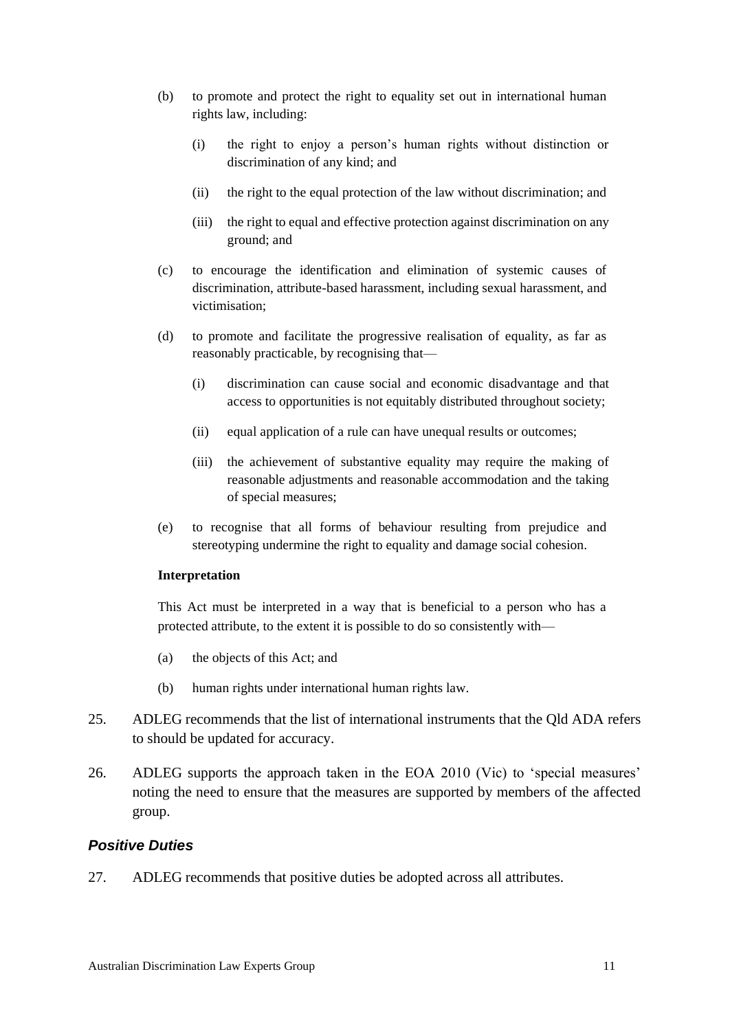(b) to promote and protect the right to equality set out in international human rights law, including:

   (i) the right to enjoy a person's human rights without distinction or discrimination of any kind; and

   (ii) the right to the equal protection of the law without discrimination; and

   (iii) the right to equal and effective protection against discrimination on any ground; and

(c) to encourage the identification and elimination of systemic causes of discrimination, attribute-based harassment, including sexual harassment, and victimisation;

(d) to promote and facilitate the progressive realisation of equality, as far as reasonably practicable, by recognising that—

   (i) discrimination can cause social and economic disadvantage and that access to opportunities is not equitably distributed throughout society;

   (ii) equal application of a rule can have unequal results or outcomes;

   (iii) the achievement of substantive equality may require the making of reasonable adjustments and reasonable accommodation and the taking of special measures;

(e) to recognise that all forms of behaviour resulting from prejudice and stereotyping undermine the right to equality and damage social cohesion.

**Interpretation**

This Act must be interpreted in a way that is beneficial to a person who has a protected attribute, to the extent it is possible to do so consistently with—

(a) the objects of this Act; and

(b) human rights under international human rights law.

25. ADLEG recommends that the list of international instruments that the Qld ADA refers to should be updated for accuracy.

26. ADLEG supports the approach taken in the EOA 2010 (Vic) to 'special measures' noting the need to ensure that the measures are supported by members of the affected group.

## *Positive Duties*

27. ADLEG recommends that positive duties be adopted across all attributes.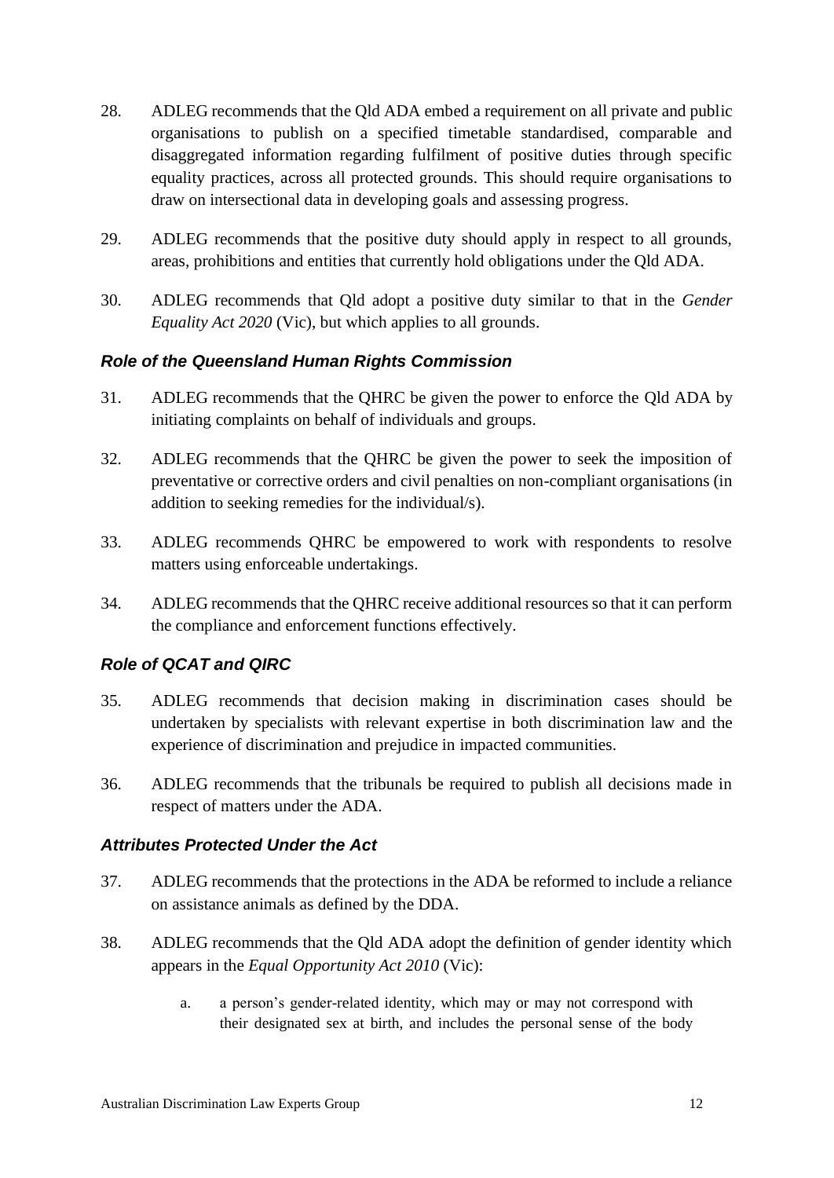28. ADLEG recommends that the Qld ADA embed a requirement on all private and public organisations to publish on a specified timetable standardised, comparable and disaggregated information regarding fulfilment of positive duties through specific equality practices, across all protected grounds. This should require organisations to draw on intersectional data in developing goals and assessing progress.

29. ADLEG recommends that the positive duty should apply in respect to all grounds, areas, prohibitions and entities that currently hold obligations under the Qld ADA.

30. ADLEG recommends that Qld adopt a positive duty similar to that in the *Gender Equality Act 2020* (Vic), but which applies to all grounds.

### *Role of the Queensland Human Rights Commission*

31. ADLEG recommends that the QHRC be given the power to enforce the Qld ADA by initiating complaints on behalf of individuals and groups.

32. ADLEG recommends that the QHRC be given the power to seek the imposition of preventative or corrective orders and civil penalties on non-compliant organisations (in addition to seeking remedies for the individual/s).

33. ADLEG recommends QHRC be empowered to work with respondents to resolve matters using enforceable undertakings.

34. ADLEG recommends that the QHRC receive additional resources so that it can perform the compliance and enforcement functions effectively.

### *Role of QCAT and QIRC*

35. ADLEG recommends that decision making in discrimination cases should be undertaken by specialists with relevant expertise in both discrimination law and the experience of discrimination and prejudice in impacted communities.

36. ADLEG recommends that the tribunals be required to publish all decisions made in respect of matters under the ADA.

### *Attributes Protected Under the Act*

37. ADLEG recommends that the protections in the ADA be reformed to include a reliance on assistance animals as defined by the DDA.

38. ADLEG recommends that the Qld ADA adopt the definition of gender identity which appears in the *Equal Opportunity Act 2010* (Vic):

    a. a person's gender-related identity, which may or may not correspond with their designated sex at birth, and includes the personal sense of the body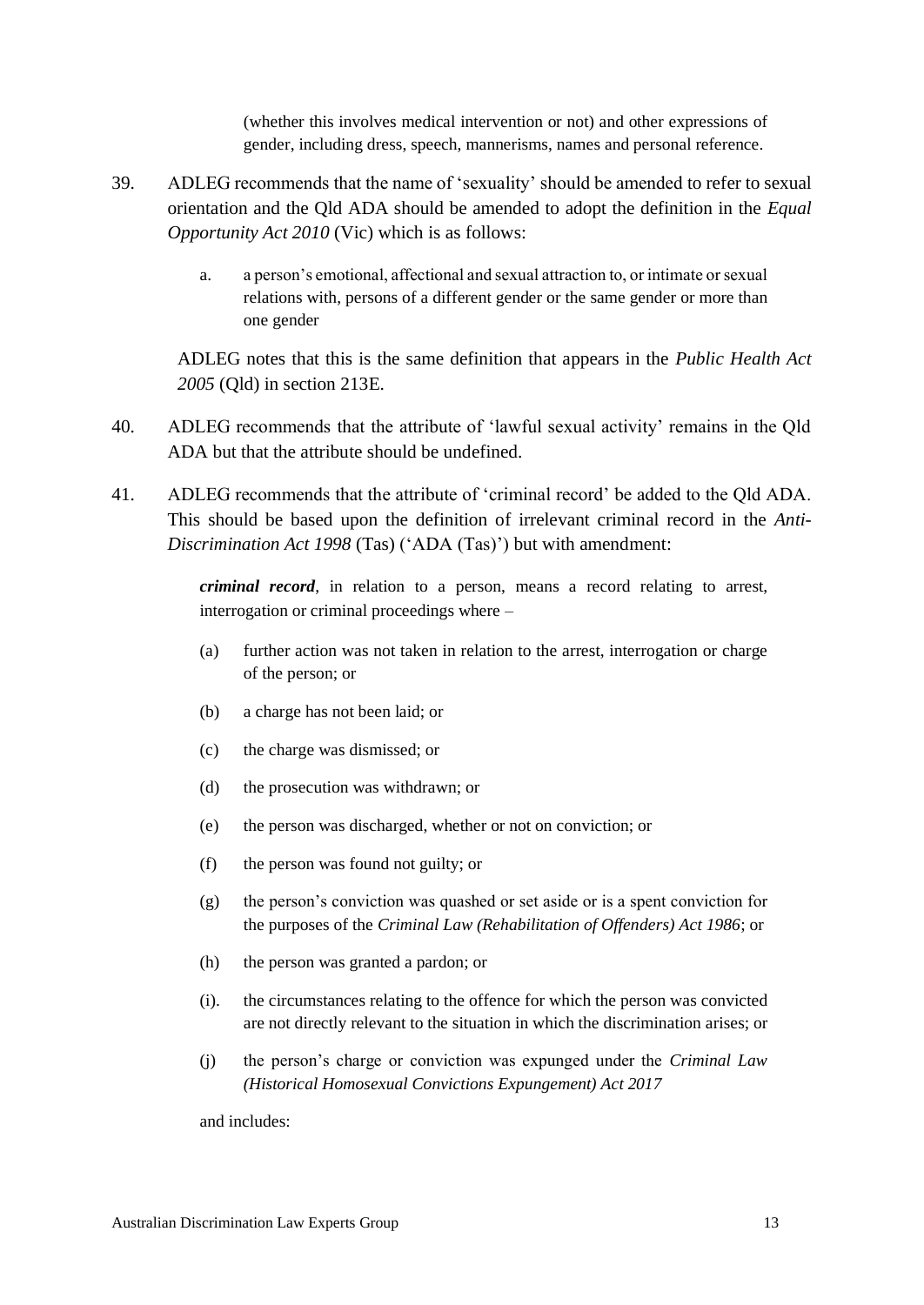(whether this involves medical intervention or not) and other expressions of gender, including dress, speech, mannerisms, names and personal reference.

39. ADLEG recommends that the name of 'sexuality' should be amended to refer to sexual orientation and the Qld ADA should be amended to adopt the definition in the *Equal Opportunity Act 2010* (Vic) which is as follows:

    a. a person's emotional, affectional and sexual attraction to, or intimate or sexual relations with, persons of a different gender or the same gender or more than one gender

    ADLEG notes that this is the same definition that appears in the *Public Health Act 2005* (Qld) in section 213E.

40. ADLEG recommends that the attribute of 'lawful sexual activity' remains in the Qld ADA but that the attribute should be undefined.

41. ADLEG recommends that the attribute of 'criminal record' be added to the Qld ADA. This should be based upon the definition of irrelevant criminal record in the *Anti-Discrimination Act 1998* (Tas) ('ADA (Tas)') but with amendment:

    ***criminal record***, in relation to a person, means a record relating to arrest, interrogation or criminal proceedings where –

    (a) further action was not taken in relation to the arrest, interrogation or charge of the person; or

    (b) a charge has not been laid; or

    (c) the charge was dismissed; or

    (d) the prosecution was withdrawn; or

    (e) the person was discharged, whether or not on conviction; or

    (f) the person was found not guilty; or

    (g) the person's conviction was quashed or set aside or is a spent conviction for the purposes of the *Criminal Law (Rehabilitation of Offenders) Act 1986*; or

    (h) the person was granted a pardon; or

    (i). the circumstances relating to the offence for which the person was convicted are not directly relevant to the situation in which the discrimination arises; or

    (j) the person's charge or conviction was expunged under the *Criminal Law (Historical Homosexual Convictions Expungement) Act 2017*

    and includes: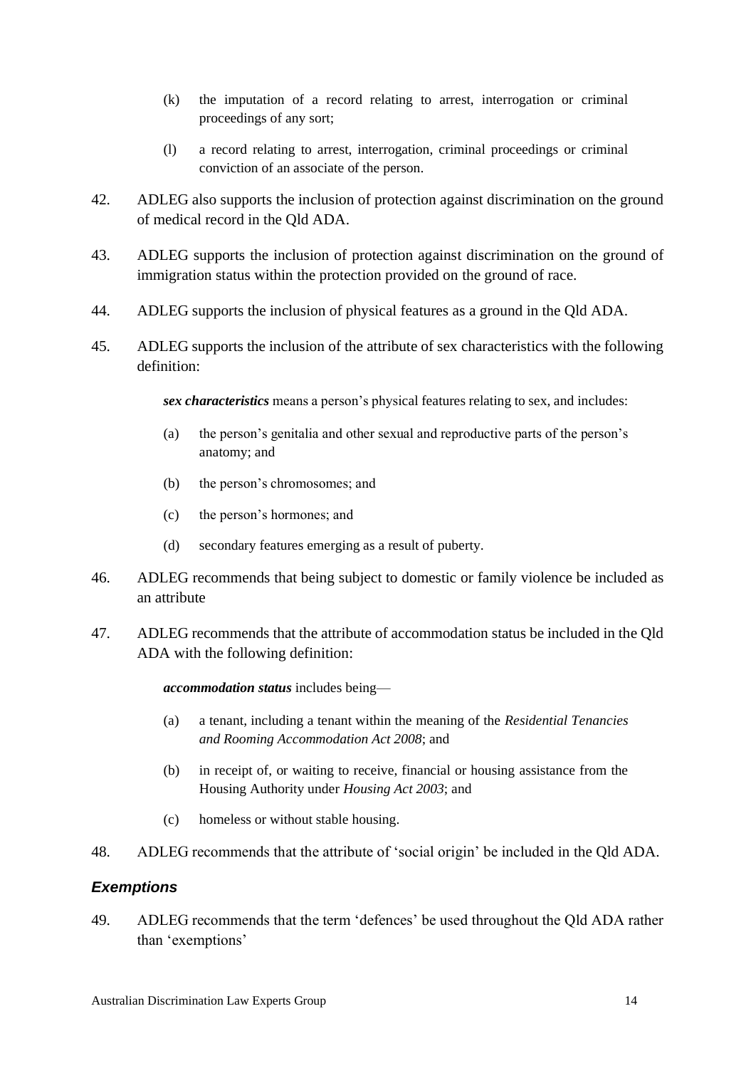(k) the imputation of a record relating to arrest, interrogation or criminal proceedings of any sort;

(l) a record relating to arrest, interrogation, criminal proceedings or criminal conviction of an associate of the person.

42. ADLEG also supports the inclusion of protection against discrimination on the ground of medical record in the Qld ADA.

43. ADLEG supports the inclusion of protection against discrimination on the ground of immigration status within the protection provided on the ground of race.

44. ADLEG supports the inclusion of physical features as a ground in the Qld ADA.

45. ADLEG supports the inclusion of the attribute of sex characteristics with the following definition:

> ***sex characteristics*** means a person's physical features relating to sex, and includes:
>
> (a) the person's genitalia and other sexual and reproductive parts of the person's anatomy; and
>
> (b) the person's chromosomes; and
>
> (c) the person's hormones; and
>
> (d) secondary features emerging as a result of puberty.

46. ADLEG recommends that being subject to domestic or family violence be included as an attribute

47. ADLEG recommends that the attribute of accommodation status be included in the Qld ADA with the following definition:

> ***accommodation status*** includes being—
>
> (a) a tenant, including a tenant within the meaning of the *Residential Tenancies and Rooming Accommodation Act 2008*; and
>
> (b) in receipt of, or waiting to receive, financial or housing assistance from the Housing Authority under *Housing Act 2003*; and
>
> (c) homeless or without stable housing.

48. ADLEG recommends that the attribute of 'social origin' be included in the Qld ADA.

### *Exemptions*

49. ADLEG recommends that the term 'defences' be used throughout the Qld ADA rather than 'exemptions'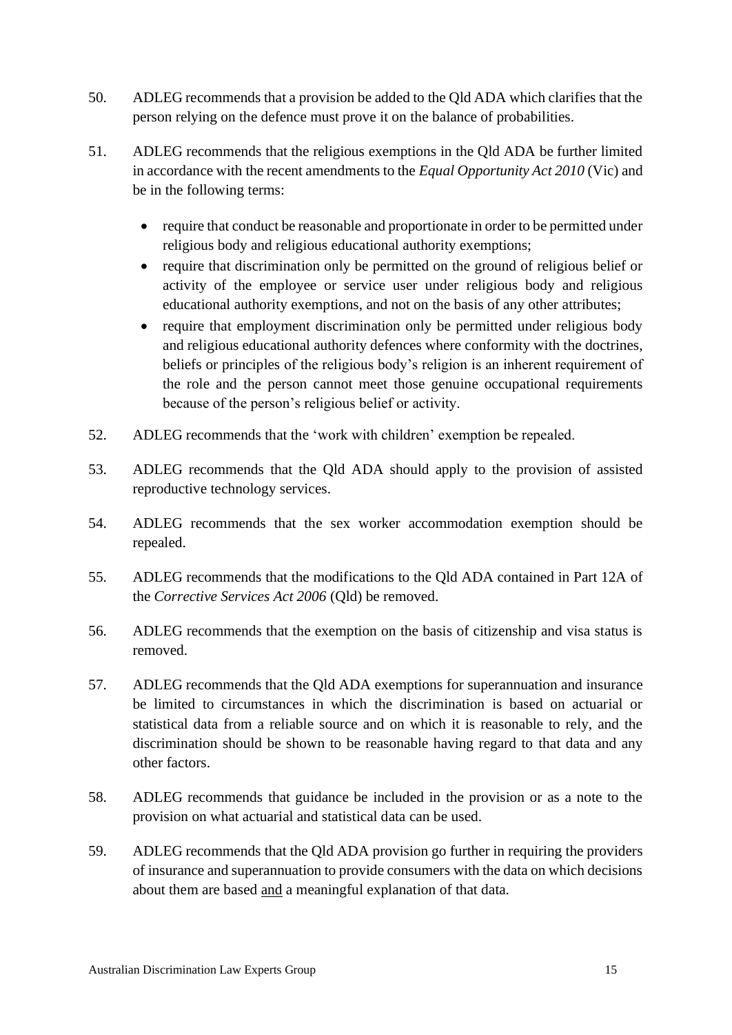50. ADLEG recommends that a provision be added to the Qld ADA which clarifies that the person relying on the defence must prove it on the balance of probabilities.

51. ADLEG recommends that the religious exemptions in the Qld ADA be further limited in accordance with the recent amendments to the *Equal Opportunity Act 2010* (Vic) and be in the following terms:

    - require that conduct be reasonable and proportionate in order to be permitted under religious body and religious educational authority exemptions;
    - require that discrimination only be permitted on the ground of religious belief or activity of the employee or service user under religious body and religious educational authority exemptions, and not on the basis of any other attributes;
    - require that employment discrimination only be permitted under religious body and religious educational authority defences where conformity with the doctrines, beliefs or principles of the religious body's religion is an inherent requirement of the role and the person cannot meet those genuine occupational requirements because of the person's religious belief or activity.

52. ADLEG recommends that the 'work with children' exemption be repealed.

53. ADLEG recommends that the Qld ADA should apply to the provision of assisted reproductive technology services.

54. ADLEG recommends that the sex worker accommodation exemption should be repealed.

55. ADLEG recommends that the modifications to the Qld ADA contained in Part 12A of the *Corrective Services Act 2006* (Qld) be removed.

56. ADLEG recommends that the exemption on the basis of citizenship and visa status is removed.

57. ADLEG recommends that the Qld ADA exemptions for superannuation and insurance be limited to circumstances in which the discrimination is based on actuarial or statistical data from a reliable source and on which it is reasonable to rely, and the discrimination should be shown to be reasonable having regard to that data and any other factors.

58. ADLEG recommends that guidance be included in the provision or as a note to the provision on what actuarial and statistical data can be used.

59. ADLEG recommends that the Qld ADA provision go further in requiring the providers of insurance and superannuation to provide consumers with the data on which decisions about them are based <u>and</u> a meaningful explanation of that data.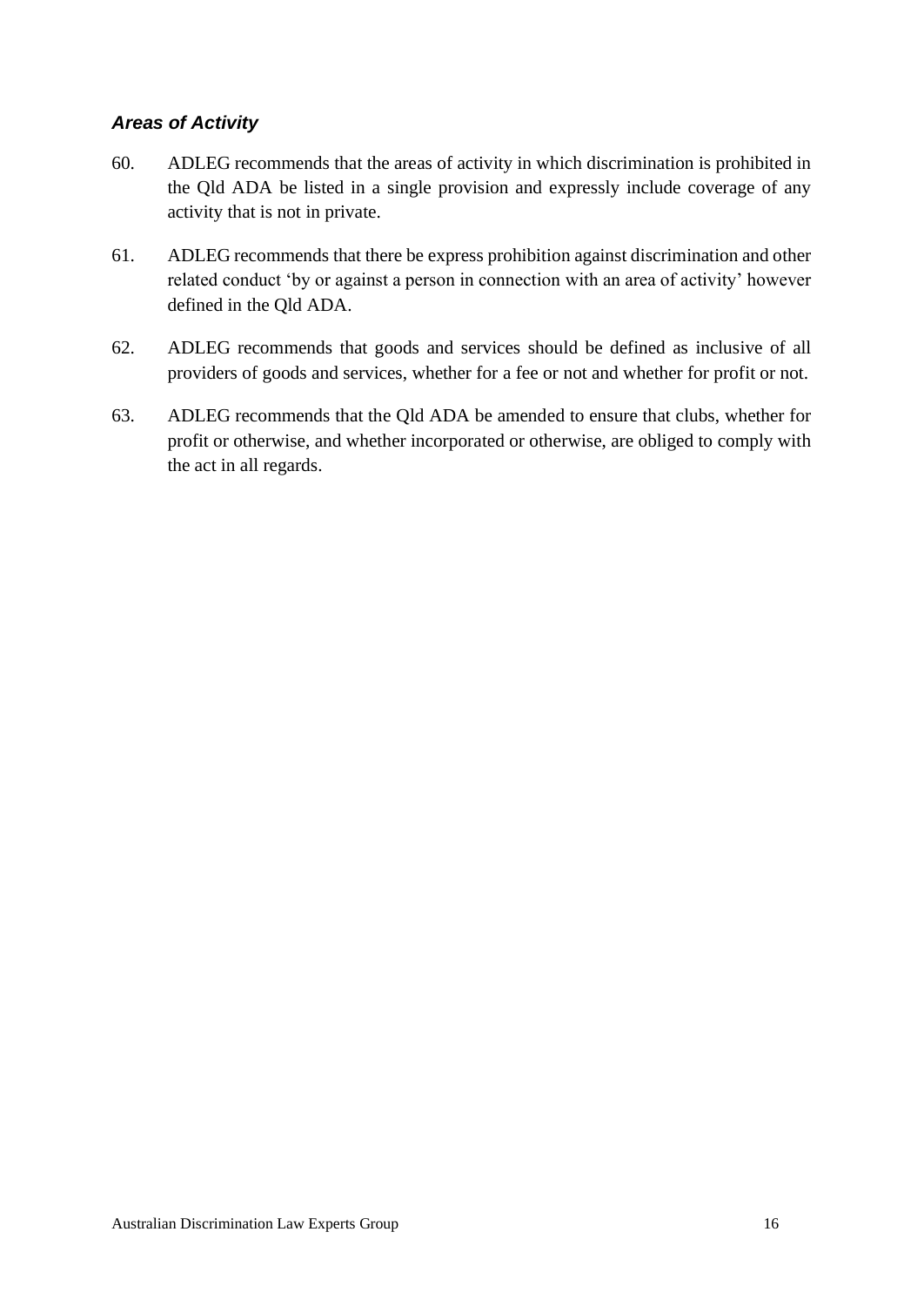### *Areas of Activity*

60. ADLEG recommends that the areas of activity in which discrimination is prohibited in the Qld ADA be listed in a single provision and expressly include coverage of any activity that is not in private.

61. ADLEG recommends that there be express prohibition against discrimination and other related conduct 'by or against a person in connection with an area of activity' however defined in the Qld ADA.

62. ADLEG recommends that goods and services should be defined as inclusive of all providers of goods and services, whether for a fee or not and whether for profit or not.

63. ADLEG recommends that the Qld ADA be amended to ensure that clubs, whether for profit or otherwise, and whether incorporated or otherwise, are obliged to comply with the act in all regards.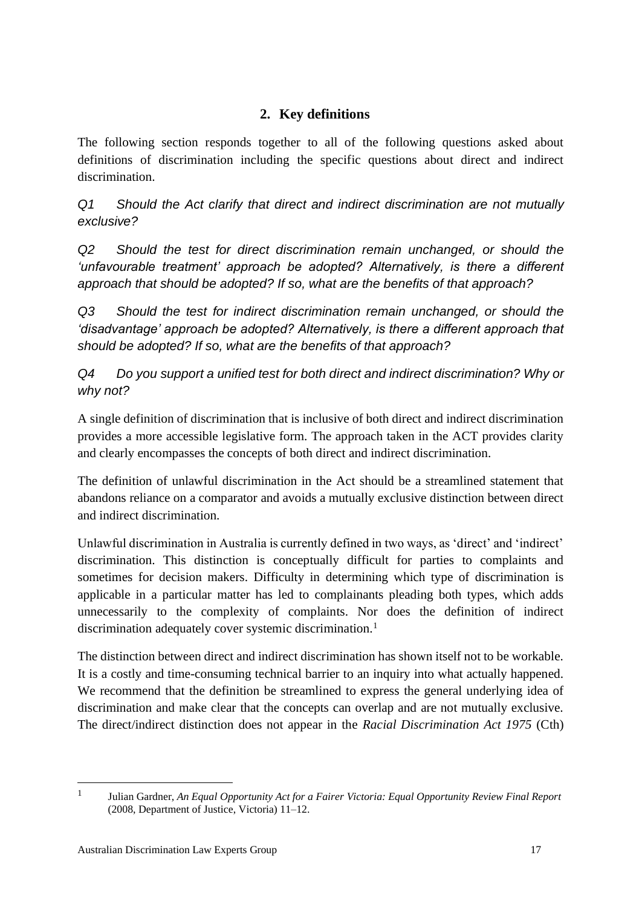## 2. Key definitions

The following section responds together to all of the following questions asked about definitions of discrimination including the specific questions about direct and indirect discrimination.

*Q1 Should the Act clarify that direct and indirect discrimination are not mutually exclusive?*

*Q2 Should the test for direct discrimination remain unchanged, or should the 'unfavourable treatment' approach be adopted? Alternatively, is there a different approach that should be adopted? If so, what are the benefits of that approach?*

*Q3 Should the test for indirect discrimination remain unchanged, or should the 'disadvantage' approach be adopted? Alternatively, is there a different approach that should be adopted? If so, what are the benefits of that approach?*

*Q4 Do you support a unified test for both direct and indirect discrimination? Why or why not?*

A single definition of discrimination that is inclusive of both direct and indirect discrimination provides a more accessible legislative form. The approach taken in the ACT provides clarity and clearly encompasses the concepts of both direct and indirect discrimination.

The definition of unlawful discrimination in the Act should be a streamlined statement that abandons reliance on a comparator and avoids a mutually exclusive distinction between direct and indirect discrimination.

Unlawful discrimination in Australia is currently defined in two ways, as 'direct' and 'indirect' discrimination. This distinction is conceptually difficult for parties to complaints and sometimes for decision makers. Difficulty in determining which type of discrimination is applicable in a particular matter has led to complainants pleading both types, which adds unnecessarily to the complexity of complaints. Nor does the definition of indirect discrimination adequately cover systemic discrimination.[1]

The distinction between direct and indirect discrimination has shown itself not to be workable. It is a costly and time-consuming technical barrier to an inquiry into what actually happened. We recommend that the definition be streamlined to express the general underlying idea of discrimination and make clear that the concepts can overlap and are not mutually exclusive. The direct/indirect distinction does not appear in the *Racial Discrimination Act 1975* (Cth)

---

[1] Julian Gardner, *An Equal Opportunity Act for a Fairer Victoria: Equal Opportunity Review Final Report* (2008, Department of Justice, Victoria) 11–12.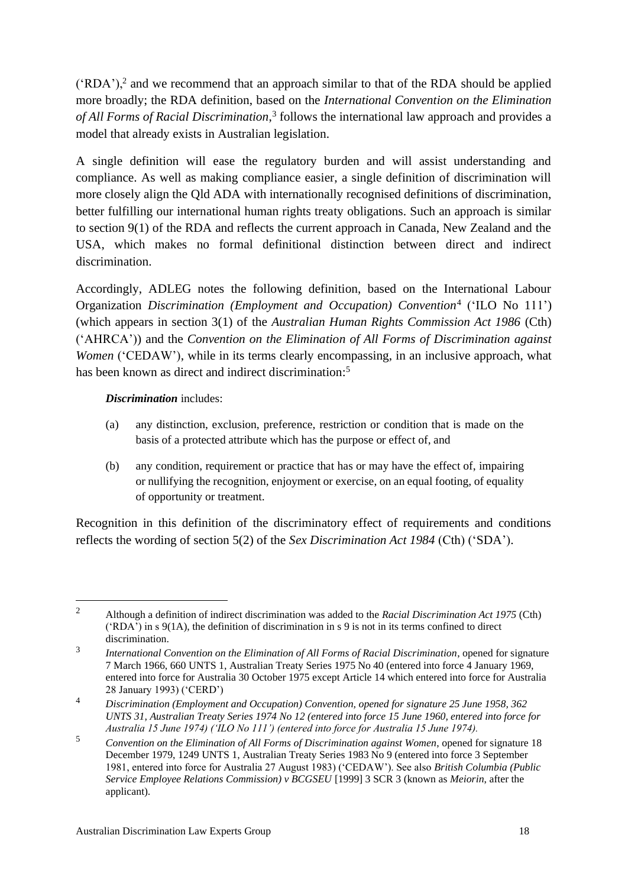('RDA'),[2] and we recommend that an approach similar to that of the RDA should be applied more broadly; the RDA definition, based on the *International Convention on the Elimination of All Forms of Racial Discrimination*,[3] follows the international law approach and provides a model that already exists in Australian legislation.

A single definition will ease the regulatory burden and will assist understanding and compliance. As well as making compliance easier, a single definition of discrimination will more closely align the Qld ADA with internationally recognised definitions of discrimination, better fulfilling our international human rights treaty obligations. Such an approach is similar to section 9(1) of the RDA and reflects the current approach in Canada, New Zealand and the USA, which makes no formal definitional distinction between direct and indirect discrimination.

Accordingly, ADLEG notes the following definition, based on the International Labour Organization *Discrimination (Employment and Occupation) Convention*[4] ('ILO No 111') (which appears in section 3(1) of the *Australian Human Rights Commission Act 1986* (Cth) ('AHRCA')) and the *Convention on the Elimination of All Forms of Discrimination against Women* ('CEDAW'), while in its terms clearly encompassing, in an inclusive approach, what has been known as direct and indirect discrimination:[5]

> ***Discrimination*** includes:
>
> (a) any distinction, exclusion, preference, restriction or condition that is made on the basis of a protected attribute which has the purpose or effect of, and
>
> (b) any condition, requirement or practice that has or may have the effect of, impairing or nullifying the recognition, enjoyment or exercise, on an equal footing, of equality of opportunity or treatment.

Recognition in this definition of the discriminatory effect of requirements and conditions reflects the wording of section 5(2) of the *Sex Discrimination Act 1984* (Cth) ('SDA').

---

[2] Although a definition of indirect discrimination was added to the *Racial Discrimination Act 1975* (Cth) ('RDA') in s 9(1A), the definition of discrimination in s 9 is not in its terms confined to direct discrimination.

[3] *International Convention on the Elimination of All Forms of Racial Discrimination*, opened for signature 7 March 1966, 660 UNTS 1, Australian Treaty Series 1975 No 40 (entered into force 4 January 1969, entered into force for Australia 30 October 1975 except Article 14 which entered into force for Australia 28 January 1993) ('CERD')

[4] *Discrimination (Employment and Occupation) Convention, opened for signature 25 June 1958, 362 UNTS 31, Australian Treaty Series 1974 No 12 (entered into force 15 June 1960, entered into force for Australia 15 June 1974) ('ILO No 111') (entered into force for Australia 15 June 1974).*

[5] *Convention on the Elimination of All Forms of Discrimination against Women*, opened for signature 18 December 1979, 1249 UNTS 1, Australian Treaty Series 1983 No 9 (entered into force 3 September 1981, entered into force for Australia 27 August 1983) ('CEDAW'). See also *British Columbia (Public Service Employee Relations Commission) v BCGSEU* [1999] 3 SCR 3 (known as *Meiorin*, after the applicant).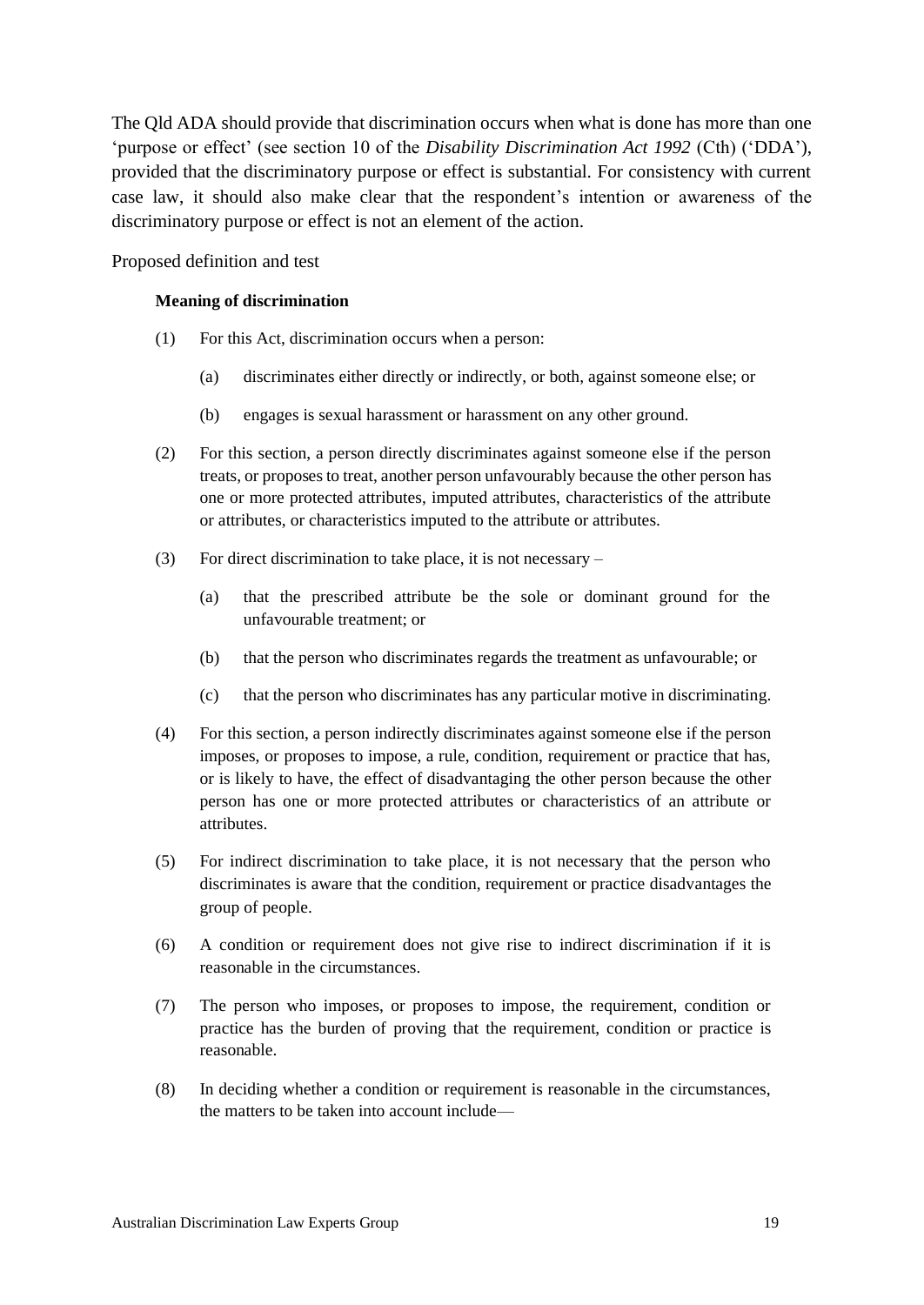The Qld ADA should provide that discrimination occurs when what is done has more than one 'purpose or effect' (see section 10 of the *Disability Discrimination Act 1992* (Cth) ('DDA'), provided that the discriminatory purpose or effect is substantial. For consistency with current case law, it should also make clear that the respondent's intention or awareness of the discriminatory purpose or effect is not an element of the action.

Proposed definition and test

**Meaning of discrimination**

(1) For this Act, discrimination occurs when a person:

> (a) discriminates either directly or indirectly, or both, against someone else; or
>
> (b) engages is sexual harassment or harassment on any other ground.

(2) For this section, a person directly discriminates against someone else if the person treats, or proposes to treat, another person unfavourably because the other person has one or more protected attributes, imputed attributes, characteristics of the attribute or attributes, or characteristics imputed to the attribute or attributes.

(3) For direct discrimination to take place, it is not necessary –

> (a) that the prescribed attribute be the sole or dominant ground for the unfavourable treatment; or
>
> (b) that the person who discriminates regards the treatment as unfavourable; or
>
> (c) that the person who discriminates has any particular motive in discriminating.

(4) For this section, a person indirectly discriminates against someone else if the person imposes, or proposes to impose, a rule, condition, requirement or practice that has, or is likely to have, the effect of disadvantaging the other person because the other person has one or more protected attributes or characteristics of an attribute or attributes.

(5) For indirect discrimination to take place, it is not necessary that the person who discriminates is aware that the condition, requirement or practice disadvantages the group of people.

(6) A condition or requirement does not give rise to indirect discrimination if it is reasonable in the circumstances.

(7) The person who imposes, or proposes to impose, the requirement, condition or practice has the burden of proving that the requirement, condition or practice is reasonable.

(8) In deciding whether a condition or requirement is reasonable in the circumstances, the matters to be taken into account include—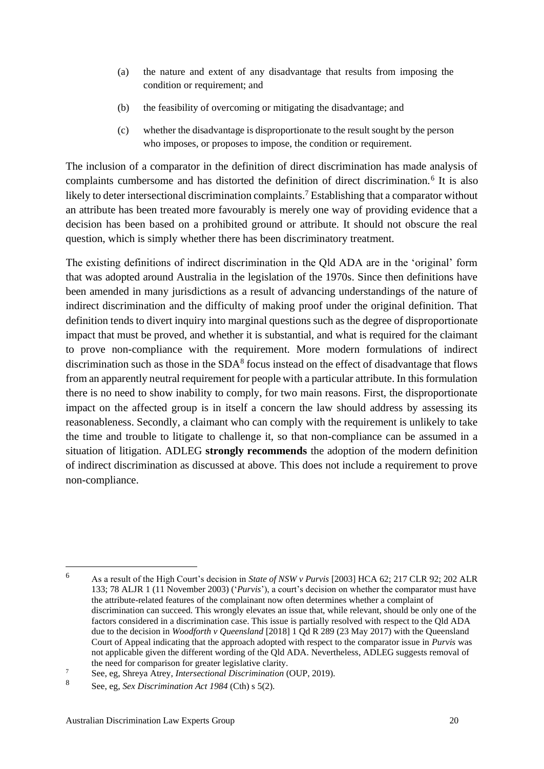(a) the nature and extent of any disadvantage that results from imposing the condition or requirement; and

(b) the feasibility of overcoming or mitigating the disadvantage; and

(c) whether the disadvantage is disproportionate to the result sought by the person who imposes, or proposes to impose, the condition or requirement.

The inclusion of a comparator in the definition of direct discrimination has made analysis of complaints cumbersome and has distorted the definition of direct discrimination.[6] It is also likely to deter intersectional discrimination complaints.[7] Establishing that a comparator without an attribute has been treated more favourably is merely one way of providing evidence that a decision has been based on a prohibited ground or attribute. It should not obscure the real question, which is simply whether there has been discriminatory treatment.

The existing definitions of indirect discrimination in the Qld ADA are in the 'original' form that was adopted around Australia in the legislation of the 1970s. Since then definitions have been amended in many jurisdictions as a result of advancing understandings of the nature of indirect discrimination and the difficulty of making proof under the original definition. That definition tends to divert inquiry into marginal questions such as the degree of disproportionate impact that must be proved, and whether it is substantial, and what is required for the claimant to prove non-compliance with the requirement. More modern formulations of indirect discrimination such as those in the SDA[8] focus instead on the effect of disadvantage that flows from an apparently neutral requirement for people with a particular attribute. In this formulation there is no need to show inability to comply, for two main reasons. First, the disproportionate impact on the affected group is in itself a concern the law should address by assessing its reasonableness. Secondly, a claimant who can comply with the requirement is unlikely to take the time and trouble to litigate to challenge it, so that non-compliance can be assumed in a situation of litigation. ADLEG **strongly recommends** the adoption of the modern definition of indirect discrimination as discussed at above. This does not include a requirement to prove non-compliance.

---

[6] As a result of the High Court's decision in *State of NSW v Purvis* [2003] HCA 62; 217 CLR 92; 202 ALR 133; 78 ALJR 1 (11 November 2003) ('*Purvis*'), a court's decision on whether the comparator must have the attribute-related features of the complainant now often determines whether a complaint of discrimination can succeed. This wrongly elevates an issue that, while relevant, should be only one of the factors considered in a discrimination case. This issue is partially resolved with respect to the Qld ADA due to the decision in *Woodforth v Queensland* [2018] 1 Qd R 289 (23 May 2017) with the Queensland Court of Appeal indicating that the approach adopted with respect to the comparator issue in *Purvis* was not applicable given the different wording of the Qld ADA. Nevertheless, ADLEG suggests removal of the need for comparison for greater legislative clarity.

[7] See, eg, Shreya Atrey, *Intersectional Discrimination* (OUP, 2019).

[8] See, eg, *Sex Discrimination Act 1984* (Cth) s 5(2).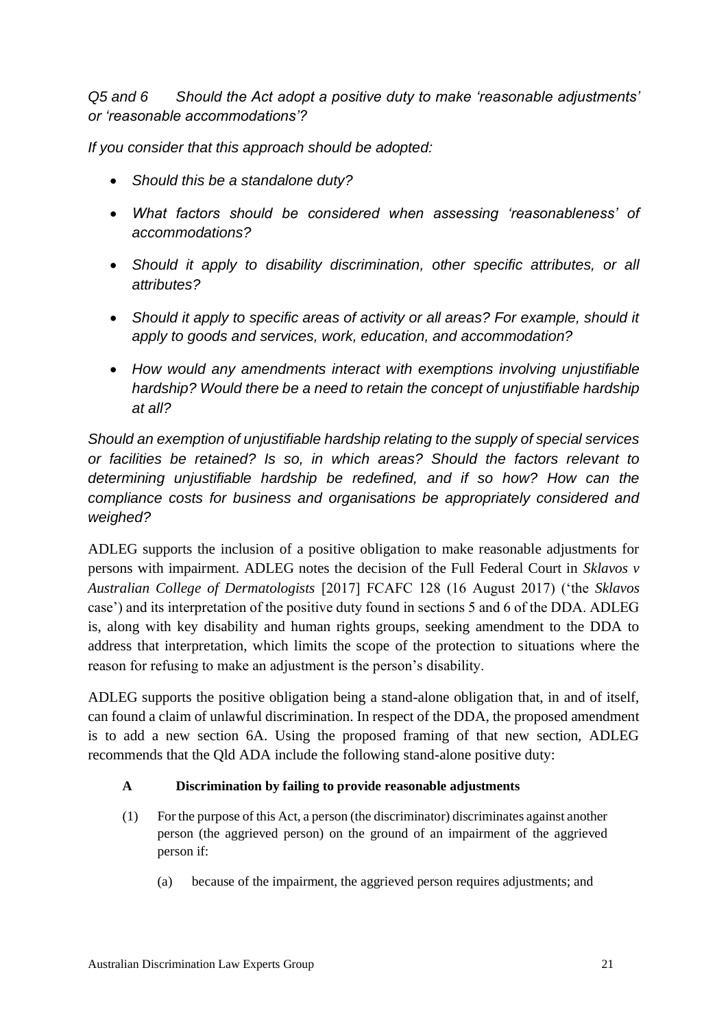*Q5 and 6 Should the Act adopt a positive duty to make 'reasonable adjustments' or 'reasonable accommodations'?*

*If you consider that this approach should be adopted:*

- *Should this be a standalone duty?*
- *What factors should be considered when assessing 'reasonableness' of accommodations?*
- *Should it apply to disability discrimination, other specific attributes, or all attributes?*
- *Should it apply to specific areas of activity or all areas? For example, should it apply to goods and services, work, education, and accommodation?*
- *How would any amendments interact with exemptions involving unjustifiable hardship? Would there be a need to retain the concept of unjustifiable hardship at all?*

*Should an exemption of unjustifiable hardship relating to the supply of special services or facilities be retained? Is so, in which areas? Should the factors relevant to determining unjustifiable hardship be redefined, and if so how? How can the compliance costs for business and organisations be appropriately considered and weighed?*

ADLEG supports the inclusion of a positive obligation to make reasonable adjustments for persons with impairment. ADLEG notes the decision of the Full Federal Court in *Sklavos v Australian College of Dermatologists* [2017] FCAFC 128 (16 August 2017) ('the *Sklavos* case') and its interpretation of the positive duty found in sections 5 and 6 of the DDA. ADLEG is, along with key disability and human rights groups, seeking amendment to the DDA to address that interpretation, which limits the scope of the protection to situations where the reason for refusing to make an adjustment is the person's disability.

ADLEG supports the positive obligation being a stand-alone obligation that, in and of itself, can found a claim of unlawful discrimination. In respect of the DDA, the proposed amendment is to add a new section 6A. Using the proposed framing of that new section, ADLEG recommends that the Qld ADA include the following stand-alone positive duty:

**A Discrimination by failing to provide reasonable adjustments**

(1) For the purpose of this Act, a person (the discriminator) discriminates against another person (the aggrieved person) on the ground of an impairment of the aggrieved person if:

(a) because of the impairment, the aggrieved person requires adjustments; and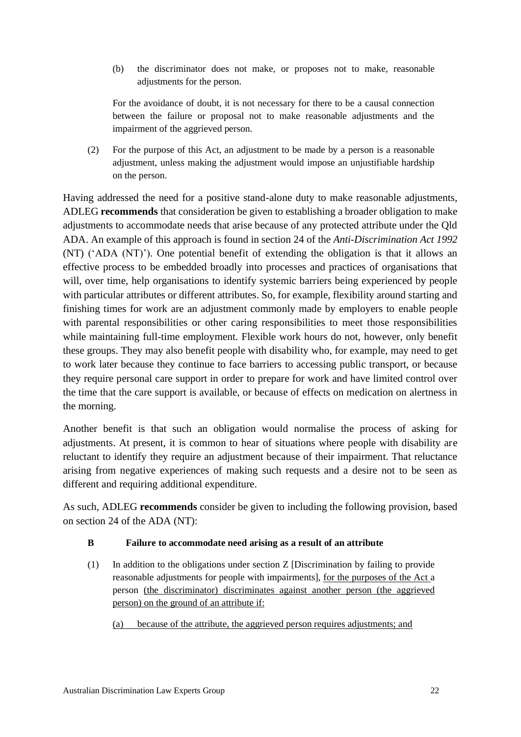(b) the discriminator does not make, or proposes not to make, reasonable adjustments for the person.

For the avoidance of doubt, it is not necessary for there to be a causal connection between the failure or proposal not to make reasonable adjustments and the impairment of the aggrieved person.

(2) For the purpose of this Act, an adjustment to be made by a person is a reasonable adjustment, unless making the adjustment would impose an unjustifiable hardship on the person.

Having addressed the need for a positive stand-alone duty to make reasonable adjustments, ADLEG **recommends** that consideration be given to establishing a broader obligation to make adjustments to accommodate needs that arise because of any protected attribute under the Qld ADA. An example of this approach is found in section 24 of the *Anti-Discrimination Act 1992* (NT) ('ADA (NT)'). One potential benefit of extending the obligation is that it allows an effective process to be embedded broadly into processes and practices of organisations that will, over time, help organisations to identify systemic barriers being experienced by people with particular attributes or different attributes. So, for example, flexibility around starting and finishing times for work are an adjustment commonly made by employers to enable people with parental responsibilities or other caring responsibilities to meet those responsibilities while maintaining full-time employment. Flexible work hours do not, however, only benefit these groups. They may also benefit people with disability who, for example, may need to get to work later because they continue to face barriers to accessing public transport, or because they require personal care support in order to prepare for work and have limited control over the time that the care support is available, or because of effects on medication on alertness in the morning.

Another benefit is that such an obligation would normalise the process of asking for adjustments. At present, it is common to hear of situations where people with disability are reluctant to identify they require an adjustment because of their impairment. That reluctance arising from negative experiences of making such requests and a desire not to be seen as different and requiring additional expenditure.

As such, ADLEG **recommends** consider be given to including the following provision, based on section 24 of the ADA (NT):

**B Failure to accommodate need arising as a result of an attribute**

(1) In addition to the obligations under section Z [Discrimination by failing to provide reasonable adjustments for people with impairments], for the purposes of the Act a person (the discriminator) discriminates against another person (the aggrieved person) on the ground of an attribute if:

(a) because of the attribute, the aggrieved person requires adjustments; and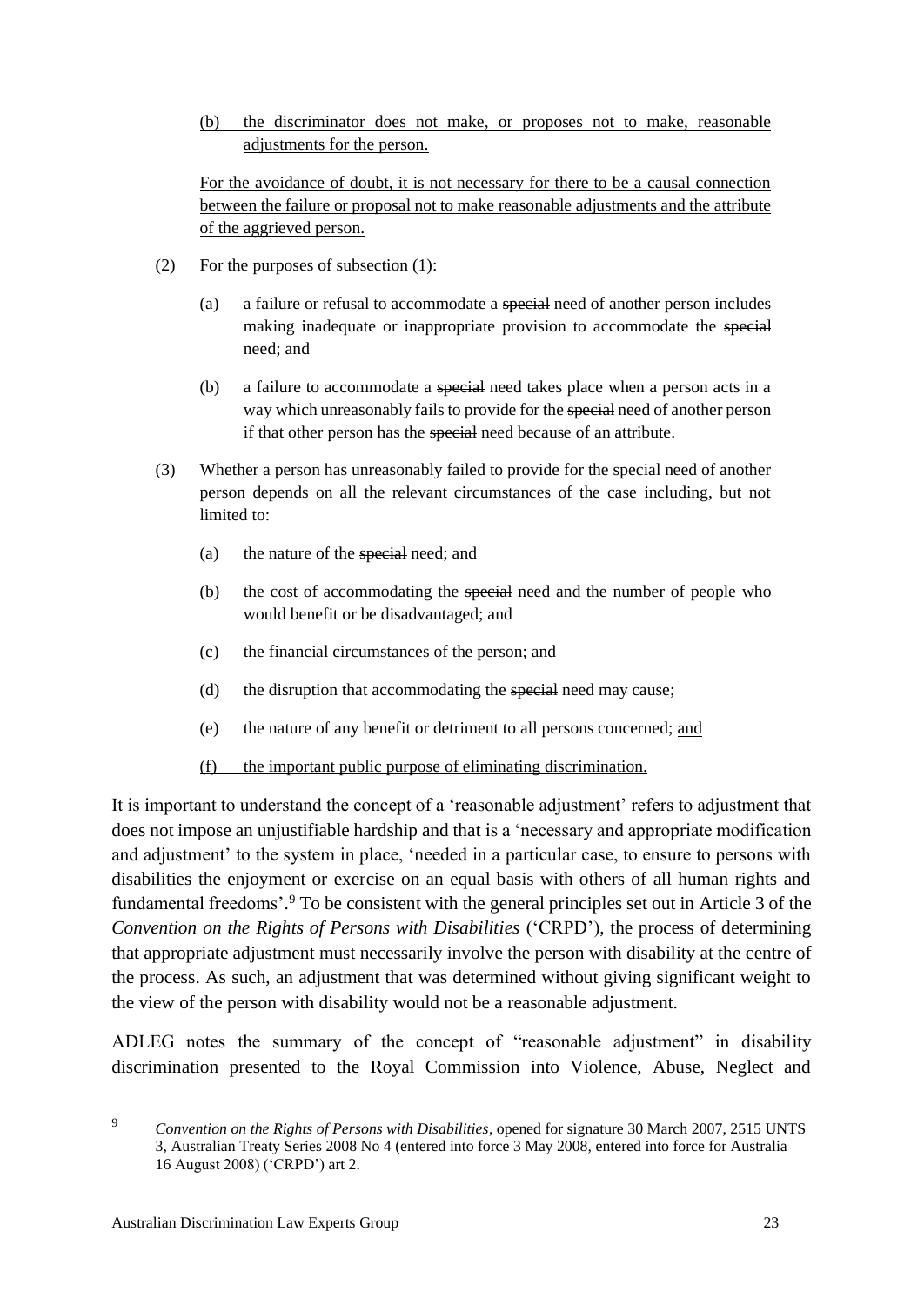<u>(b) the discriminator does not make, or proposes not to make, reasonable adjustments for the person.</u>

<u>For the avoidance of doubt, it is not necessary for there to be a causal connection between the failure or proposal not to make reasonable adjustments and the attribute of the aggrieved person.</u>

(2) For the purposes of subsection (1):

(a) a failure or refusal to accommodate a ~~special~~ need of another person includes making inadequate or inappropriate provision to accommodate the ~~special~~ need; and

(b) a failure to accommodate a ~~special~~ need takes place when a person acts in a way which unreasonably fails to provide for the ~~special~~ need of another person if that other person has the ~~special~~ need because of an attribute.

(3) Whether a person has unreasonably failed to provide for the special need of another person depends on all the relevant circumstances of the case including, but not limited to:

(a) the nature of the ~~special~~ need; and

(b) the cost of accommodating the ~~special~~ need and the number of people who would benefit or be disadvantaged; and

(c) the financial circumstances of the person; and

(d) the disruption that accommodating the ~~special~~ need may cause;

(e) the nature of any benefit or detriment to all persons concerned; <u>and</u>

<u>(f) the important public purpose of eliminating discrimination.</u>

It is important to understand the concept of a 'reasonable adjustment' refers to adjustment that does not impose an unjustifiable hardship and that is a 'necessary and appropriate modification and adjustment' to the system in place, 'needed in a particular case, to ensure to persons with disabilities the enjoyment or exercise on an equal basis with others of all human rights and fundamental freedoms'.[9] To be consistent with the general principles set out in Article 3 of the *Convention on the Rights of Persons with Disabilities* ('CRPD'), the process of determining that appropriate adjustment must necessarily involve the person with disability at the centre of the process. As such, an adjustment that was determined without giving significant weight to the view of the person with disability would not be a reasonable adjustment.

ADLEG notes the summary of the concept of "reasonable adjustment" in disability discrimination presented to the Royal Commission into Violence, Abuse, Neglect and

---

[9] *Convention on the Rights of Persons with Disabilities*, opened for signature 30 March 2007, 2515 UNTS 3, Australian Treaty Series 2008 No 4 (entered into force 3 May 2008, entered into force for Australia 16 August 2008) ('CRPD') art 2.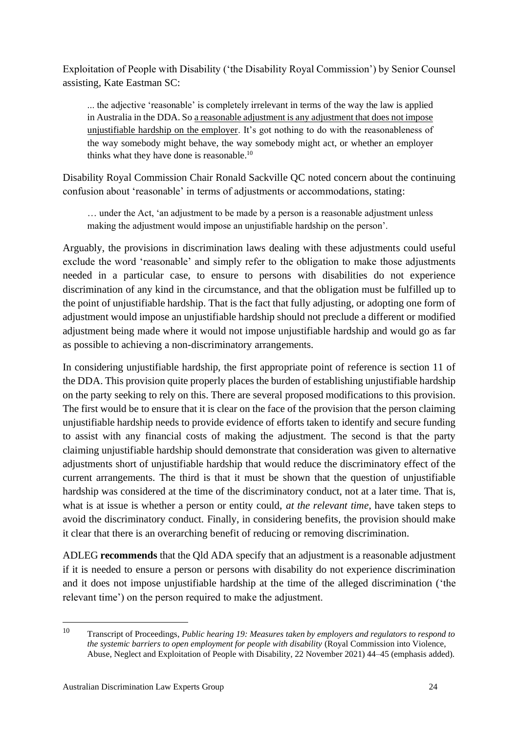Exploitation of People with Disability ('the Disability Royal Commission') by Senior Counsel assisting, Kate Eastman SC:

> ... the adjective 'reasonable' is completely irrelevant in terms of the way the law is applied in Australia in the DDA. So <u>a reasonable adjustment is any adjustment that does not impose unjustifiable hardship on the employer</u>. It's got nothing to do with the reasonableness of the way somebody might behave, the way somebody might act, or whether an employer thinks what they have done is reasonable.[10]

Disability Royal Commission Chair Ronald Sackville QC noted concern about the continuing confusion about 'reasonable' in terms of adjustments or accommodations, stating:

> … under the Act, 'an adjustment to be made by a person is a reasonable adjustment unless making the adjustment would impose an unjustifiable hardship on the person'.

Arguably, the provisions in discrimination laws dealing with these adjustments could useful exclude the word 'reasonable' and simply refer to the obligation to make those adjustments needed in a particular case, to ensure to persons with disabilities do not experience discrimination of any kind in the circumstance, and that the obligation must be fulfilled up to the point of unjustifiable hardship. That is the fact that fully adjusting, or adopting one form of adjustment would impose an unjustifiable hardship should not preclude a different or modified adjustment being made where it would not impose unjustifiable hardship and would go as far as possible to achieving a non-discriminatory arrangements.

In considering unjustifiable hardship, the first appropriate point of reference is section 11 of the DDA. This provision quite properly places the burden of establishing unjustifiable hardship on the party seeking to rely on this. There are several proposed modifications to this provision. The first would be to ensure that it is clear on the face of the provision that the person claiming unjustifiable hardship needs to provide evidence of efforts taken to identify and secure funding to assist with any financial costs of making the adjustment. The second is that the party claiming unjustifiable hardship should demonstrate that consideration was given to alternative adjustments short of unjustifiable hardship that would reduce the discriminatory effect of the current arrangements. The third is that it must be shown that the question of unjustifiable hardship was considered at the time of the discriminatory conduct, not at a later time. That is, what is at issue is whether a person or entity could, *at the relevant time*, have taken steps to avoid the discriminatory conduct. Finally, in considering benefits, the provision should make it clear that there is an overarching benefit of reducing or removing discrimination.

ADLEG **recommends** that the Qld ADA specify that an adjustment is a reasonable adjustment if it is needed to ensure a person or persons with disability do not experience discrimination and it does not impose unjustifiable hardship at the time of the alleged discrimination ('the relevant time') on the person required to make the adjustment.

---

[10] Transcript of Proceedings, *Public hearing 19: Measures taken by employers and regulators to respond to the systemic barriers to open employment for people with disability* (Royal Commission into Violence, Abuse, Neglect and Exploitation of People with Disability, 22 November 2021) 44–45 (emphasis added).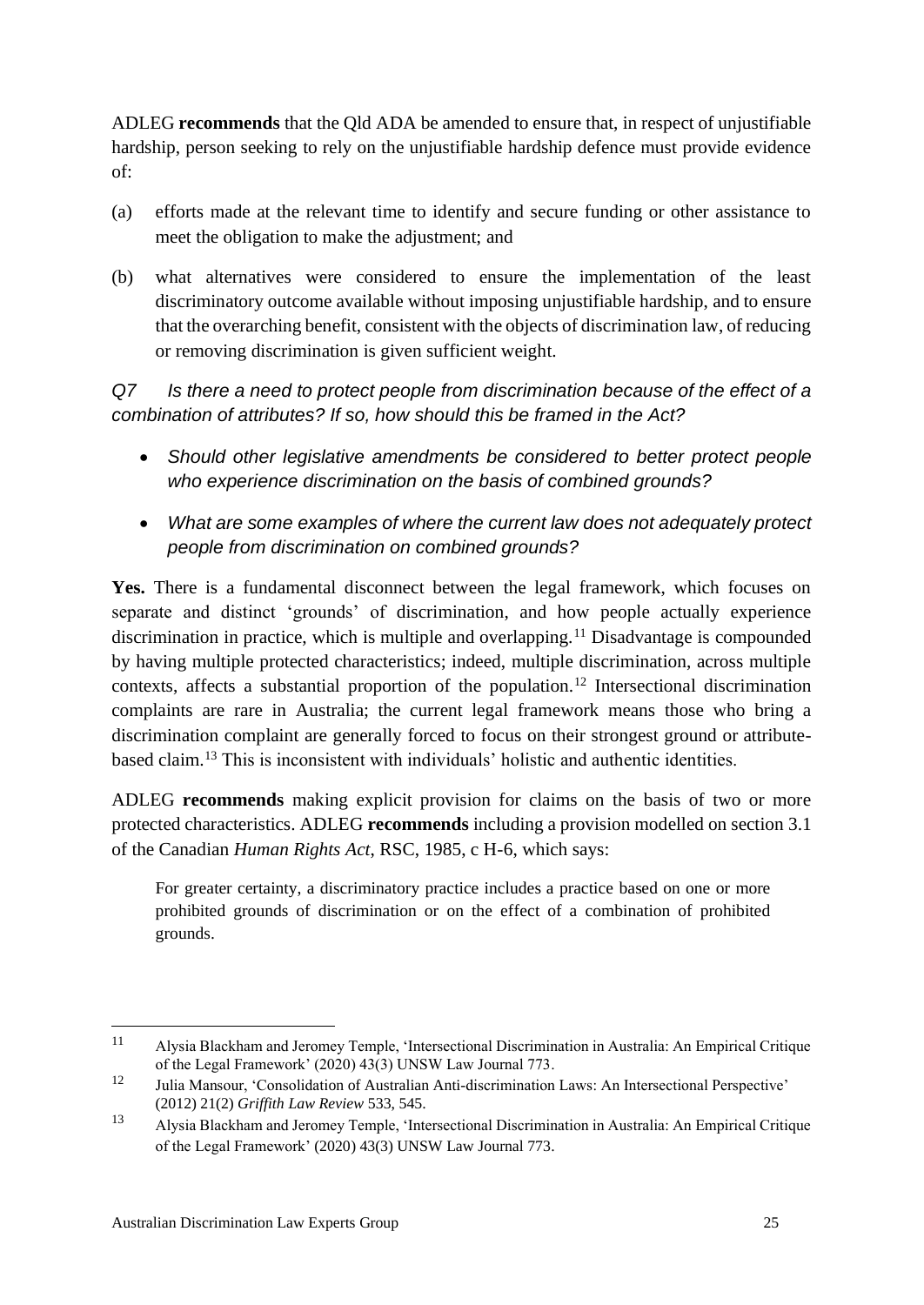ADLEG **recommends** that the Qld ADA be amended to ensure that, in respect of unjustifiable hardship, person seeking to rely on the unjustifiable hardship defence must provide evidence of:

(a) efforts made at the relevant time to identify and secure funding or other assistance to meet the obligation to make the adjustment; and

(b) what alternatives were considered to ensure the implementation of the least discriminatory outcome available without imposing unjustifiable hardship, and to ensure that the overarching benefit, consistent with the objects of discrimination law, of reducing or removing discrimination is given sufficient weight.

*Q7 Is there a need to protect people from discrimination because of the effect of a combination of attributes? If so, how should this be framed in the Act?*

- *Should other legislative amendments be considered to better protect people who experience discrimination on the basis of combined grounds?*
- *What are some examples of where the current law does not adequately protect people from discrimination on combined grounds?*

**Yes.** There is a fundamental disconnect between the legal framework, which focuses on separate and distinct 'grounds' of discrimination, and how people actually experience discrimination in practice, which is multiple and overlapping.[11] Disadvantage is compounded by having multiple protected characteristics; indeed, multiple discrimination, across multiple contexts, affects a substantial proportion of the population.[12] Intersectional discrimination complaints are rare in Australia; the current legal framework means those who bring a discrimination complaint are generally forced to focus on their strongest ground or attribute-based claim.[13] This is inconsistent with individuals' holistic and authentic identities.

ADLEG **recommends** making explicit provision for claims on the basis of two or more protected characteristics. ADLEG **recommends** including a provision modelled on section 3.1 of the Canadian *Human Rights Act*, RSC, 1985, c H-6, which says:

> For greater certainty, a discriminatory practice includes a practice based on one or more prohibited grounds of discrimination or on the effect of a combination of prohibited grounds.

---

[11] Alysia Blackham and Jeromey Temple, 'Intersectional Discrimination in Australia: An Empirical Critique of the Legal Framework' (2020) 43(3) UNSW Law Journal 773.

[12] Julia Mansour, 'Consolidation of Australian Anti-discrimination Laws: An Intersectional Perspective' (2012) 21(2) *Griffith Law Review* 533, 545.

[13] Alysia Blackham and Jeromey Temple, 'Intersectional Discrimination in Australia: An Empirical Critique of the Legal Framework' (2020) 43(3) UNSW Law Journal 773.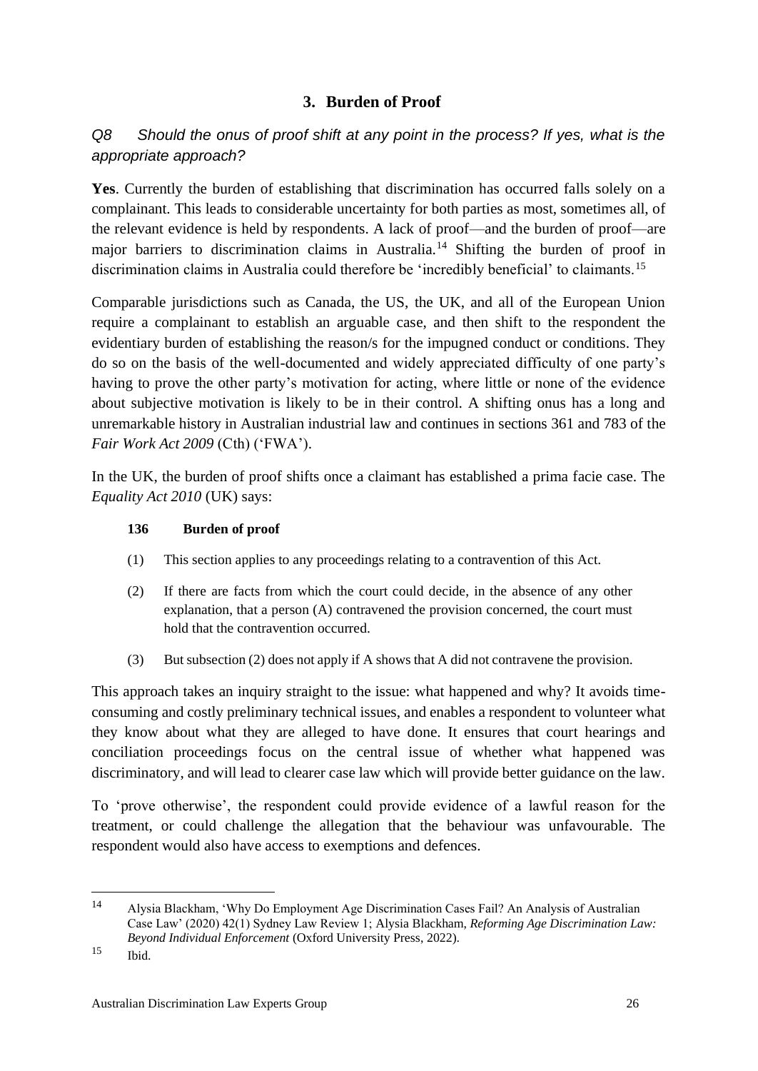## 3. Burden of Proof

*Q8 Should the onus of proof shift at any point in the process? If yes, what is the appropriate approach?*

**Yes**. Currently the burden of establishing that discrimination has occurred falls solely on a complainant. This leads to considerable uncertainty for both parties as most, sometimes all, of the relevant evidence is held by respondents. A lack of proof—and the burden of proof—are major barriers to discrimination claims in Australia.[14] Shifting the burden of proof in discrimination claims in Australia could therefore be 'incredibly beneficial' to claimants.[15]

Comparable jurisdictions such as Canada, the US, the UK, and all of the European Union require a complainant to establish an arguable case, and then shift to the respondent the evidentiary burden of establishing the reason/s for the impugned conduct or conditions. They do so on the basis of the well-documented and widely appreciated difficulty of one party's having to prove the other party's motivation for acting, where little or none of the evidence about subjective motivation is likely to be in their control. A shifting onus has a long and unremarkable history in Australian industrial law and continues in sections 361 and 783 of the *Fair Work Act 2009* (Cth) ('FWA').

In the UK, the burden of proof shifts once a claimant has established a prima facie case. The *Equality Act 2010* (UK) says:

> **136 Burden of proof**
>
> (1) This section applies to any proceedings relating to a contravention of this Act.
>
> (2) If there are facts from which the court could decide, in the absence of any other explanation, that a person (A) contravened the provision concerned, the court must hold that the contravention occurred.
>
> (3) But subsection (2) does not apply if A shows that A did not contravene the provision.

This approach takes an inquiry straight to the issue: what happened and why? It avoids time-consuming and costly preliminary technical issues, and enables a respondent to volunteer what they know about what they are alleged to have done. It ensures that court hearings and conciliation proceedings focus on the central issue of whether what happened was discriminatory, and will lead to clearer case law which will provide better guidance on the law.

To 'prove otherwise', the respondent could provide evidence of a lawful reason for the treatment, or could challenge the allegation that the behaviour was unfavourable. The respondent would also have access to exemptions and defences.

---

[14] Alysia Blackham, 'Why Do Employment Age Discrimination Cases Fail? An Analysis of Australian Case Law' (2020) 42(1) Sydney Law Review 1; Alysia Blackham, *Reforming Age Discrimination Law: Beyond Individual Enforcement* (Oxford University Press, 2022).

[15] Ibid.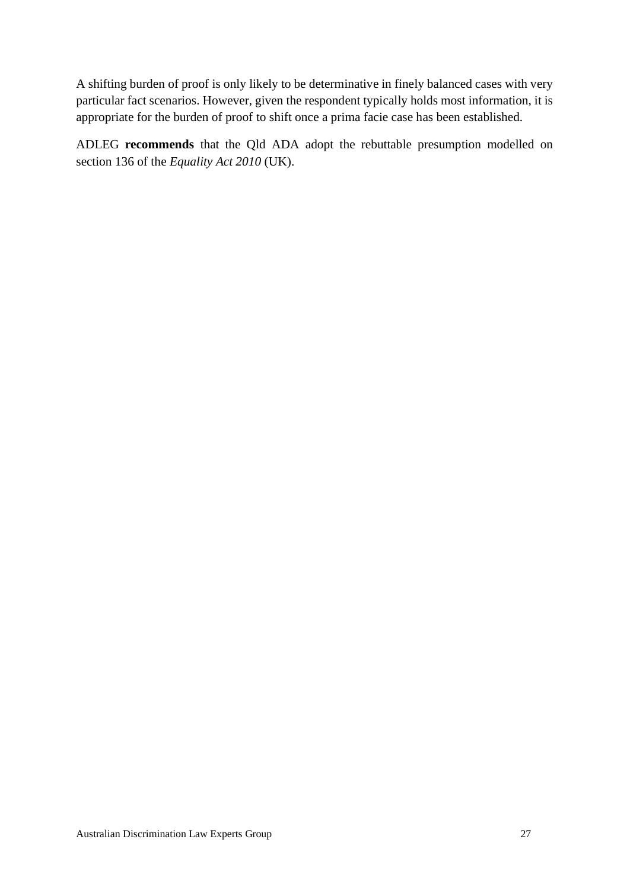A shifting burden of proof is only likely to be determinative in finely balanced cases with very particular fact scenarios. However, given the respondent typically holds most information, it is appropriate for the burden of proof to shift once a prima facie case has been established.

ADLEG **recommends** that the Qld ADA adopt the rebuttable presumption modelled on section 136 of the *Equality Act 2010* (UK).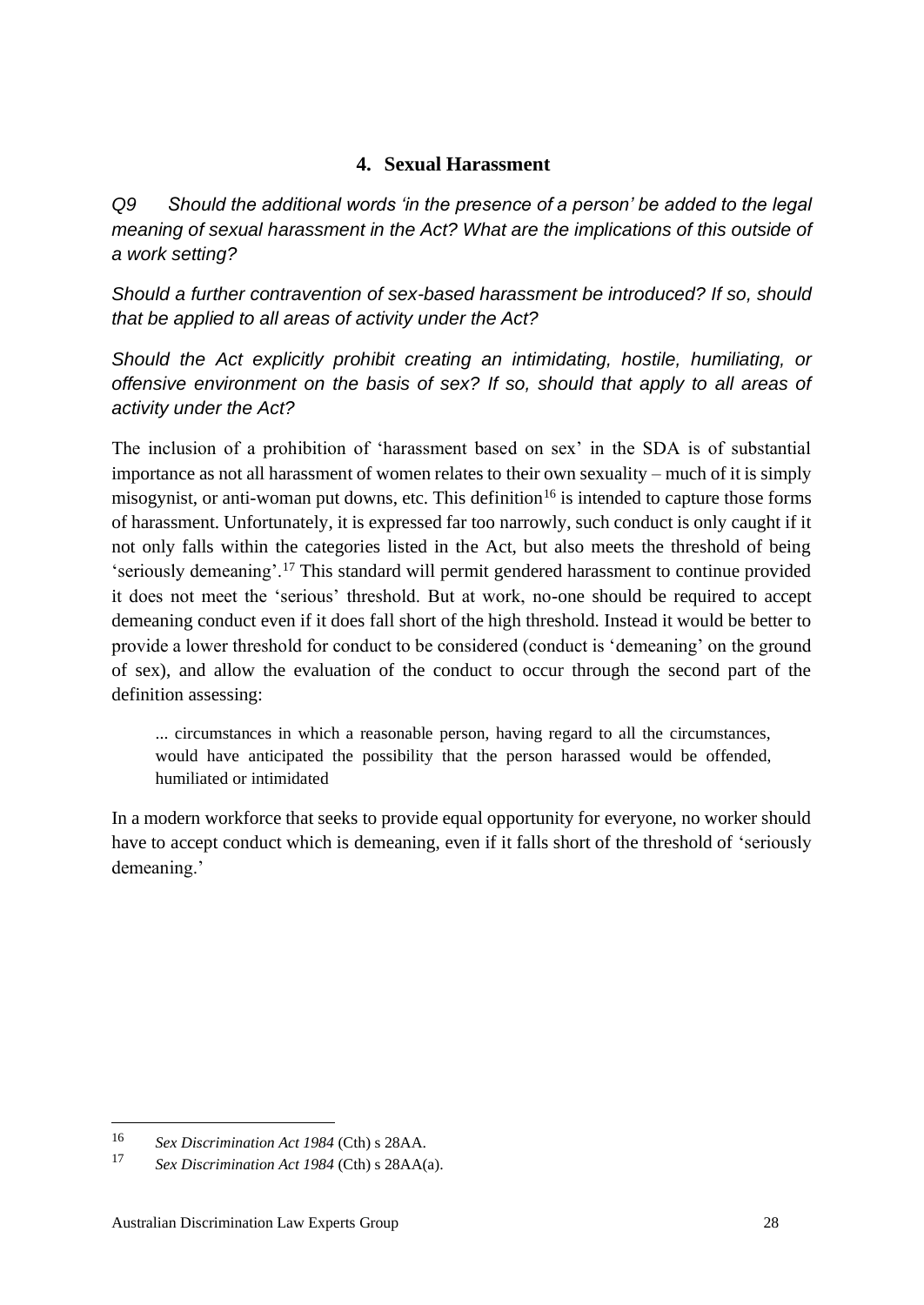## 4. Sexual Harassment

*Q9 Should the additional words 'in the presence of a person' be added to the legal meaning of sexual harassment in the Act? What are the implications of this outside of a work setting?*

*Should a further contravention of sex-based harassment be introduced? If so, should that be applied to all areas of activity under the Act?*

*Should the Act explicitly prohibit creating an intimidating, hostile, humiliating, or offensive environment on the basis of sex? If so, should that apply to all areas of activity under the Act?*

The inclusion of a prohibition of 'harassment based on sex' in the SDA is of substantial importance as not all harassment of women relates to their own sexuality – much of it is simply misogynist, or anti-woman put downs, etc. This definition[16] is intended to capture those forms of harassment. Unfortunately, it is expressed far too narrowly, such conduct is only caught if it not only falls within the categories listed in the Act, but also meets the threshold of being 'seriously demeaning'.[17] This standard will permit gendered harassment to continue provided it does not meet the 'serious' threshold. But at work, no-one should be required to accept demeaning conduct even if it does fall short of the high threshold. Instead it would be better to provide a lower threshold for conduct to be considered (conduct is 'demeaning' on the ground of sex), and allow the evaluation of the conduct to occur through the second part of the definition assessing:

> ... circumstances in which a reasonable person, having regard to all the circumstances, would have anticipated the possibility that the person harassed would be offended, humiliated or intimidated

In a modern workforce that seeks to provide equal opportunity for everyone, no worker should have to accept conduct which is demeaning, even if it falls short of the threshold of 'seriously demeaning.'

---

[16] *Sex Discrimination Act 1984* (Cth) s 28AA.

[17] *Sex Discrimination Act 1984* (Cth) s 28AA(a).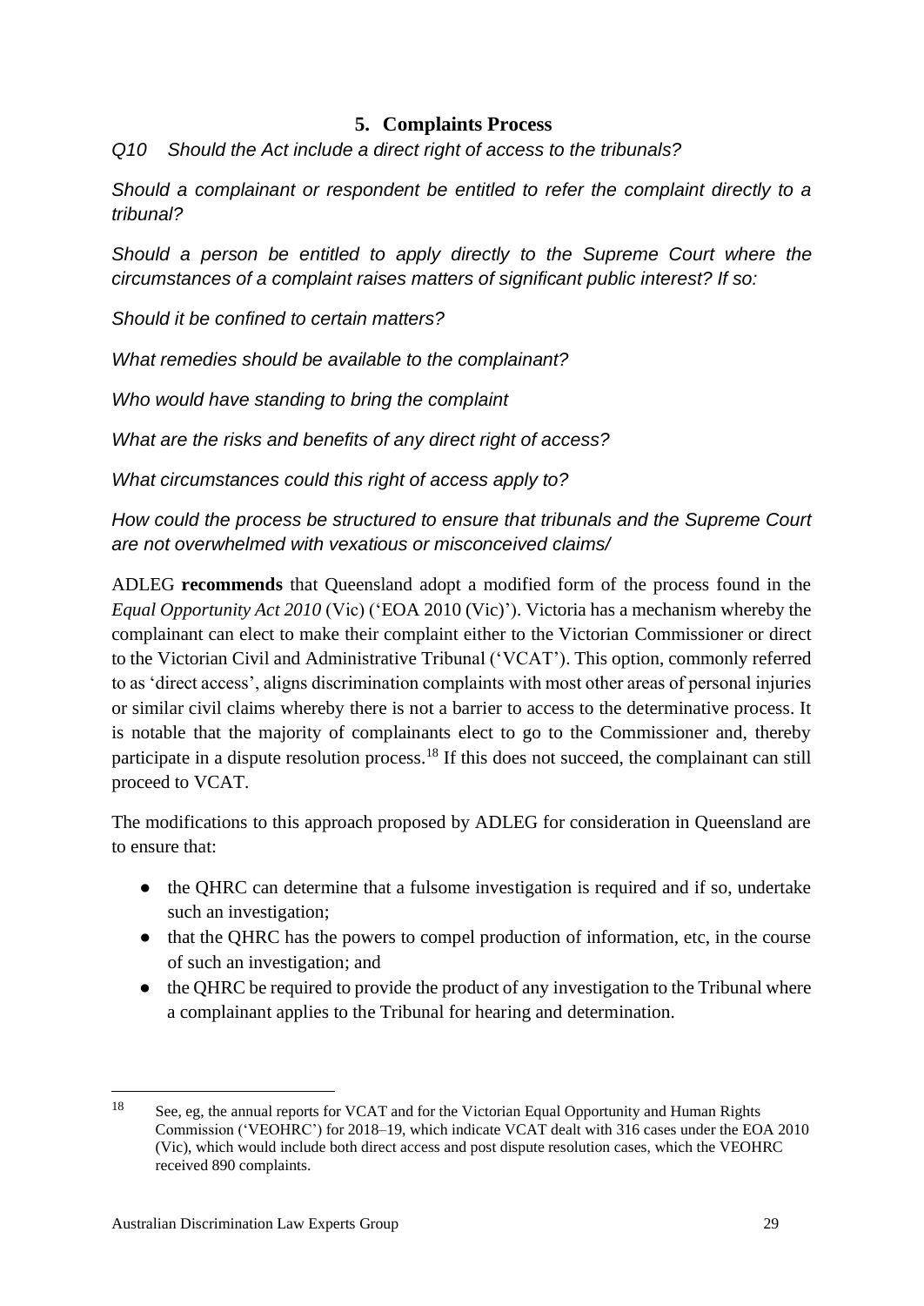## 5. Complaints Process

*Q10 Should the Act include a direct right of access to the tribunals?*

*Should a complainant or respondent be entitled to refer the complaint directly to a tribunal?*

*Should a person be entitled to apply directly to the Supreme Court where the circumstances of a complaint raises matters of significant public interest? If so:*

*Should it be confined to certain matters?*

*What remedies should be available to the complainant?*

*Who would have standing to bring the complaint*

*What are the risks and benefits of any direct right of access?*

*What circumstances could this right of access apply to?*

*How could the process be structured to ensure that tribunals and the Supreme Court are not overwhelmed with vexatious or misconceived claims/*

ADLEG **recommends** that Queensland adopt a modified form of the process found in the *Equal Opportunity Act 2010* (Vic) ('EOA 2010 (Vic)'). Victoria has a mechanism whereby the complainant can elect to make their complaint either to the Victorian Commissioner or direct to the Victorian Civil and Administrative Tribunal ('VCAT'). This option, commonly referred to as 'direct access', aligns discrimination complaints with most other areas of personal injuries or similar civil claims whereby there is not a barrier to access to the determinative process. It is notable that the majority of complainants elect to go to the Commissioner and, thereby participate in a dispute resolution process.[18] If this does not succeed, the complainant can still proceed to VCAT.

The modifications to this approach proposed by ADLEG for consideration in Queensland are to ensure that:

- the QHRC can determine that a fulsome investigation is required and if so, undertake such an investigation;
- that the QHRC has the powers to compel production of information, etc, in the course of such an investigation; and
- the QHRC be required to provide the product of any investigation to the Tribunal where a complainant applies to the Tribunal for hearing and determination.

---

[18] See, eg, the annual reports for VCAT and for the Victorian Equal Opportunity and Human Rights Commission ('VEOHRC') for 2018–19, which indicate VCAT dealt with 316 cases under the EOA 2010 (Vic), which would include both direct access and post dispute resolution cases, which the VEOHRC received 890 complaints.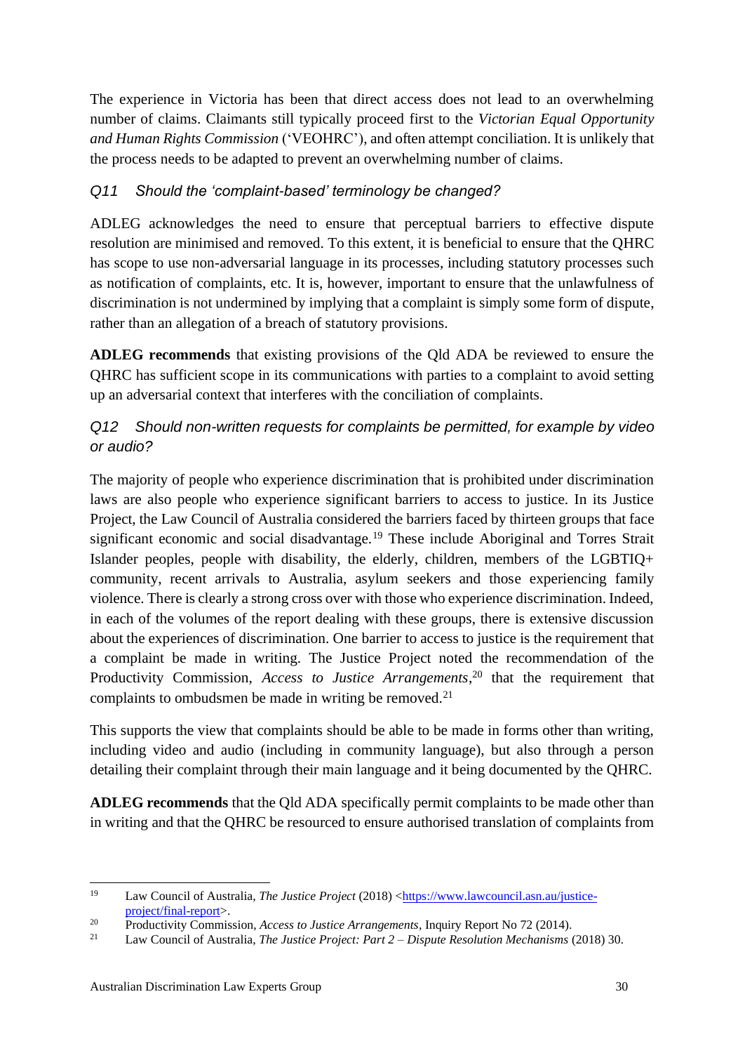The experience in Victoria has been that direct access does not lead to an overwhelming number of claims. Claimants still typically proceed first to the *Victorian Equal Opportunity and Human Rights Commission* ('VEOHRC'), and often attempt conciliation. It is unlikely that the process needs to be adapted to prevent an overwhelming number of claims.

### *Q11 Should the 'complaint-based' terminology be changed?*

ADLEG acknowledges the need to ensure that perceptual barriers to effective dispute resolution are minimised and removed. To this extent, it is beneficial to ensure that the QHRC has scope to use non-adversarial language in its processes, including statutory processes such as notification of complaints, etc. It is, however, important to ensure that the unlawfulness of discrimination is not undermined by implying that a complaint is simply some form of dispute, rather than an allegation of a breach of statutory provisions.

**ADLEG recommends** that existing provisions of the Qld ADA be reviewed to ensure the QHRC has sufficient scope in its communications with parties to a complaint to avoid setting up an adversarial context that interferes with the conciliation of complaints.

### *Q12 Should non-written requests for complaints be permitted, for example by video or audio?*

The majority of people who experience discrimination that is prohibited under discrimination laws are also people who experience significant barriers to access to justice. In its Justice Project, the Law Council of Australia considered the barriers faced by thirteen groups that face significant economic and social disadvantage.[19] These include Aboriginal and Torres Strait Islander peoples, people with disability, the elderly, children, members of the LGBTIQ+ community, recent arrivals to Australia, asylum seekers and those experiencing family violence. There is clearly a strong cross over with those who experience discrimination. Indeed, in each of the volumes of the report dealing with these groups, there is extensive discussion about the experiences of discrimination. One barrier to access to justice is the requirement that a complaint be made in writing. The Justice Project noted the recommendation of the Productivity Commission, *Access to Justice Arrangements*,[20] that the requirement that complaints to ombudsmen be made in writing be removed.[21]

This supports the view that complaints should be able to be made in forms other than writing, including video and audio (including in community language), but also through a person detailing their complaint through their main language and it being documented by the QHRC.

**ADLEG recommends** that the Qld ADA specifically permit complaints to be made other than in writing and that the QHRC be resourced to ensure authorised translation of complaints from

---

[19] Law Council of Australia, *The Justice Project* (2018) <https://www.lawcouncil.asn.au/justice-project/final-report>.

[20] Productivity Commission, *Access to Justice Arrangements*, Inquiry Report No 72 (2014).

[21] Law Council of Australia, *The Justice Project: Part 2 – Dispute Resolution Mechanisms* (2018) 30.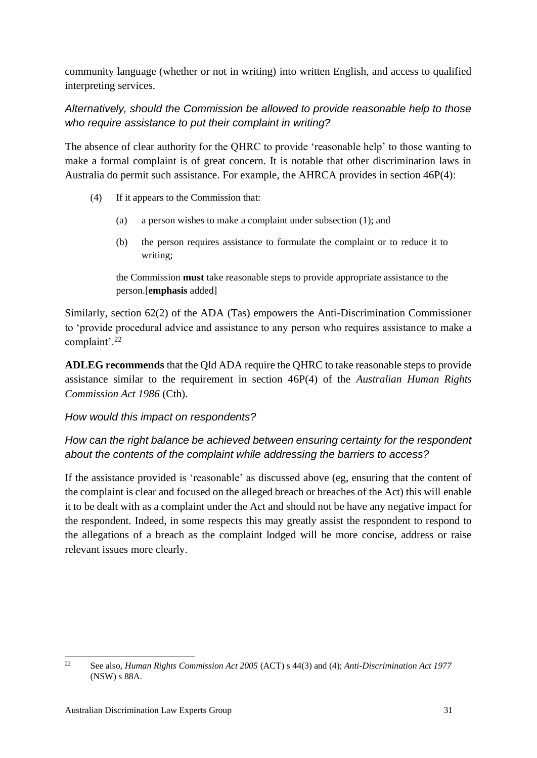community language (whether or not in writing) into written English, and access to qualified interpreting services.

*Alternatively, should the Commission be allowed to provide reasonable help to those who require assistance to put their complaint in writing?*

The absence of clear authority for the QHRC to provide 'reasonable help' to those wanting to make a formal complaint is of great concern. It is notable that other discrimination laws in Australia do permit such assistance. For example, the AHRCA provides in section 46P(4):

> (4) If it appears to the Commission that:
>
> (a) a person wishes to make a complaint under subsection (1); and
>
> (b) the person requires assistance to formulate the complaint or to reduce it to writing;
>
> the Commission **must** take reasonable steps to provide appropriate assistance to the person.[**emphasis** added]

Similarly, section 62(2) of the ADA (Tas) empowers the Anti-Discrimination Commissioner to 'provide procedural advice and assistance to any person who requires assistance to make a complaint'.[22]

**ADLEG recommends** that the Qld ADA require the QHRC to take reasonable steps to provide assistance similar to the requirement in section 46P(4) of the *Australian Human Rights Commission Act 1986* (Cth).

*How would this impact on respondents?*

*How can the right balance be achieved between ensuring certainty for the respondent about the contents of the complaint while addressing the barriers to access?*

If the assistance provided is 'reasonable' as discussed above (eg, ensuring that the content of the complaint is clear and focused on the alleged breach or breaches of the Act) this will enable it to be dealt with as a complaint under the Act and should not be have any negative impact for the respondent. Indeed, in some respects this may greatly assist the respondent to respond to the allegations of a breach as the complaint lodged will be more concise, address or raise relevant issues more clearly.

---

[22] See also, *Human Rights Commission Act 2005* (ACT) s 44(3) and (4); *Anti-Discrimination Act 1977* (NSW) s 88A.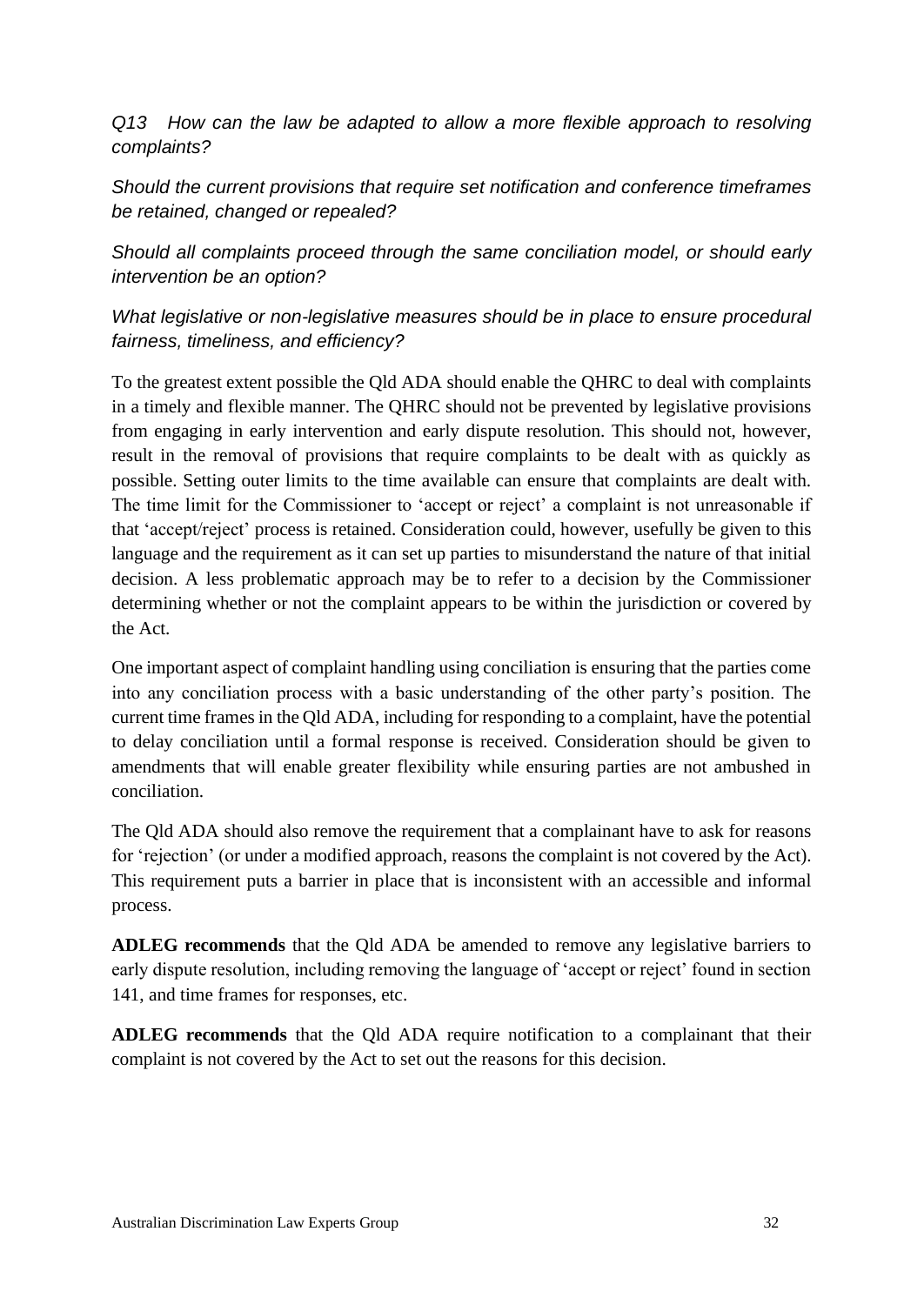*Q13 How can the law be adapted to allow a more flexible approach to resolving complaints?*

*Should the current provisions that require set notification and conference timeframes be retained, changed or repealed?*

*Should all complaints proceed through the same conciliation model, or should early intervention be an option?*

*What legislative or non-legislative measures should be in place to ensure procedural fairness, timeliness, and efficiency?*

To the greatest extent possible the Qld ADA should enable the QHRC to deal with complaints in a timely and flexible manner. The QHRC should not be prevented by legislative provisions from engaging in early intervention and early dispute resolution. This should not, however, result in the removal of provisions that require complaints to be dealt with as quickly as possible. Setting outer limits to the time available can ensure that complaints are dealt with. The time limit for the Commissioner to 'accept or reject' a complaint is not unreasonable if that 'accept/reject' process is retained. Consideration could, however, usefully be given to this language and the requirement as it can set up parties to misunderstand the nature of that initial decision. A less problematic approach may be to refer to a decision by the Commissioner determining whether or not the complaint appears to be within the jurisdiction or covered by the Act.

One important aspect of complaint handling using conciliation is ensuring that the parties come into any conciliation process with a basic understanding of the other party's position. The current time frames in the Qld ADA, including for responding to a complaint, have the potential to delay conciliation until a formal response is received. Consideration should be given to amendments that will enable greater flexibility while ensuring parties are not ambushed in conciliation.

The Qld ADA should also remove the requirement that a complainant have to ask for reasons for 'rejection' (or under a modified approach, reasons the complaint is not covered by the Act). This requirement puts a barrier in place that is inconsistent with an accessible and informal process.

**ADLEG recommends** that the Qld ADA be amended to remove any legislative barriers to early dispute resolution, including removing the language of 'accept or reject' found in section 141, and time frames for responses, etc.

**ADLEG recommends** that the Qld ADA require notification to a complainant that their complaint is not covered by the Act to set out the reasons for this decision.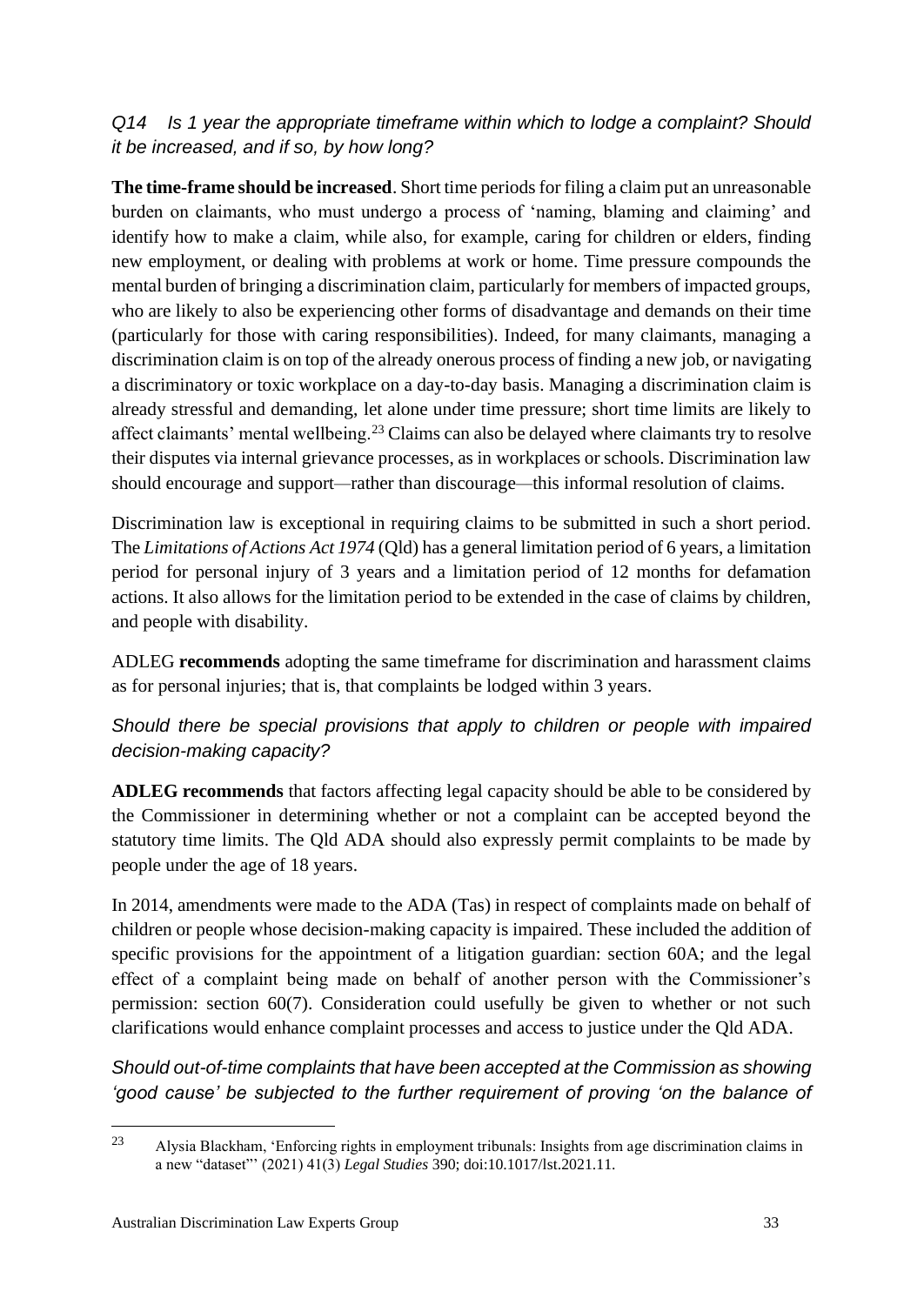*Q14 Is 1 year the appropriate timeframe within which to lodge a complaint? Should it be increased, and if so, by how long?*

**The time-frame should be increased**. Short time periods for filing a claim put an unreasonable burden on claimants, who must undergo a process of 'naming, blaming and claiming' and identify how to make a claim, while also, for example, caring for children or elders, finding new employment, or dealing with problems at work or home. Time pressure compounds the mental burden of bringing a discrimination claim, particularly for members of impacted groups, who are likely to also be experiencing other forms of disadvantage and demands on their time (particularly for those with caring responsibilities). Indeed, for many claimants, managing a discrimination claim is on top of the already onerous process of finding a new job, or navigating a discriminatory or toxic workplace on a day-to-day basis. Managing a discrimination claim is already stressful and demanding, let alone under time pressure; short time limits are likely to affect claimants' mental wellbeing.[23] Claims can also be delayed where claimants try to resolve their disputes via internal grievance processes, as in workplaces or schools. Discrimination law should encourage and support—rather than discourage—this informal resolution of claims.

Discrimination law is exceptional in requiring claims to be submitted in such a short period. The *Limitations of Actions Act 1974* (Qld) has a general limitation period of 6 years, a limitation period for personal injury of 3 years and a limitation period of 12 months for defamation actions. It also allows for the limitation period to be extended in the case of claims by children, and people with disability.

ADLEG **recommends** adopting the same timeframe for discrimination and harassment claims as for personal injuries; that is, that complaints be lodged within 3 years.

*Should there be special provisions that apply to children or people with impaired decision-making capacity?*

**ADLEG recommends** that factors affecting legal capacity should be able to be considered by the Commissioner in determining whether or not a complaint can be accepted beyond the statutory time limits. The Qld ADA should also expressly permit complaints to be made by people under the age of 18 years.

In 2014, amendments were made to the ADA (Tas) in respect of complaints made on behalf of children or people whose decision-making capacity is impaired. These included the addition of specific provisions for the appointment of a litigation guardian: section 60A; and the legal effect of a complaint being made on behalf of another person with the Commissioner's permission: section 60(7). Consideration could usefully be given to whether or not such clarifications would enhance complaint processes and access to justice under the Qld ADA.

*Should out-of-time complaints that have been accepted at the Commission as showing 'good cause' be subjected to the further requirement of proving 'on the balance of*

---

[23] Alysia Blackham, 'Enforcing rights in employment tribunals: Insights from age discrimination claims in a new "dataset"' (2021) 41(3) *Legal Studies* 390; doi:10.1017/lst.2021.11.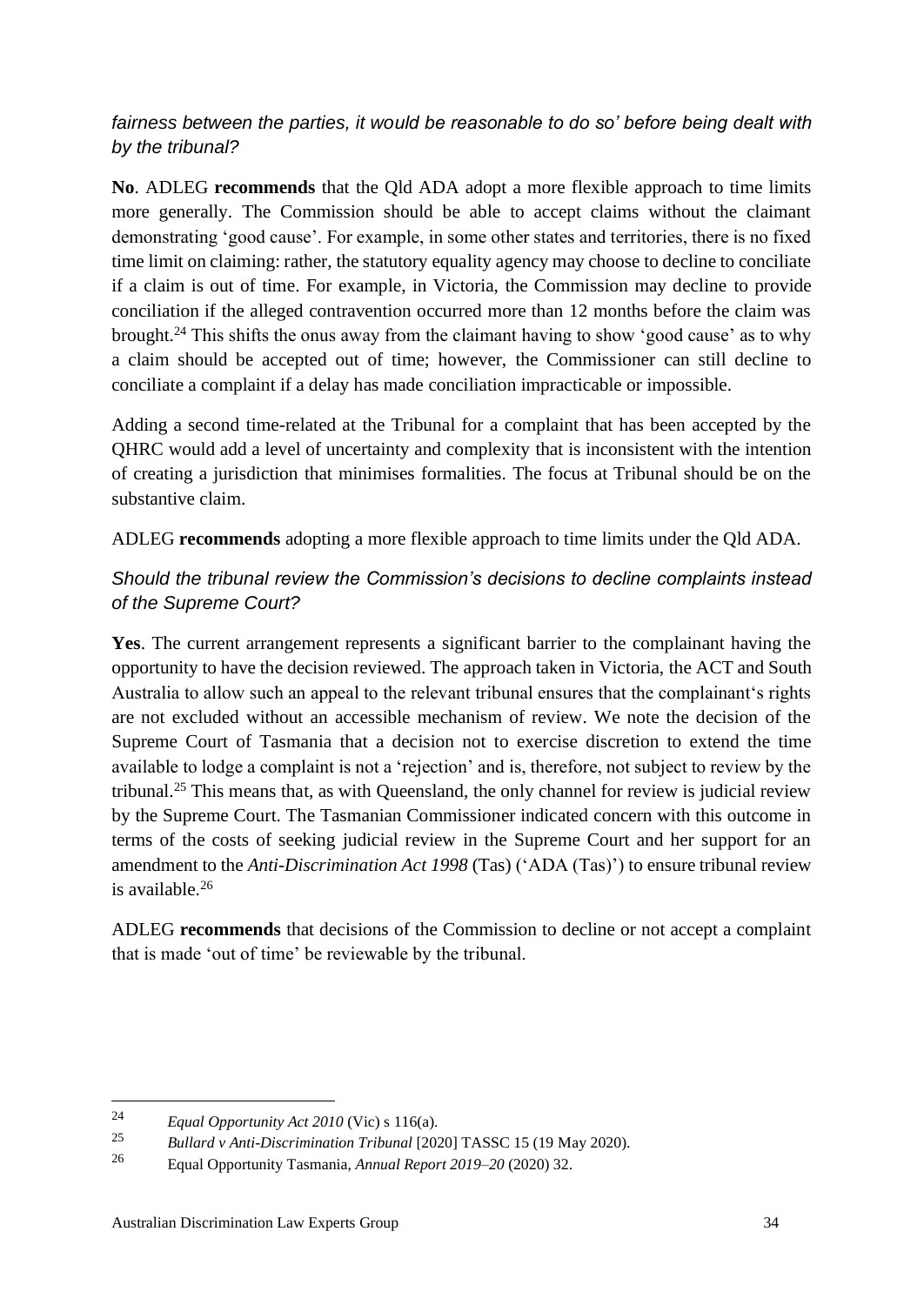*fairness between the parties, it would be reasonable to do so' before being dealt with by the tribunal?*

**No**. ADLEG **recommends** that the Qld ADA adopt a more flexible approach to time limits more generally. The Commission should be able to accept claims without the claimant demonstrating 'good cause'. For example, in some other states and territories, there is no fixed time limit on claiming: rather, the statutory equality agency may choose to decline to conciliate if a claim is out of time. For example, in Victoria, the Commission may decline to provide conciliation if the alleged contravention occurred more than 12 months before the claim was brought.[24] This shifts the onus away from the claimant having to show 'good cause' as to why a claim should be accepted out of time; however, the Commissioner can still decline to conciliate a complaint if a delay has made conciliation impracticable or impossible.

Adding a second time-related at the Tribunal for a complaint that has been accepted by the QHRC would add a level of uncertainty and complexity that is inconsistent with the intention of creating a jurisdiction that minimises formalities. The focus at Tribunal should be on the substantive claim.

ADLEG **recommends** adopting a more flexible approach to time limits under the Qld ADA.

*Should the tribunal review the Commission's decisions to decline complaints instead of the Supreme Court?*

**Yes**. The current arrangement represents a significant barrier to the complainant having the opportunity to have the decision reviewed. The approach taken in Victoria, the ACT and South Australia to allow such an appeal to the relevant tribunal ensures that the complainant's rights are not excluded without an accessible mechanism of review. We note the decision of the Supreme Court of Tasmania that a decision not to exercise discretion to extend the time available to lodge a complaint is not a 'rejection' and is, therefore, not subject to review by the tribunal.[25] This means that, as with Queensland, the only channel for review is judicial review by the Supreme Court. The Tasmanian Commissioner indicated concern with this outcome in terms of the costs of seeking judicial review in the Supreme Court and her support for an amendment to the *Anti-Discrimination Act 1998* (Tas) ('ADA (Tas)') to ensure tribunal review is available.[26]

ADLEG **recommends** that decisions of the Commission to decline or not accept a complaint that is made 'out of time' be reviewable by the tribunal.

---

[24] *Equal Opportunity Act 2010* (Vic) s 116(a).

[25] *Bullard v Anti-Discrimination Tribunal* [2020] TASSC 15 (19 May 2020).

[26] Equal Opportunity Tasmania, *Annual Report 2019–20* (2020) 32.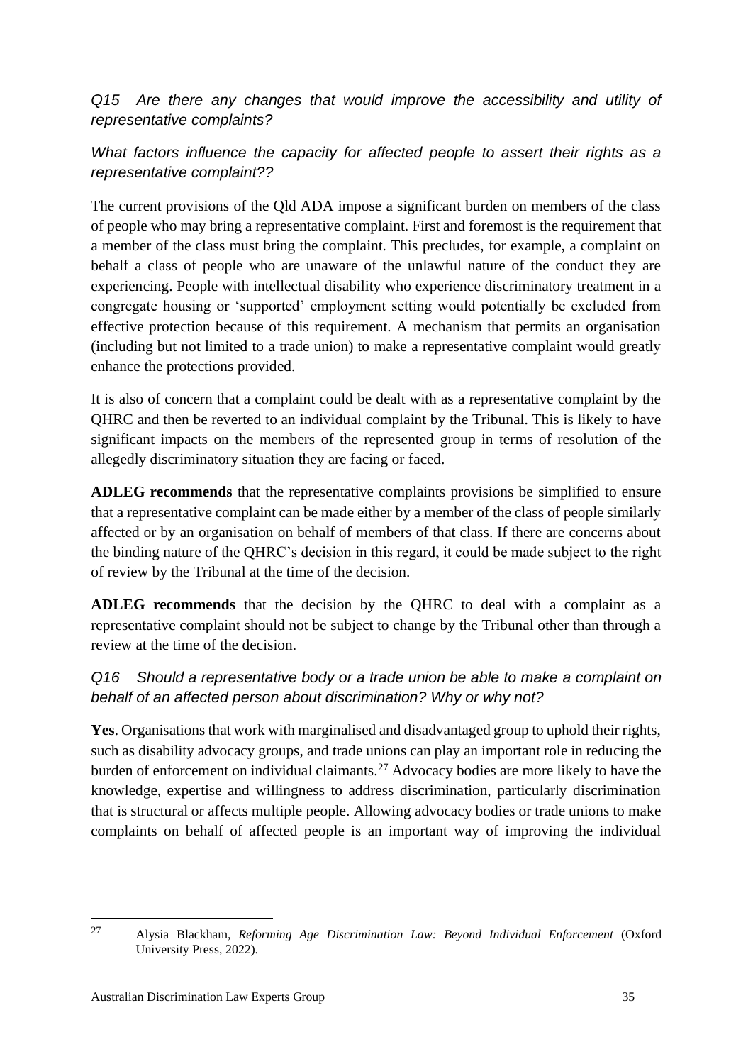*Q15 Are there any changes that would improve the accessibility and utility of representative complaints?*

*What factors influence the capacity for affected people to assert their rights as a representative complaint??*

The current provisions of the Qld ADA impose a significant burden on members of the class of people who may bring a representative complaint. First and foremost is the requirement that a member of the class must bring the complaint. This precludes, for example, a complaint on behalf a class of people who are unaware of the unlawful nature of the conduct they are experiencing. People with intellectual disability who experience discriminatory treatment in a congregate housing or 'supported' employment setting would potentially be excluded from effective protection because of this requirement. A mechanism that permits an organisation (including but not limited to a trade union) to make a representative complaint would greatly enhance the protections provided.

It is also of concern that a complaint could be dealt with as a representative complaint by the QHRC and then be reverted to an individual complaint by the Tribunal. This is likely to have significant impacts on the members of the represented group in terms of resolution of the allegedly discriminatory situation they are facing or faced.

**ADLEG recommends** that the representative complaints provisions be simplified to ensure that a representative complaint can be made either by a member of the class of people similarly affected or by an organisation on behalf of members of that class. If there are concerns about the binding nature of the QHRC's decision in this regard, it could be made subject to the right of review by the Tribunal at the time of the decision.

**ADLEG recommends** that the decision by the QHRC to deal with a complaint as a representative complaint should not be subject to change by the Tribunal other than through a review at the time of the decision.

*Q16 Should a representative body or a trade union be able to make a complaint on behalf of an affected person about discrimination? Why or why not?*

**Yes**. Organisations that work with marginalised and disadvantaged group to uphold their rights, such as disability advocacy groups, and trade unions can play an important role in reducing the burden of enforcement on individual claimants.[27] Advocacy bodies are more likely to have the knowledge, expertise and willingness to address discrimination, particularly discrimination that is structural or affects multiple people. Allowing advocacy bodies or trade unions to make complaints on behalf of affected people is an important way of improving the individual

[27] Alysia Blackham, *Reforming Age Discrimination Law: Beyond Individual Enforcement* (Oxford University Press, 2022).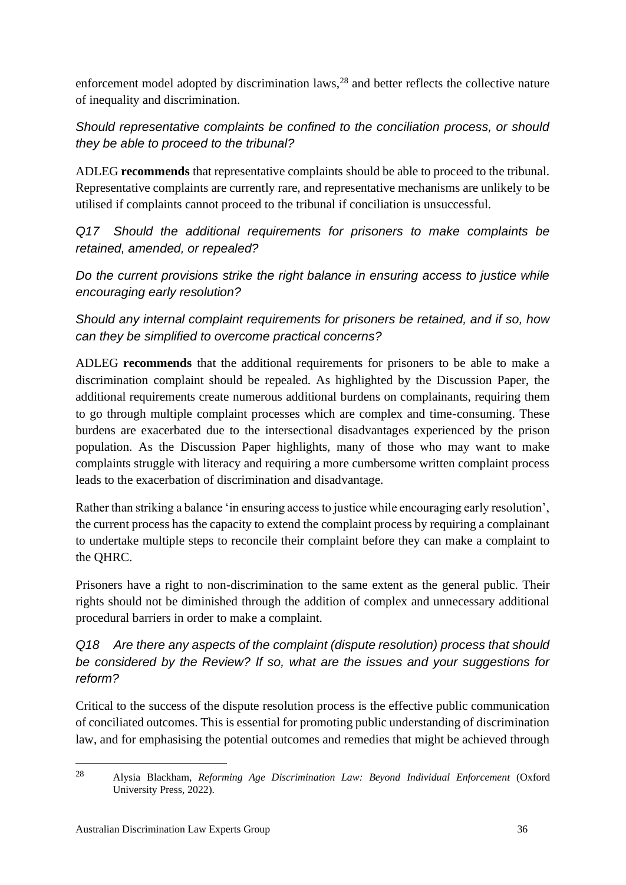enforcement model adopted by discrimination laws,[28] and better reflects the collective nature of inequality and discrimination.

*Should representative complaints be confined to the conciliation process, or should they be able to proceed to the tribunal?*

ADLEG **recommends** that representative complaints should be able to proceed to the tribunal. Representative complaints are currently rare, and representative mechanisms are unlikely to be utilised if complaints cannot proceed to the tribunal if conciliation is unsuccessful.

*Q17 Should the additional requirements for prisoners to make complaints be retained, amended, or repealed?*

*Do the current provisions strike the right balance in ensuring access to justice while encouraging early resolution?*

*Should any internal complaint requirements for prisoners be retained, and if so, how can they be simplified to overcome practical concerns?*

ADLEG **recommends** that the additional requirements for prisoners to be able to make a discrimination complaint should be repealed. As highlighted by the Discussion Paper, the additional requirements create numerous additional burdens on complainants, requiring them to go through multiple complaint processes which are complex and time-consuming. These burdens are exacerbated due to the intersectional disadvantages experienced by the prison population. As the Discussion Paper highlights, many of those who may want to make complaints struggle with literacy and requiring a more cumbersome written complaint process leads to the exacerbation of discrimination and disadvantage.

Rather than striking a balance 'in ensuring access to justice while encouraging early resolution', the current process has the capacity to extend the complaint process by requiring a complainant to undertake multiple steps to reconcile their complaint before they can make a complaint to the QHRC.

Prisoners have a right to non-discrimination to the same extent as the general public. Their rights should not be diminished through the addition of complex and unnecessary additional procedural barriers in order to make a complaint.

*Q18 Are there any aspects of the complaint (dispute resolution) process that should be considered by the Review? If so, what are the issues and your suggestions for reform?*

Critical to the success of the dispute resolution process is the effective public communication of conciliated outcomes. This is essential for promoting public understanding of discrimination law, and for emphasising the potential outcomes and remedies that might be achieved through

[28] Alysia Blackham, *Reforming Age Discrimination Law: Beyond Individual Enforcement* (Oxford University Press, 2022).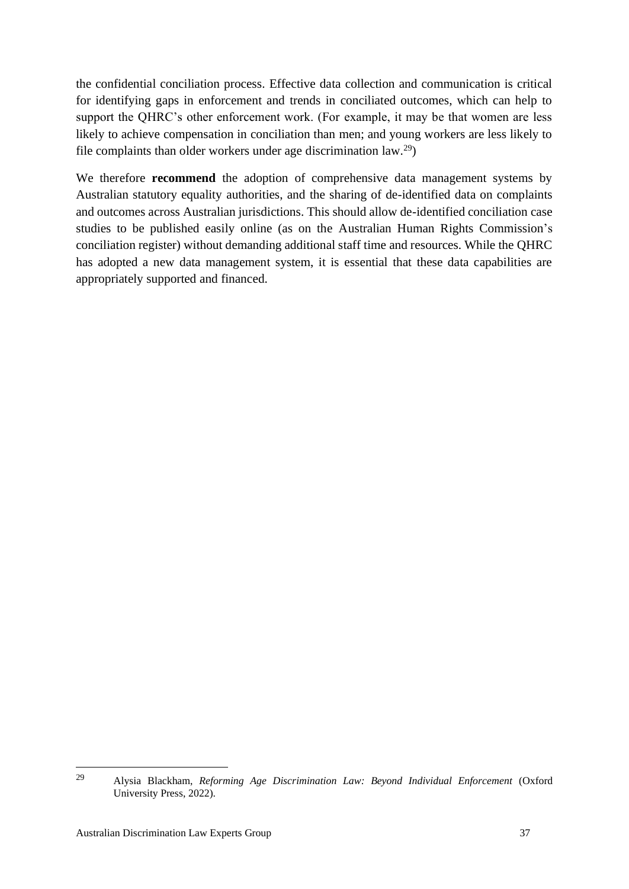the confidential conciliation process. Effective data collection and communication is critical for identifying gaps in enforcement and trends in conciliated outcomes, which can help to support the QHRC's other enforcement work. (For example, it may be that women are less likely to achieve compensation in conciliation than men; and young workers are less likely to file complaints than older workers under age discrimination law.[29])

We therefore **recommend** the adoption of comprehensive data management systems by Australian statutory equality authorities, and the sharing of de-identified data on complaints and outcomes across Australian jurisdictions. This should allow de-identified conciliation case studies to be published easily online (as on the Australian Human Rights Commission's conciliation register) without demanding additional staff time and resources. While the QHRC has adopted a new data management system, it is essential that these data capabilities are appropriately supported and financed.

---

[29] Alysia Blackham, *Reforming Age Discrimination Law: Beyond Individual Enforcement* (Oxford University Press, 2022).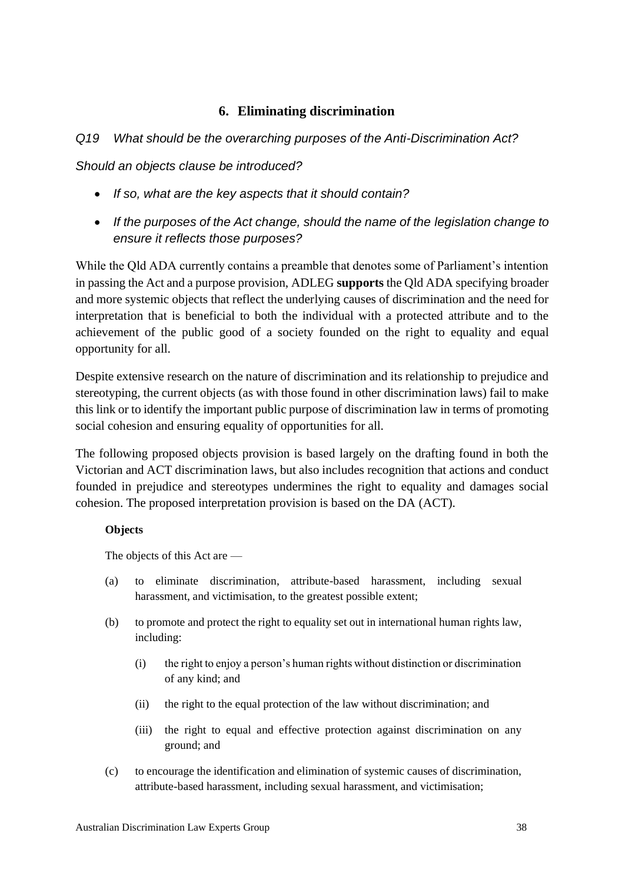## 6. Eliminating discrimination

*Q19 What should be the overarching purposes of the Anti-Discrimination Act?*

*Should an objects clause be introduced?*

- *If so, what are the key aspects that it should contain?*
- *If the purposes of the Act change, should the name of the legislation change to ensure it reflects those purposes?*

While the Qld ADA currently contains a preamble that denotes some of Parliament's intention in passing the Act and a purpose provision, ADLEG **supports** the Qld ADA specifying broader and more systemic objects that reflect the underlying causes of discrimination and the need for interpretation that is beneficial to both the individual with a protected attribute and to the achievement of the public good of a society founded on the right to equality and equal opportunity for all.

Despite extensive research on the nature of discrimination and its relationship to prejudice and stereotyping, the current objects (as with those found in other discrimination laws) fail to make this link or to identify the important public purpose of discrimination law in terms of promoting social cohesion and ensuring equality of opportunities for all.

The following proposed objects provision is based largely on the drafting found in both the Victorian and ACT discrimination laws, but also includes recognition that actions and conduct founded in prejudice and stereotypes undermines the right to equality and damages social cohesion. The proposed interpretation provision is based on the DA (ACT).

**Objects**

The objects of this Act are —

(a) to eliminate discrimination, attribute-based harassment, including sexual harassment, and victimisation, to the greatest possible extent;

(b) to promote and protect the right to equality set out in international human rights law, including:

  (i) the right to enjoy a person's human rights without distinction or discrimination of any kind; and

  (ii) the right to the equal protection of the law without discrimination; and

  (iii) the right to equal and effective protection against discrimination on any ground; and

(c) to encourage the identification and elimination of systemic causes of discrimination, attribute-based harassment, including sexual harassment, and victimisation;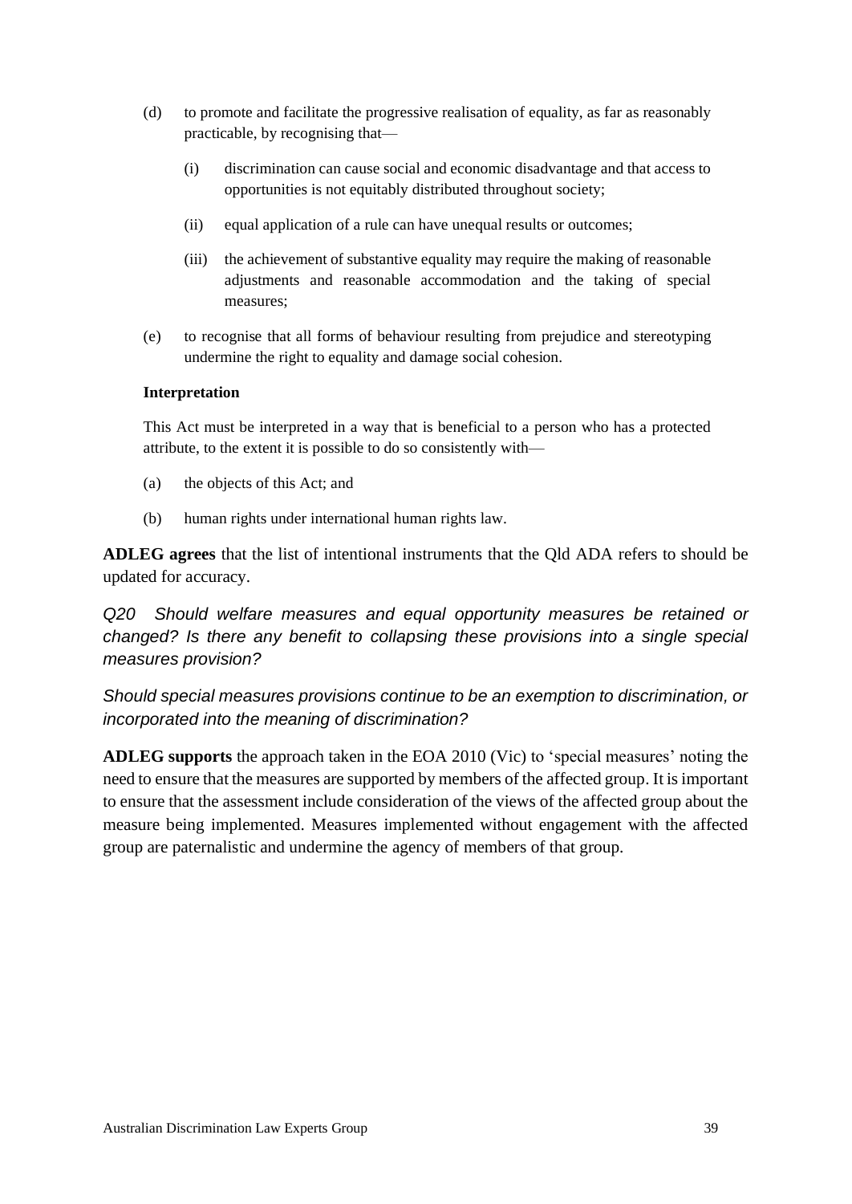(d) to promote and facilitate the progressive realisation of equality, as far as reasonably practicable, by recognising that—

   (i) discrimination can cause social and economic disadvantage and that access to opportunities is not equitably distributed throughout society;

   (ii) equal application of a rule can have unequal results or outcomes;

   (iii) the achievement of substantive equality may require the making of reasonable adjustments and reasonable accommodation and the taking of special measures;

(e) to recognise that all forms of behaviour resulting from prejudice and stereotyping undermine the right to equality and damage social cohesion.

**Interpretation**

This Act must be interpreted in a way that is beneficial to a person who has a protected attribute, to the extent it is possible to do so consistently with—

(a) the objects of this Act; and

(b) human rights under international human rights law.

**ADLEG agrees** that the list of intentional instruments that the Qld ADA refers to should be updated for accuracy.

*Q20 Should welfare measures and equal opportunity measures be retained or changed? Is there any benefit to collapsing these provisions into a single special measures provision?*

*Should special measures provisions continue to be an exemption to discrimination, or incorporated into the meaning of discrimination?*

**ADLEG supports** the approach taken in the EOA 2010 (Vic) to 'special measures' noting the need to ensure that the measures are supported by members of the affected group. It is important to ensure that the assessment include consideration of the views of the affected group about the measure being implemented. Measures implemented without engagement with the affected group are paternalistic and undermine the agency of members of that group.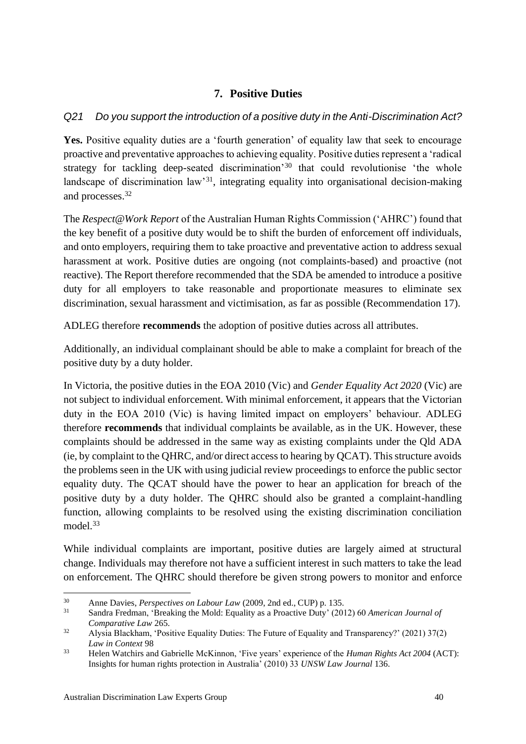## 7. Positive Duties

*Q21 Do you support the introduction of a positive duty in the Anti-Discrimination Act?*

**Yes.** Positive equality duties are a 'fourth generation' of equality law that seek to encourage proactive and preventative approaches to achieving equality. Positive duties represent a 'radical strategy for tackling deep-seated discrimination'[30] that could revolutionise 'the whole landscape of discrimination law'[31], integrating equality into organisational decision-making and processes.[32]

The *Respect@Work Report* of the Australian Human Rights Commission ('AHRC') found that the key benefit of a positive duty would be to shift the burden of enforcement off individuals, and onto employers, requiring them to take proactive and preventative action to address sexual harassment at work. Positive duties are ongoing (not complaints-based) and proactive (not reactive). The Report therefore recommended that the SDA be amended to introduce a positive duty for all employers to take reasonable and proportionate measures to eliminate sex discrimination, sexual harassment and victimisation, as far as possible (Recommendation 17).

ADLEG therefore **recommends** the adoption of positive duties across all attributes.

Additionally, an individual complainant should be able to make a complaint for breach of the positive duty by a duty holder.

In Victoria, the positive duties in the EOA 2010 (Vic) and *Gender Equality Act 2020* (Vic) are not subject to individual enforcement. With minimal enforcement, it appears that the Victorian duty in the EOA 2010 (Vic) is having limited impact on employers' behaviour. ADLEG therefore **recommends** that individual complaints be available, as in the UK. However, these complaints should be addressed in the same way as existing complaints under the Qld ADA (ie, by complaint to the QHRC, and/or direct access to hearing by QCAT). This structure avoids the problems seen in the UK with using judicial review proceedings to enforce the public sector equality duty. The QCAT should have the power to hear an application for breach of the positive duty by a duty holder. The QHRC should also be granted a complaint-handling function, allowing complaints to be resolved using the existing discrimination conciliation model.[33]

While individual complaints are important, positive duties are largely aimed at structural change. Individuals may therefore not have a sufficient interest in such matters to take the lead on enforcement. The QHRC should therefore be given strong powers to monitor and enforce

---

[30] Anne Davies, *Perspectives on Labour Law* (2009, 2nd ed., CUP) p. 135.

[31] Sandra Fredman, 'Breaking the Mold: Equality as a Proactive Duty' (2012) 60 *American Journal of Comparative Law* 265.

[32] Alysia Blackham, 'Positive Equality Duties: The Future of Equality and Transparency?' (2021) 37(2) *Law in Context* 98

[33] Helen Watchirs and Gabrielle McKinnon, 'Five years' experience of the *Human Rights Act 2004* (ACT): Insights for human rights protection in Australia' (2010) 33 *UNSW Law Journal* 136.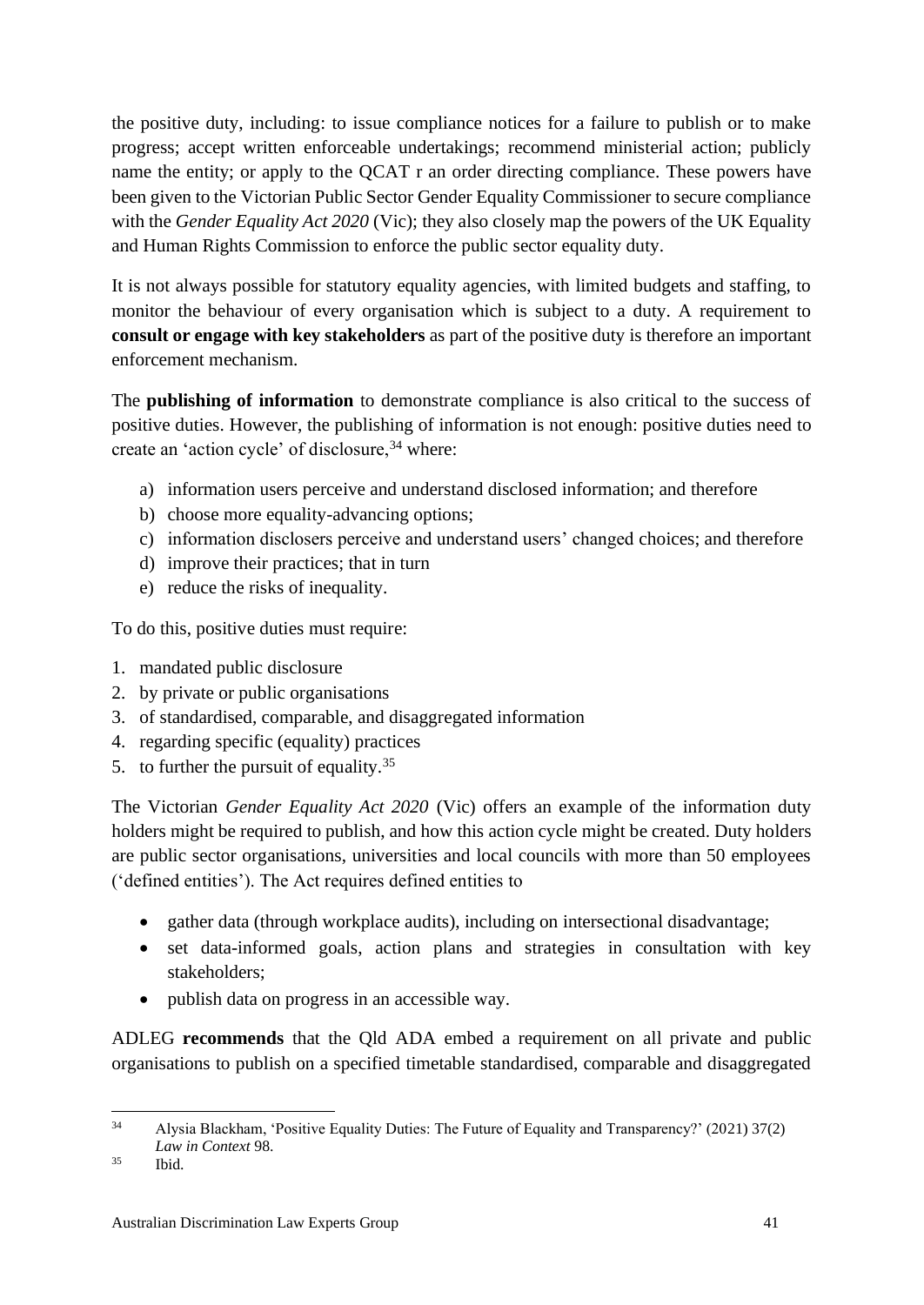the positive duty, including: to issue compliance notices for a failure to publish or to make progress; accept written enforceable undertakings; recommend ministerial action; publicly name the entity; or apply to the QCAT r an order directing compliance. These powers have been given to the Victorian Public Sector Gender Equality Commissioner to secure compliance with the *Gender Equality Act 2020* (Vic); they also closely map the powers of the UK Equality and Human Rights Commission to enforce the public sector equality duty.

It is not always possible for statutory equality agencies, with limited budgets and staffing, to monitor the behaviour of every organisation which is subject to a duty. A requirement to **consult or engage with key stakeholders** as part of the positive duty is therefore an important enforcement mechanism.

The **publishing of information** to demonstrate compliance is also critical to the success of positive duties. However, the publishing of information is not enough: positive duties need to create an 'action cycle' of disclosure,[34] where:

a) information users perceive and understand disclosed information; and therefore
b) choose more equality-advancing options;
c) information disclosers perceive and understand users' changed choices; and therefore
d) improve their practices; that in turn
e) reduce the risks of inequality.

To do this, positive duties must require:

1. mandated public disclosure
2. by private or public organisations
3. of standardised, comparable, and disaggregated information
4. regarding specific (equality) practices
5. to further the pursuit of equality.[35]

The Victorian *Gender Equality Act 2020* (Vic) offers an example of the information duty holders might be required to publish, and how this action cycle might be created. Duty holders are public sector organisations, universities and local councils with more than 50 employees ('defined entities'). The Act requires defined entities to

- gather data (through workplace audits), including on intersectional disadvantage;
- set data-informed goals, action plans and strategies in consultation with key stakeholders;
- publish data on progress in an accessible way.

ADLEG **recommends** that the Qld ADA embed a requirement on all private and public organisations to publish on a specified timetable standardised, comparable and disaggregated

[34] Alysia Blackham, 'Positive Equality Duties: The Future of Equality and Transparency?' (2021) 37(2) *Law in Context* 98.

[35] Ibid.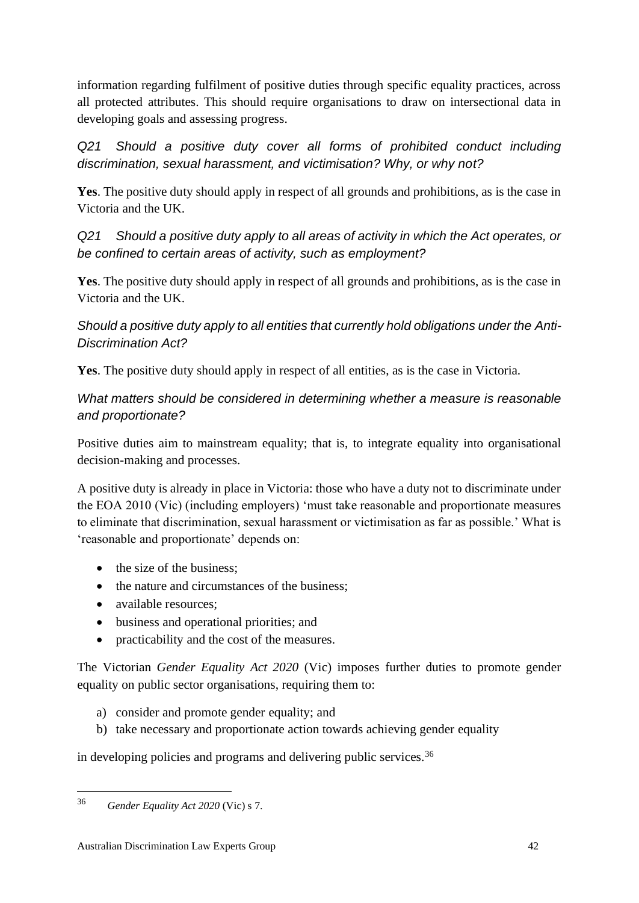information regarding fulfilment of positive duties through specific equality practices, across all protected attributes. This should require organisations to draw on intersectional data in developing goals and assessing progress.

*Q21 Should a positive duty cover all forms of prohibited conduct including discrimination, sexual harassment, and victimisation? Why, or why not?*

**Yes**. The positive duty should apply in respect of all grounds and prohibitions, as is the case in Victoria and the UK.

*Q21 Should a positive duty apply to all areas of activity in which the Act operates, or be confined to certain areas of activity, such as employment?*

**Yes**. The positive duty should apply in respect of all grounds and prohibitions, as is the case in Victoria and the UK.

*Should a positive duty apply to all entities that currently hold obligations under the Anti-Discrimination Act?*

**Yes**. The positive duty should apply in respect of all entities, as is the case in Victoria.

*What matters should be considered in determining whether a measure is reasonable and proportionate?*

Positive duties aim to mainstream equality; that is, to integrate equality into organisational decision-making and processes.

A positive duty is already in place in Victoria: those who have a duty not to discriminate under the EOA 2010 (Vic) (including employers) 'must take reasonable and proportionate measures to eliminate that discrimination, sexual harassment or victimisation as far as possible.' What is 'reasonable and proportionate' depends on:

- the size of the business;
- the nature and circumstances of the business;
- available resources;
- business and operational priorities; and
- practicability and the cost of the measures.

The Victorian *Gender Equality Act 2020* (Vic) imposes further duties to promote gender equality on public sector organisations, requiring them to:

a) consider and promote gender equality; and
b) take necessary and proportionate action towards achieving gender equality

in developing policies and programs and delivering public services.[36]

---

[36] *Gender Equality Act 2020* (Vic) s 7.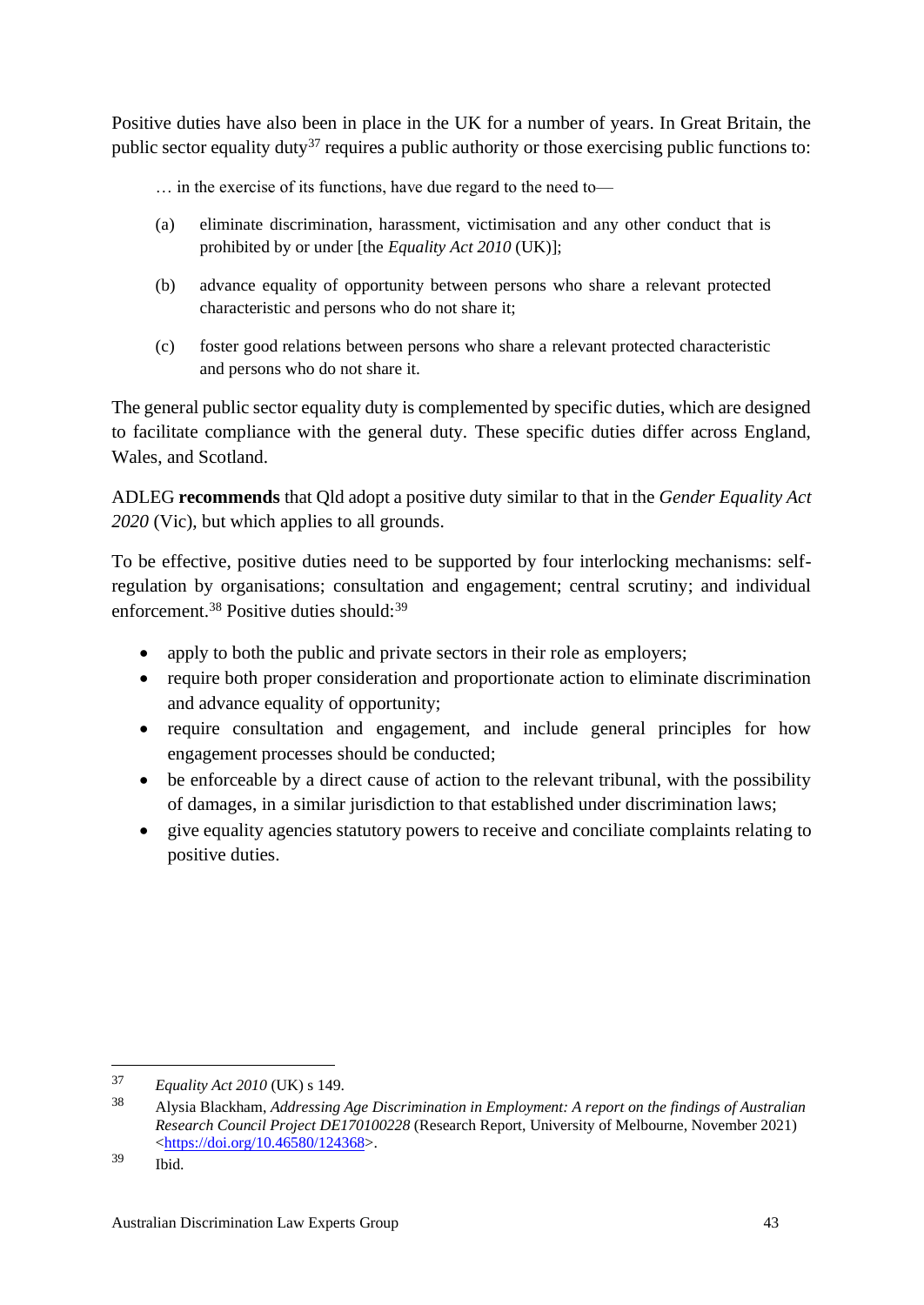Positive duties have also been in place in the UK for a number of years. In Great Britain, the public sector equality duty[37] requires a public authority or those exercising public functions to:

> … in the exercise of its functions, have due regard to the need to—
>
> (a) eliminate discrimination, harassment, victimisation and any other conduct that is prohibited by or under [the *Equality Act 2010* (UK)];
>
> (b) advance equality of opportunity between persons who share a relevant protected characteristic and persons who do not share it;
>
> (c) foster good relations between persons who share a relevant protected characteristic and persons who do not share it.

The general public sector equality duty is complemented by specific duties, which are designed to facilitate compliance with the general duty. These specific duties differ across England, Wales, and Scotland.

ADLEG **recommends** that Qld adopt a positive duty similar to that in the *Gender Equality Act 2020* (Vic), but which applies to all grounds.

To be effective, positive duties need to be supported by four interlocking mechanisms: self-regulation by organisations; consultation and engagement; central scrutiny; and individual enforcement.[38] Positive duties should:[39]

- apply to both the public and private sectors in their role as employers;
- require both proper consideration and proportionate action to eliminate discrimination and advance equality of opportunity;
- require consultation and engagement, and include general principles for how engagement processes should be conducted;
- be enforceable by a direct cause of action to the relevant tribunal, with the possibility of damages, in a similar jurisdiction to that established under discrimination laws;
- give equality agencies statutory powers to receive and conciliate complaints relating to positive duties.

---

[37] *Equality Act 2010* (UK) s 149.

[38] Alysia Blackham, *Addressing Age Discrimination in Employment: A report on the findings of Australian Research Council Project DE170100228* (Research Report, University of Melbourne, November 2021) <https://doi.org/10.46580/124368>.

[39] Ibid.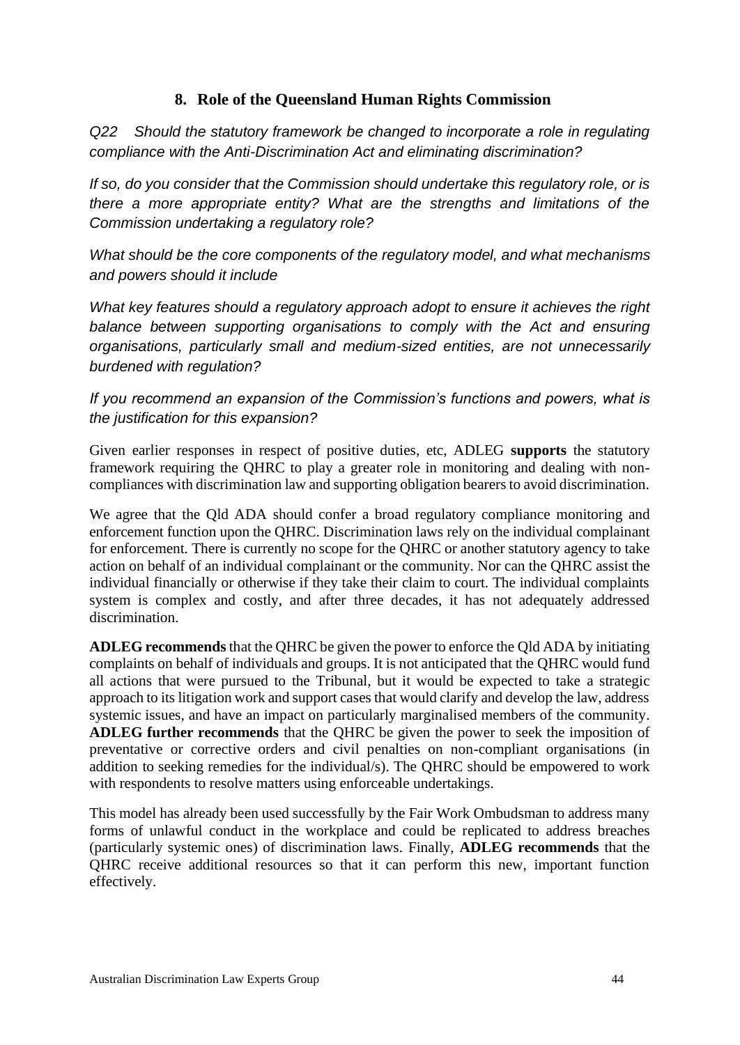## 8. Role of the Queensland Human Rights Commission

*Q22 Should the statutory framework be changed to incorporate a role in regulating compliance with the Anti-Discrimination Act and eliminating discrimination?*

*If so, do you consider that the Commission should undertake this regulatory role, or is there a more appropriate entity? What are the strengths and limitations of the Commission undertaking a regulatory role?*

*What should be the core components of the regulatory model, and what mechanisms and powers should it include*

*What key features should a regulatory approach adopt to ensure it achieves the right balance between supporting organisations to comply with the Act and ensuring organisations, particularly small and medium-sized entities, are not unnecessarily burdened with regulation?*

*If you recommend an expansion of the Commission's functions and powers, what is the justification for this expansion?*

Given earlier responses in respect of positive duties, etc, ADLEG **supports** the statutory framework requiring the QHRC to play a greater role in monitoring and dealing with non-compliances with discrimination law and supporting obligation bearers to avoid discrimination.

We agree that the Qld ADA should confer a broad regulatory compliance monitoring and enforcement function upon the QHRC. Discrimination laws rely on the individual complainant for enforcement. There is currently no scope for the QHRC or another statutory agency to take action on behalf of an individual complainant or the community. Nor can the QHRC assist the individual financially or otherwise if they take their claim to court. The individual complaints system is complex and costly, and after three decades, it has not adequately addressed discrimination.

**ADLEG recommends** that the QHRC be given the power to enforce the Qld ADA by initiating complaints on behalf of individuals and groups. It is not anticipated that the QHRC would fund all actions that were pursued to the Tribunal, but it would be expected to take a strategic approach to its litigation work and support cases that would clarify and develop the law, address systemic issues, and have an impact on particularly marginalised members of the community. **ADLEG further recommends** that the QHRC be given the power to seek the imposition of preventative or corrective orders and civil penalties on non-compliant organisations (in addition to seeking remedies for the individual/s). The QHRC should be empowered to work with respondents to resolve matters using enforceable undertakings.

This model has already been used successfully by the Fair Work Ombudsman to address many forms of unlawful conduct in the workplace and could be replicated to address breaches (particularly systemic ones) of discrimination laws. Finally, **ADLEG recommends** that the QHRC receive additional resources so that it can perform this new, important function effectively.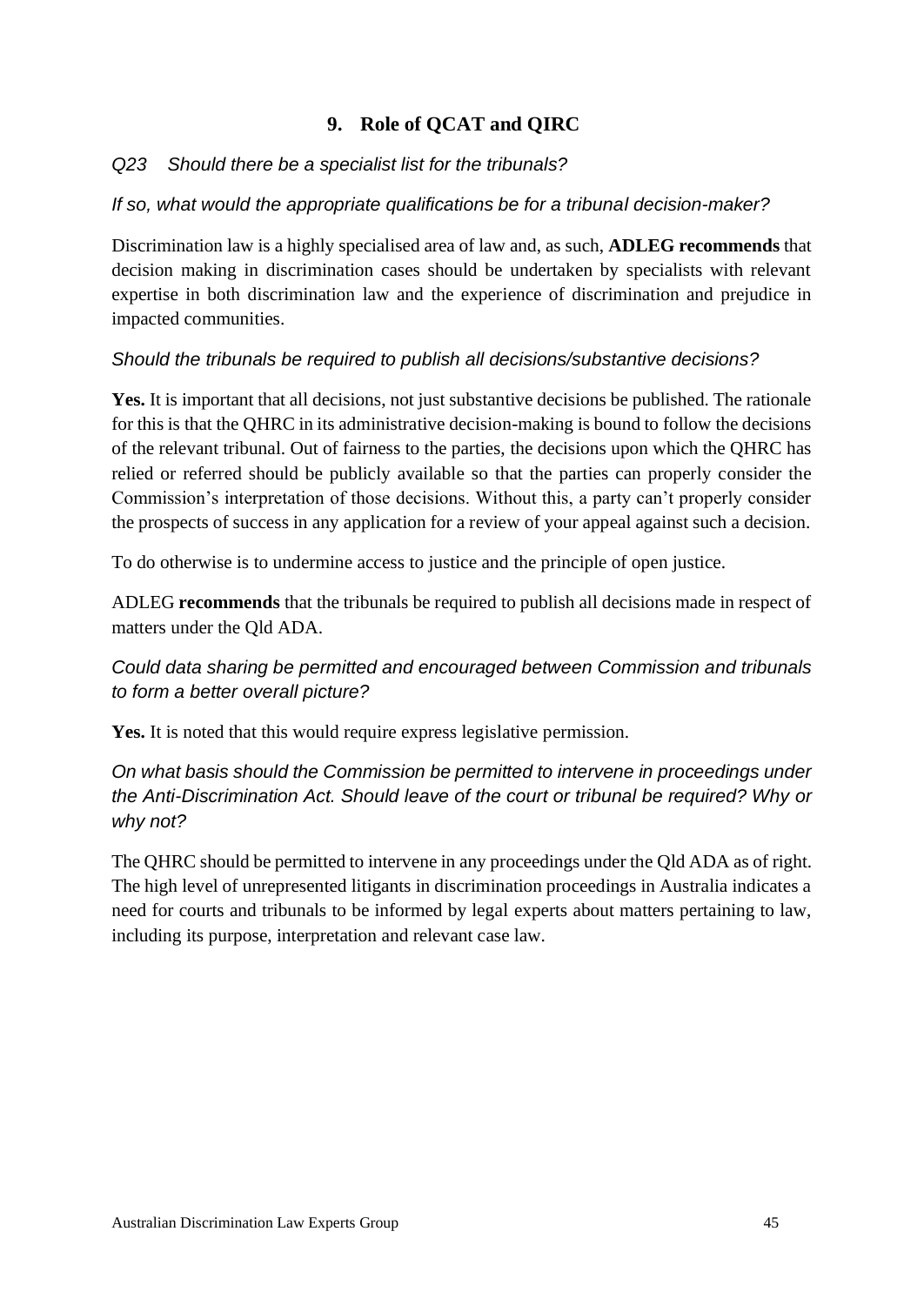## 9. Role of QCAT and QIRC

*Q23 Should there be a specialist list for the tribunals?*

*If so, what would the appropriate qualifications be for a tribunal decision-maker?*

Discrimination law is a highly specialised area of law and, as such, **ADLEG recommends** that decision making in discrimination cases should be undertaken by specialists with relevant expertise in both discrimination law and the experience of discrimination and prejudice in impacted communities.

*Should the tribunals be required to publish all decisions/substantive decisions?*

**Yes.** It is important that all decisions, not just substantive decisions be published. The rationale for this is that the QHRC in its administrative decision-making is bound to follow the decisions of the relevant tribunal. Out of fairness to the parties, the decisions upon which the QHRC has relied or referred should be publicly available so that the parties can properly consider the Commission's interpretation of those decisions. Without this, a party can't properly consider the prospects of success in any application for a review of your appeal against such a decision.

To do otherwise is to undermine access to justice and the principle of open justice.

ADLEG **recommends** that the tribunals be required to publish all decisions made in respect of matters under the Qld ADA.

*Could data sharing be permitted and encouraged between Commission and tribunals to form a better overall picture?*

**Yes.** It is noted that this would require express legislative permission.

*On what basis should the Commission be permitted to intervene in proceedings under the Anti-Discrimination Act. Should leave of the court or tribunal be required? Why or why not?*

The QHRC should be permitted to intervene in any proceedings under the Qld ADA as of right. The high level of unrepresented litigants in discrimination proceedings in Australia indicates a need for courts and tribunals to be informed by legal experts about matters pertaining to law, including its purpose, interpretation and relevant case law.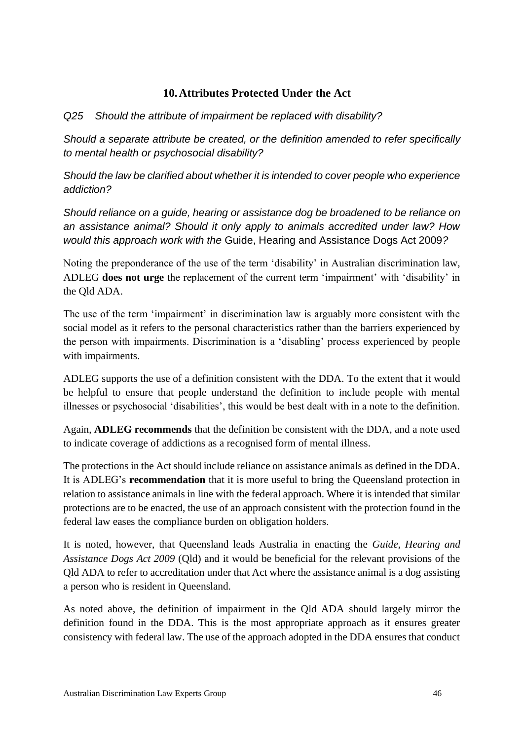## 10. Attributes Protected Under the Act

*Q25 Should the attribute of impairment be replaced with disability?*

*Should a separate attribute be created, or the definition amended to refer specifically to mental health or psychosocial disability?*

*Should the law be clarified about whether it is intended to cover people who experience addiction?*

*Should reliance on a guide, hearing or assistance dog be broadened to be reliance on an assistance animal? Should it only apply to animals accredited under law? How would this approach work with the* Guide, Hearing and Assistance Dogs Act 2009*?*

Noting the preponderance of the use of the term 'disability' in Australian discrimination law, ADLEG **does not urge** the replacement of the current term 'impairment' with 'disability' in the Qld ADA.

The use of the term 'impairment' in discrimination law is arguably more consistent with the social model as it refers to the personal characteristics rather than the barriers experienced by the person with impairments. Discrimination is a 'disabling' process experienced by people with impairments.

ADLEG supports the use of a definition consistent with the DDA. To the extent that it would be helpful to ensure that people understand the definition to include people with mental illnesses or psychosocial 'disabilities', this would be best dealt with in a note to the definition.

Again, **ADLEG recommends** that the definition be consistent with the DDA, and a note used to indicate coverage of addictions as a recognised form of mental illness.

The protections in the Act should include reliance on assistance animals as defined in the DDA. It is ADLEG's **recommendation** that it is more useful to bring the Queensland protection in relation to assistance animals in line with the federal approach. Where it is intended that similar protections are to be enacted, the use of an approach consistent with the protection found in the federal law eases the compliance burden on obligation holders.

It is noted, however, that Queensland leads Australia in enacting the *Guide, Hearing and Assistance Dogs Act 2009* (Qld) and it would be beneficial for the relevant provisions of the Qld ADA to refer to accreditation under that Act where the assistance animal is a dog assisting a person who is resident in Queensland.

As noted above, the definition of impairment in the Qld ADA should largely mirror the definition found in the DDA. This is the most appropriate approach as it ensures greater consistency with federal law. The use of the approach adopted in the DDA ensures that conduct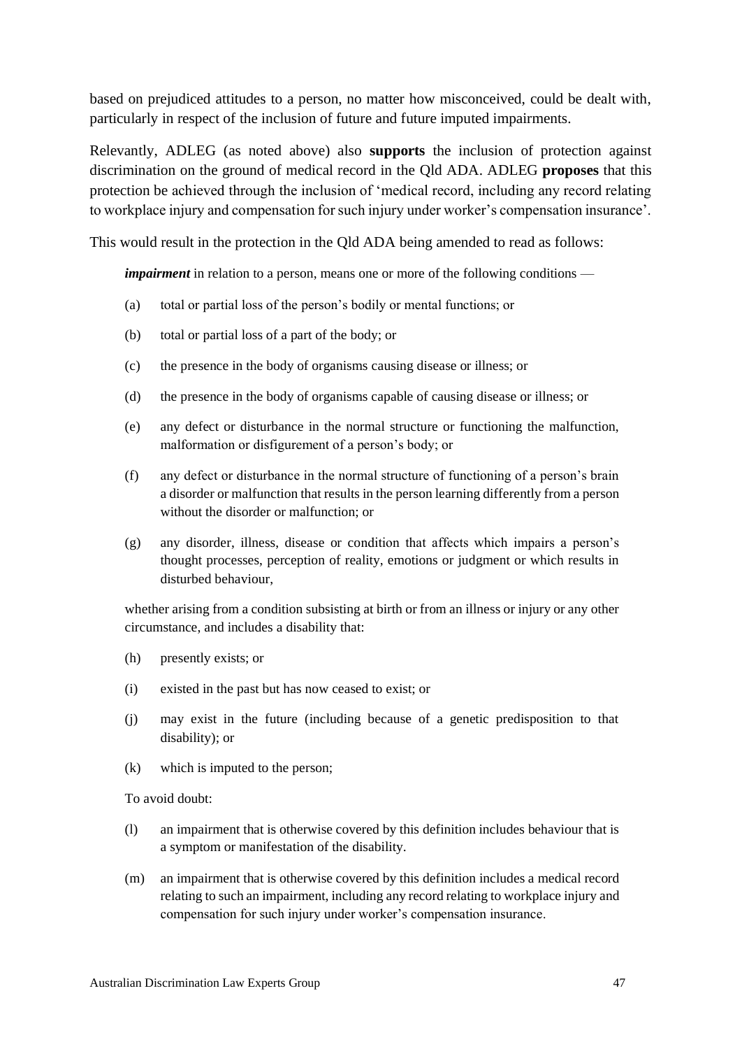based on prejudiced attitudes to a person, no matter how misconceived, could be dealt with, particularly in respect of the inclusion of future and future imputed impairments.

Relevantly, ADLEG (as noted above) also **supports** the inclusion of protection against discrimination on the ground of medical record in the Qld ADA. ADLEG **proposes** that this protection be achieved through the inclusion of 'medical record, including any record relating to workplace injury and compensation for such injury under worker's compensation insurance'.

This would result in the protection in the Qld ADA being amended to read as follows:

> ***impairment*** in relation to a person, means one or more of the following conditions —
>
> (a) total or partial loss of the person's bodily or mental functions; or
>
> (b) total or partial loss of a part of the body; or
>
> (c) the presence in the body of organisms causing disease or illness; or
>
> (d) the presence in the body of organisms capable of causing disease or illness; or
>
> (e) any defect or disturbance in the normal structure or functioning the malfunction, malformation or disfigurement of a person's body; or
>
> (f) any defect or disturbance in the normal structure of functioning of a person's brain a disorder or malfunction that results in the person learning differently from a person without the disorder or malfunction; or
>
> (g) any disorder, illness, disease or condition that affects which impairs a person's thought processes, perception of reality, emotions or judgment or which results in disturbed behaviour,
>
> whether arising from a condition subsisting at birth or from an illness or injury or any other circumstance, and includes a disability that:
>
> (h) presently exists; or
>
> (i) existed in the past but has now ceased to exist; or
>
> (j) may exist in the future (including because of a genetic predisposition to that disability); or
>
> (k) which is imputed to the person;
>
> To avoid doubt:
>
> (l) an impairment that is otherwise covered by this definition includes behaviour that is a symptom or manifestation of the disability.
>
> (m) an impairment that is otherwise covered by this definition includes a medical record relating to such an impairment, including any record relating to workplace injury and compensation for such injury under worker's compensation insurance.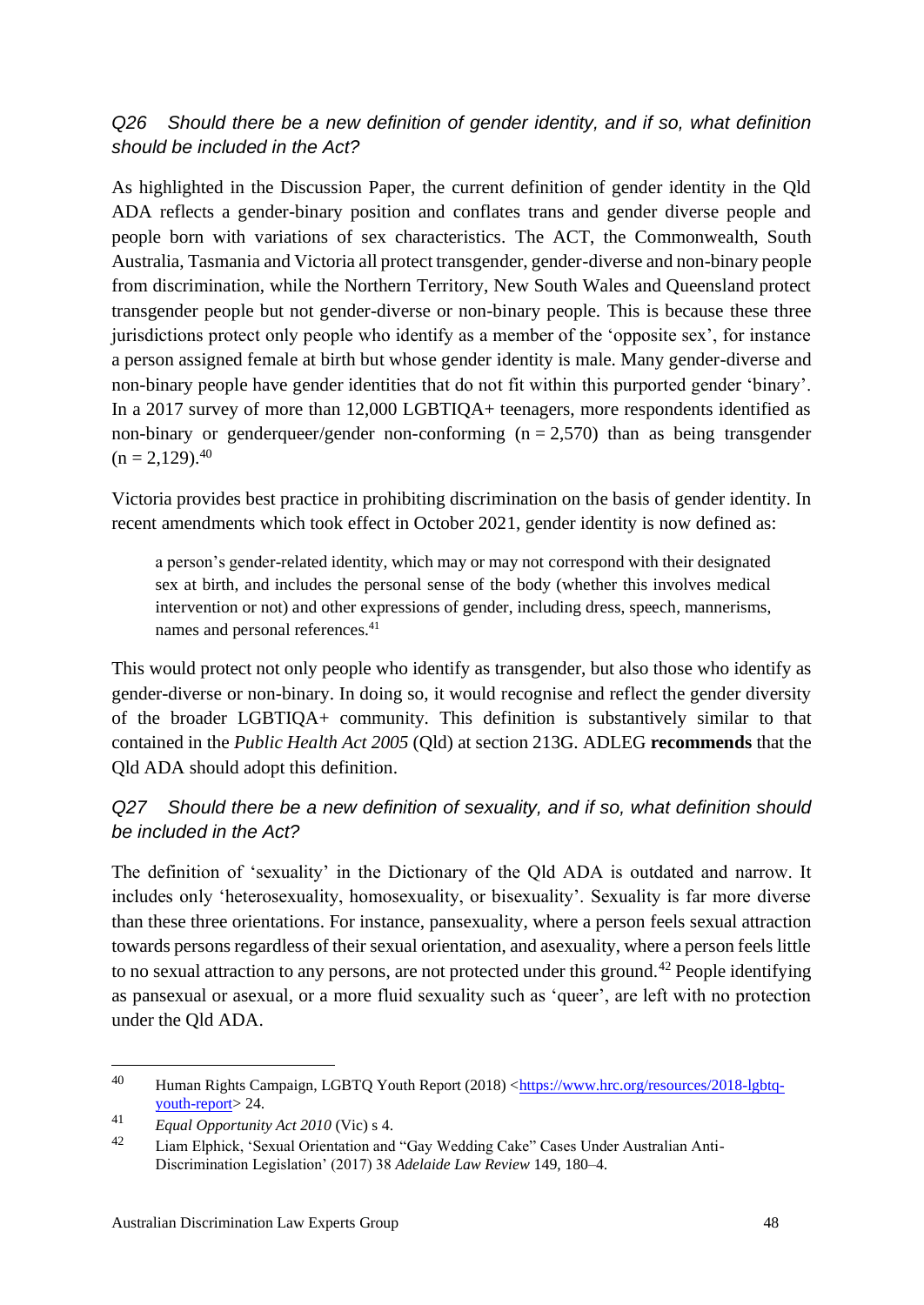*Q26 Should there be a new definition of gender identity, and if so, what definition should be included in the Act?*

As highlighted in the Discussion Paper, the current definition of gender identity in the Qld ADA reflects a gender-binary position and conflates trans and gender diverse people and people born with variations of sex characteristics. The ACT, the Commonwealth, South Australia, Tasmania and Victoria all protect transgender, gender-diverse and non-binary people from discrimination, while the Northern Territory, New South Wales and Queensland protect transgender people but not gender-diverse or non-binary people. This is because these three jurisdictions protect only people who identify as a member of the 'opposite sex', for instance a person assigned female at birth but whose gender identity is male. Many gender-diverse and non-binary people have gender identities that do not fit within this purported gender 'binary'. In a 2017 survey of more than 12,000 LGBTIQA+ teenagers, more respondents identified as non-binary or genderqueer/gender non-conforming (n = 2,570) than as being transgender (n = 2,129).[40]

Victoria provides best practice in prohibiting discrimination on the basis of gender identity. In recent amendments which took effect in October 2021, gender identity is now defined as:

> a person's gender-related identity, which may or may not correspond with their designated sex at birth, and includes the personal sense of the body (whether this involves medical intervention or not) and other expressions of gender, including dress, speech, mannerisms, names and personal references.[41]

This would protect not only people who identify as transgender, but also those who identify as gender-diverse or non-binary. In doing so, it would recognise and reflect the gender diversity of the broader LGBTIQA+ community. This definition is substantively similar to that contained in the *Public Health Act 2005* (Qld) at section 213G. ADLEG **recommends** that the Qld ADA should adopt this definition.

*Q27 Should there be a new definition of sexuality, and if so, what definition should be included in the Act?*

The definition of 'sexuality' in the Dictionary of the Qld ADA is outdated and narrow. It includes only 'heterosexuality, homosexuality, or bisexuality'. Sexuality is far more diverse than these three orientations. For instance, pansexuality, where a person feels sexual attraction towards persons regardless of their sexual orientation, and asexuality, where a person feels little to no sexual attraction to any persons, are not protected under this ground.[42] People identifying as pansexual or asexual, or a more fluid sexuality such as 'queer', are left with no protection under the Qld ADA.

---

[40] Human Rights Campaign, LGBTQ Youth Report (2018) <https://www.hrc.org/resources/2018-lgbtq-youth-report> 24.

[41] *Equal Opportunity Act 2010* (Vic) s 4.

[42] Liam Elphick, 'Sexual Orientation and "Gay Wedding Cake" Cases Under Australian Anti-Discrimination Legislation' (2017) 38 *Adelaide Law Review* 149, 180–4.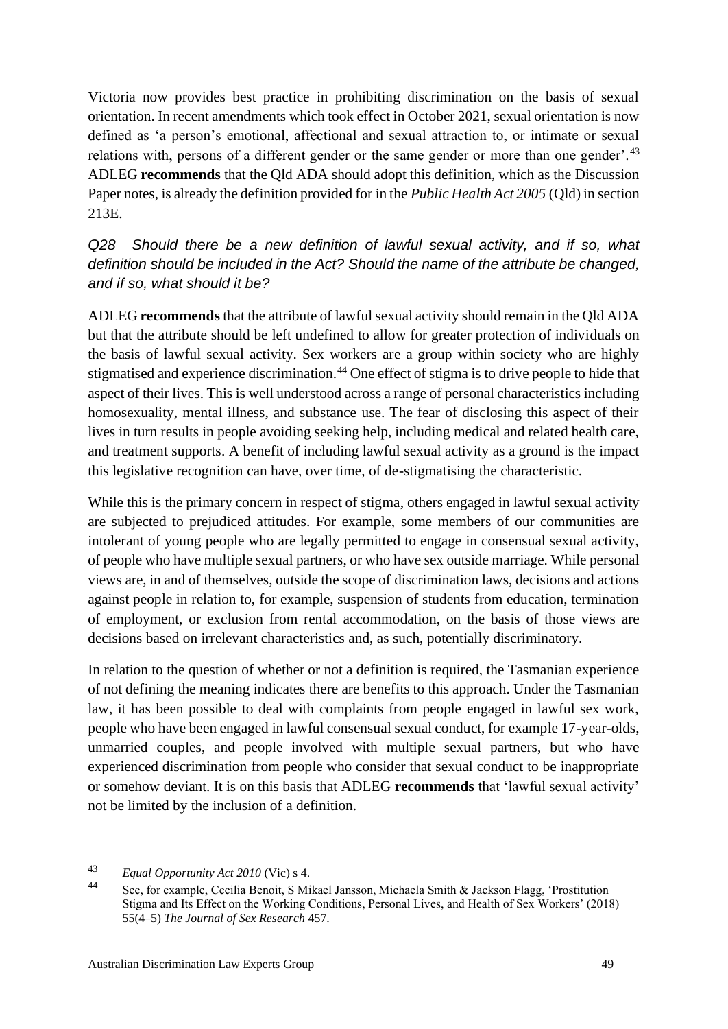Victoria now provides best practice in prohibiting discrimination on the basis of sexual orientation. In recent amendments which took effect in October 2021, sexual orientation is now defined as 'a person's emotional, affectional and sexual attraction to, or intimate or sexual relations with, persons of a different gender or the same gender or more than one gender'.[43] ADLEG **recommends** that the Qld ADA should adopt this definition, which as the Discussion Paper notes, is already the definition provided for in the *Public Health Act 2005* (Qld) in section 213E.

*Q28 Should there be a new definition of lawful sexual activity, and if so, what definition should be included in the Act? Should the name of the attribute be changed, and if so, what should it be?*

ADLEG **recommends** that the attribute of lawful sexual activity should remain in the Qld ADA but that the attribute should be left undefined to allow for greater protection of individuals on the basis of lawful sexual activity. Sex workers are a group within society who are highly stigmatised and experience discrimination.[44] One effect of stigma is to drive people to hide that aspect of their lives. This is well understood across a range of personal characteristics including homosexuality, mental illness, and substance use. The fear of disclosing this aspect of their lives in turn results in people avoiding seeking help, including medical and related health care, and treatment supports. A benefit of including lawful sexual activity as a ground is the impact this legislative recognition can have, over time, of de-stigmatising the characteristic.

While this is the primary concern in respect of stigma, others engaged in lawful sexual activity are subjected to prejudiced attitudes. For example, some members of our communities are intolerant of young people who are legally permitted to engage in consensual sexual activity, of people who have multiple sexual partners, or who have sex outside marriage. While personal views are, in and of themselves, outside the scope of discrimination laws, decisions and actions against people in relation to, for example, suspension of students from education, termination of employment, or exclusion from rental accommodation, on the basis of those views are decisions based on irrelevant characteristics and, as such, potentially discriminatory.

In relation to the question of whether or not a definition is required, the Tasmanian experience of not defining the meaning indicates there are benefits to this approach. Under the Tasmanian law, it has been possible to deal with complaints from people engaged in lawful sex work, people who have been engaged in lawful consensual sexual conduct, for example 17-year-olds, unmarried couples, and people involved with multiple sexual partners, but who have experienced discrimination from people who consider that sexual conduct to be inappropriate or somehow deviant. It is on this basis that ADLEG **recommends** that 'lawful sexual activity' not be limited by the inclusion of a definition.

---

[43] *Equal Opportunity Act 2010* (Vic) s 4.

[44] See, for example, Cecilia Benoit, S Mikael Jansson, Michaela Smith & Jackson Flagg, 'Prostitution Stigma and Its Effect on the Working Conditions, Personal Lives, and Health of Sex Workers' (2018) 55(4–5) *The Journal of Sex Research* 457.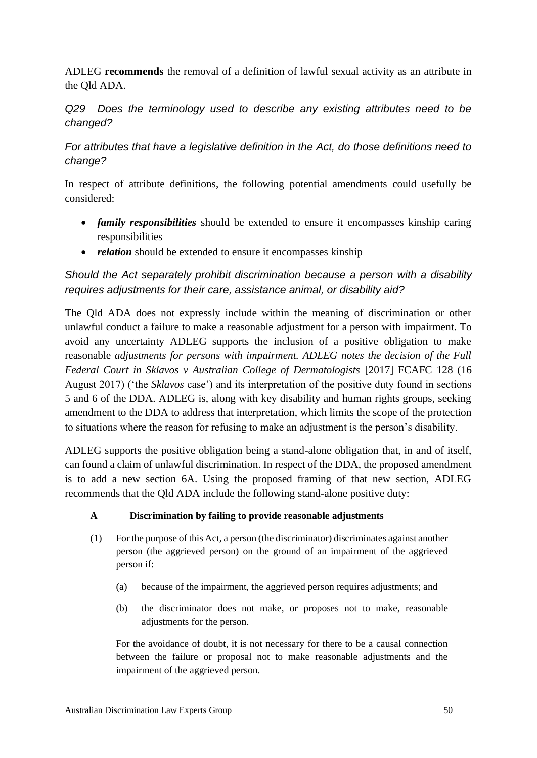ADLEG **recommends** the removal of a definition of lawful sexual activity as an attribute in the Qld ADA.

*Q29 Does the terminology used to describe any existing attributes need to be changed?*

*For attributes that have a legislative definition in the Act, do those definitions need to change?*

In respect of attribute definitions, the following potential amendments could usefully be considered:

- ***family responsibilities*** should be extended to ensure it encompasses kinship caring responsibilities
- ***relation*** should be extended to ensure it encompasses kinship

*Should the Act separately prohibit discrimination because a person with a disability requires adjustments for their care, assistance animal, or disability aid?*

The Qld ADA does not expressly include within the meaning of discrimination or other unlawful conduct a failure to make a reasonable adjustment for a person with impairment. To avoid any uncertainty ADLEG supports the inclusion of a positive obligation to make reasonable *adjustments for persons with impairment. ADLEG notes the decision of the Full Federal Court in Sklavos v Australian College of Dermatologists* [2017] FCAFC 128 (16 August 2017) ('the *Sklavos* case') and its interpretation of the positive duty found in sections 5 and 6 of the DDA. ADLEG is, along with key disability and human rights groups, seeking amendment to the DDA to address that interpretation, which limits the scope of the protection to situations where the reason for refusing to make an adjustment is the person's disability.

ADLEG supports the positive obligation being a stand-alone obligation that, in and of itself, can found a claim of unlawful discrimination. In respect of the DDA, the proposed amendment is to add a new section 6A. Using the proposed framing of that new section, ADLEG recommends that the Qld ADA include the following stand-alone positive duty:

**A Discrimination by failing to provide reasonable adjustments**

(1) For the purpose of this Act, a person (the discriminator) discriminates against another person (the aggrieved person) on the ground of an impairment of the aggrieved person if:

(a) because of the impairment, the aggrieved person requires adjustments; and

(b) the discriminator does not make, or proposes not to make, reasonable adjustments for the person.

For the avoidance of doubt, it is not necessary for there to be a causal connection between the failure or proposal not to make reasonable adjustments and the impairment of the aggrieved person.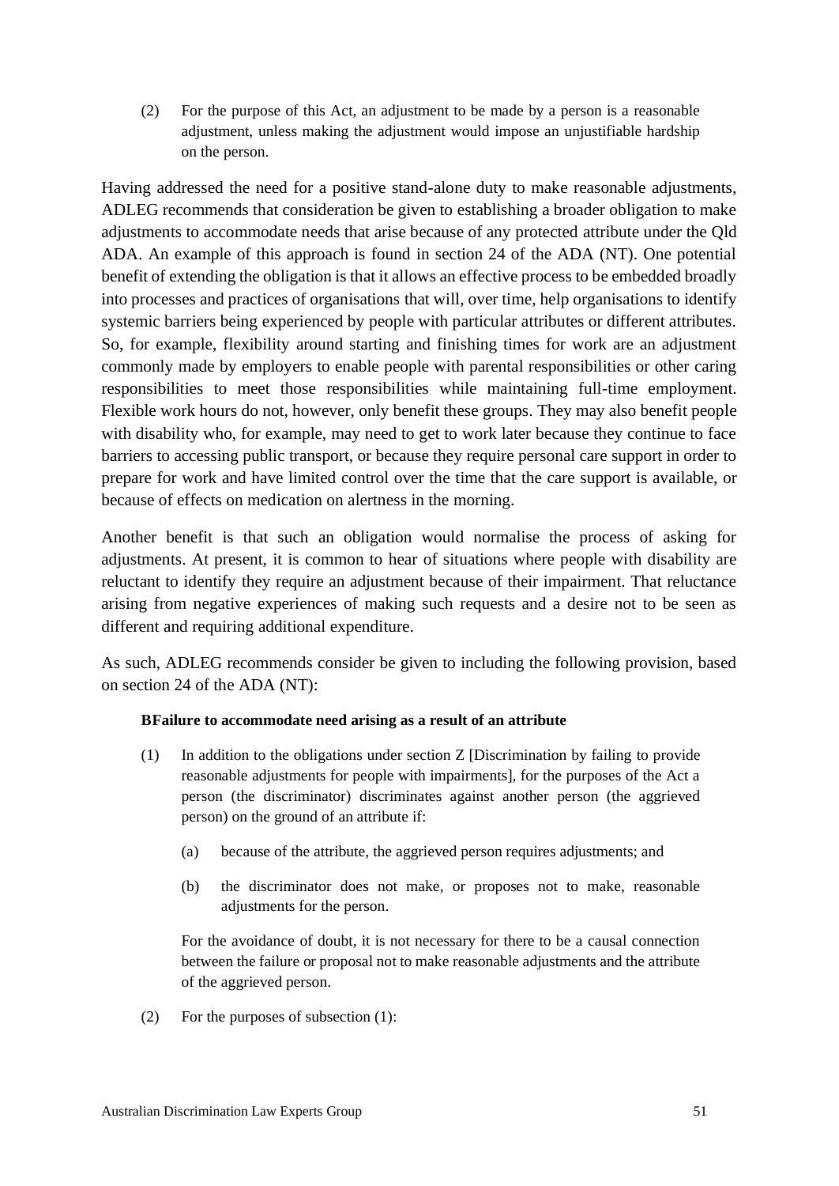(2) For the purpose of this Act, an adjustment to be made by a person is a reasonable adjustment, unless making the adjustment would impose an unjustifiable hardship on the person.

Having addressed the need for a positive stand-alone duty to make reasonable adjustments, ADLEG recommends that consideration be given to establishing a broader obligation to make adjustments to accommodate needs that arise because of any protected attribute under the Qld ADA. An example of this approach is found in section 24 of the ADA (NT). One potential benefit of extending the obligation is that it allows an effective process to be embedded broadly into processes and practices of organisations that will, over time, help organisations to identify systemic barriers being experienced by people with particular attributes or different attributes. So, for example, flexibility around starting and finishing times for work are an adjustment commonly made by employers to enable people with parental responsibilities or other caring responsibilities to meet those responsibilities while maintaining full-time employment. Flexible work hours do not, however, only benefit these groups. They may also benefit people with disability who, for example, may need to get to work later because they continue to face barriers to accessing public transport, or because they require personal care support in order to prepare for work and have limited control over the time that the care support is available, or because of effects on medication on alertness in the morning.

Another benefit is that such an obligation would normalise the process of asking for adjustments. At present, it is common to hear of situations where people with disability are reluctant to identify they require an adjustment because of their impairment. That reluctance arising from negative experiences of making such requests and a desire not to be seen as different and requiring additional expenditure.

As such, ADLEG recommends consider be given to including the following provision, based on section 24 of the ADA (NT):

**BFailure to accommodate need arising as a result of an attribute**

(1) In addition to the obligations under section Z [Discrimination by failing to provide reasonable adjustments for people with impairments], for the purposes of the Act a person (the discriminator) discriminates against another person (the aggrieved person) on the ground of an attribute if:

(a) because of the attribute, the aggrieved person requires adjustments; and

(b) the discriminator does not make, or proposes not to make, reasonable adjustments for the person.

For the avoidance of doubt, it is not necessary for there to be a causal connection between the failure or proposal not to make reasonable adjustments and the attribute of the aggrieved person.

(2) For the purposes of subsection (1):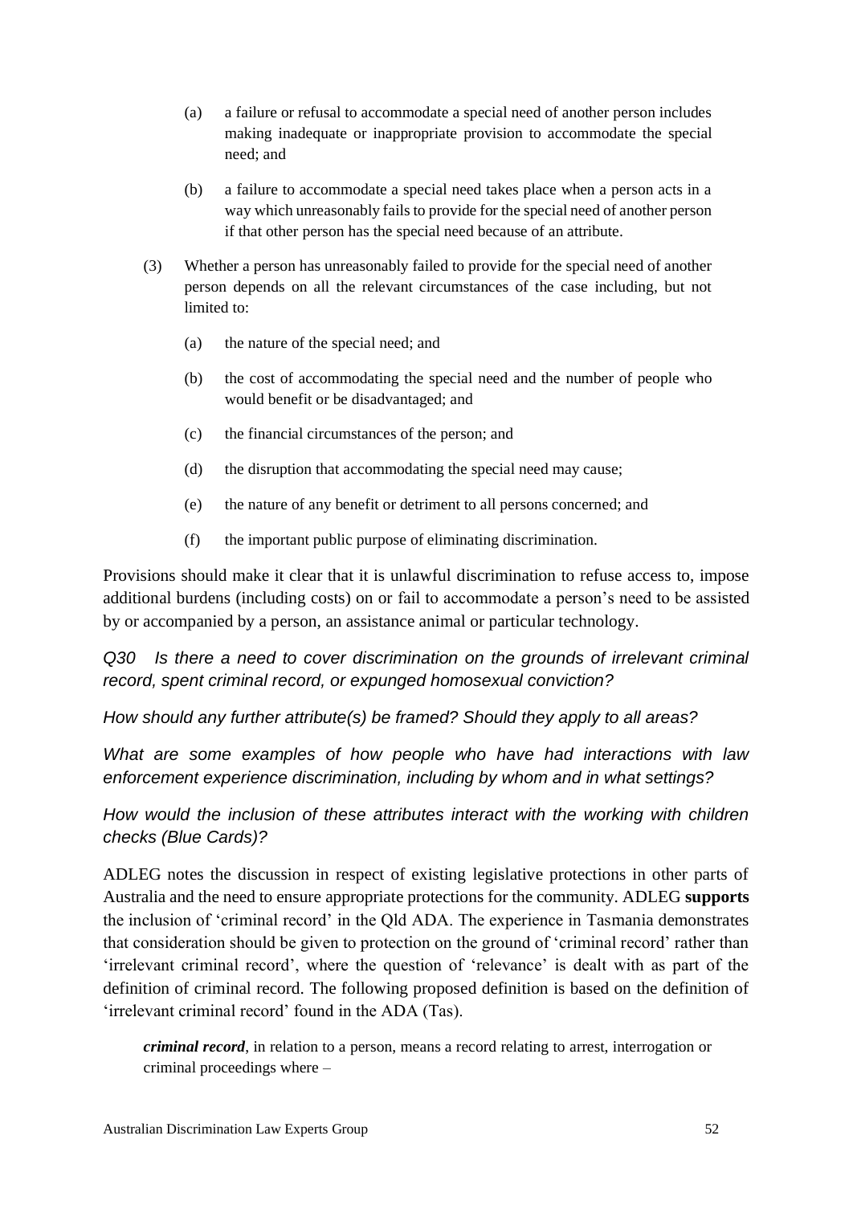(a) a failure or refusal to accommodate a special need of another person includes making inadequate or inappropriate provision to accommodate the special need; and

(b) a failure to accommodate a special need takes place when a person acts in a way which unreasonably fails to provide for the special need of another person if that other person has the special need because of an attribute.

(3) Whether a person has unreasonably failed to provide for the special need of another person depends on all the relevant circumstances of the case including, but not limited to:

(a) the nature of the special need; and

(b) the cost of accommodating the special need and the number of people who would benefit or be disadvantaged; and

(c) the financial circumstances of the person; and

(d) the disruption that accommodating the special need may cause;

(e) the nature of any benefit or detriment to all persons concerned; and

(f) the important public purpose of eliminating discrimination.

Provisions should make it clear that it is unlawful discrimination to refuse access to, impose additional burdens (including costs) on or fail to accommodate a person's need to be assisted by or accompanied by a person, an assistance animal or particular technology.

*Q30 Is there a need to cover discrimination on the grounds of irrelevant criminal record, spent criminal record, or expunged homosexual conviction?*

*How should any further attribute(s) be framed? Should they apply to all areas?*

*What are some examples of how people who have had interactions with law enforcement experience discrimination, including by whom and in what settings?*

*How would the inclusion of these attributes interact with the working with children checks (Blue Cards)?*

ADLEG notes the discussion in respect of existing legislative protections in other parts of Australia and the need to ensure appropriate protections for the community. ADLEG **supports** the inclusion of 'criminal record' in the Qld ADA. The experience in Tasmania demonstrates that consideration should be given to protection on the ground of 'criminal record' rather than 'irrelevant criminal record', where the question of 'relevance' is dealt with as part of the definition of criminal record. The following proposed definition is based on the definition of 'irrelevant criminal record' found in the ADA (Tas).

***criminal record***, in relation to a person, means a record relating to arrest, interrogation or criminal proceedings where –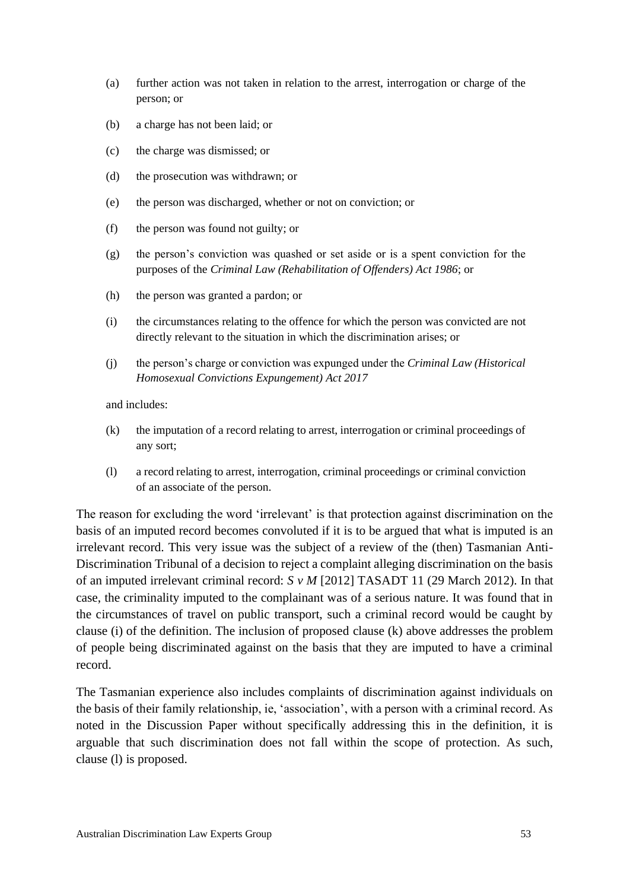(a) further action was not taken in relation to the arrest, interrogation or charge of the person; or

(b) a charge has not been laid; or

(c) the charge was dismissed; or

(d) the prosecution was withdrawn; or

(e) the person was discharged, whether or not on conviction; or

(f) the person was found not guilty; or

(g) the person's conviction was quashed or set aside or is a spent conviction for the purposes of the *Criminal Law (Rehabilitation of Offenders) Act 1986*; or

(h) the person was granted a pardon; or

(i) the circumstances relating to the offence for which the person was convicted are not directly relevant to the situation in which the discrimination arises; or

(j) the person's charge or conviction was expunged under the *Criminal Law (Historical Homosexual Convictions Expungement) Act 2017*

and includes:

(k) the imputation of a record relating to arrest, interrogation or criminal proceedings of any sort;

(l) a record relating to arrest, interrogation, criminal proceedings or criminal conviction of an associate of the person.

The reason for excluding the word 'irrelevant' is that protection against discrimination on the basis of an imputed record becomes convoluted if it is to be argued that what is imputed is an irrelevant record. This very issue was the subject of a review of the (then) Tasmanian Anti-Discrimination Tribunal of a decision to reject a complaint alleging discrimination on the basis of an imputed irrelevant criminal record: *S v M* [2012] TASADT 11 (29 March 2012). In that case, the criminality imputed to the complainant was of a serious nature. It was found that in the circumstances of travel on public transport, such a criminal record would be caught by clause (i) of the definition. The inclusion of proposed clause (k) above addresses the problem of people being discriminated against on the basis that they are imputed to have a criminal record.

The Tasmanian experience also includes complaints of discrimination against individuals on the basis of their family relationship, ie, 'association', with a person with a criminal record. As noted in the Discussion Paper without specifically addressing this in the definition, it is arguable that such discrimination does not fall within the scope of protection. As such, clause (l) is proposed.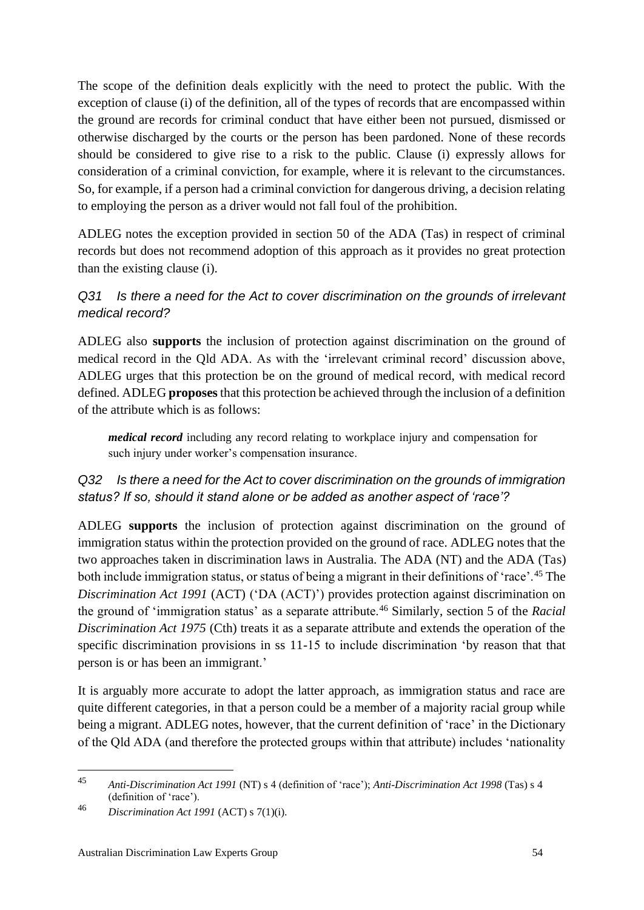The scope of the definition deals explicitly with the need to protect the public. With the exception of clause (i) of the definition, all of the types of records that are encompassed within the ground are records for criminal conduct that have either been not pursued, dismissed or otherwise discharged by the courts or the person has been pardoned. None of these records should be considered to give rise to a risk to the public. Clause (i) expressly allows for consideration of a criminal conviction, for example, where it is relevant to the circumstances. So, for example, if a person had a criminal conviction for dangerous driving, a decision relating to employing the person as a driver would not fall foul of the prohibition.

ADLEG notes the exception provided in section 50 of the ADA (Tas) in respect of criminal records but does not recommend adoption of this approach as it provides no great protection than the existing clause (i).

### *Q31 Is there a need for the Act to cover discrimination on the grounds of irrelevant medical record?*

ADLEG also **supports** the inclusion of protection against discrimination on the ground of medical record in the Qld ADA. As with the 'irrelevant criminal record' discussion above, ADLEG urges that this protection be on the ground of medical record, with medical record defined. ADLEG **proposes** that this protection be achieved through the inclusion of a definition of the attribute which is as follows:

> ***medical record*** including any record relating to workplace injury and compensation for such injury under worker's compensation insurance.

### *Q32 Is there a need for the Act to cover discrimination on the grounds of immigration status? If so, should it stand alone or be added as another aspect of 'race'?*

ADLEG **supports** the inclusion of protection against discrimination on the ground of immigration status within the protection provided on the ground of race. ADLEG notes that the two approaches taken in discrimination laws in Australia. The ADA (NT) and the ADA (Tas) both include immigration status, or status of being a migrant in their definitions of 'race'.[45] The *Discrimination Act 1991* (ACT) ('DA (ACT)') provides protection against discrimination on the ground of 'immigration status' as a separate attribute.[46] Similarly, section 5 of the *Racial Discrimination Act 1975* (Cth) treats it as a separate attribute and extends the operation of the specific discrimination provisions in ss 11-15 to include discrimination 'by reason that that person is or has been an immigrant.'

It is arguably more accurate to adopt the latter approach, as immigration status and race are quite different categories, in that a person could be a member of a majority racial group while being a migrant. ADLEG notes, however, that the current definition of 'race' in the Dictionary of the Qld ADA (and therefore the protected groups within that attribute) includes 'nationality

---

[45] *Anti-Discrimination Act 1991* (NT) s 4 (definition of 'race'); *Anti-Discrimination Act 1998* (Tas) s 4 (definition of 'race').

[46] *Discrimination Act 1991* (ACT) s 7(1)(i).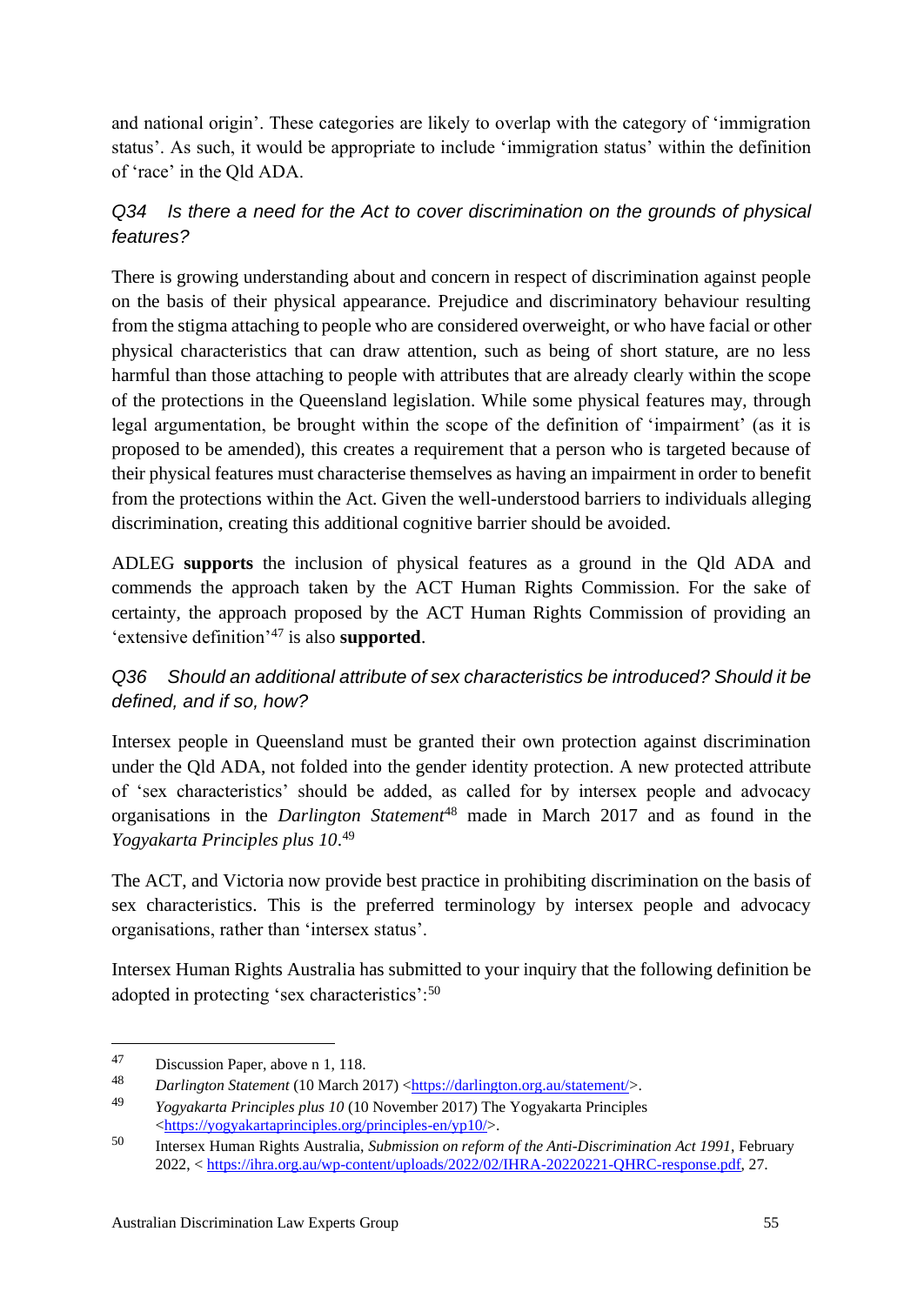and national origin'. These categories are likely to overlap with the category of 'immigration status'. As such, it would be appropriate to include 'immigration status' within the definition of 'race' in the Qld ADA.

### *Q34 Is there a need for the Act to cover discrimination on the grounds of physical features?*

There is growing understanding about and concern in respect of discrimination against people on the basis of their physical appearance. Prejudice and discriminatory behaviour resulting from the stigma attaching to people who are considered overweight, or who have facial or other physical characteristics that can draw attention, such as being of short stature, are no less harmful than those attaching to people with attributes that are already clearly within the scope of the protections in the Queensland legislation. While some physical features may, through legal argumentation, be brought within the scope of the definition of 'impairment' (as it is proposed to be amended), this creates a requirement that a person who is targeted because of their physical features must characterise themselves as having an impairment in order to benefit from the protections within the Act. Given the well-understood barriers to individuals alleging discrimination, creating this additional cognitive barrier should be avoided.

ADLEG **supports** the inclusion of physical features as a ground in the Qld ADA and commends the approach taken by the ACT Human Rights Commission. For the sake of certainty, the approach proposed by the ACT Human Rights Commission of providing an 'extensive definition'[47] is also **supported**.

### *Q36 Should an additional attribute of sex characteristics be introduced? Should it be defined, and if so, how?*

Intersex people in Queensland must be granted their own protection against discrimination under the Qld ADA, not folded into the gender identity protection. A new protected attribute of 'sex characteristics' should be added, as called for by intersex people and advocacy organisations in the *Darlington Statement*[48] made in March 2017 and as found in the *Yogyakarta Principles plus 10*.[49]

The ACT, and Victoria now provide best practice in prohibiting discrimination on the basis of sex characteristics. This is the preferred terminology by intersex people and advocacy organisations, rather than 'intersex status'.

Intersex Human Rights Australia has submitted to your inquiry that the following definition be adopted in protecting 'sex characteristics':[50]

---

47 Discussion Paper, above n 1, 118.

48 *Darlington Statement* (10 March 2017) <https://darlington.org.au/statement/>.

49 *Yogyakarta Principles plus 10* (10 November 2017) The Yogyakarta Principles <https://yogyakartaprinciples.org/principles-en/yp10/>.

50 Intersex Human Rights Australia, *Submission on reform of the Anti-Discrimination Act 1991*, February 2022, < https://ihra.org.au/wp-content/uploads/2022/02/IHRA-20220221-QHRC-response.pdf, 27.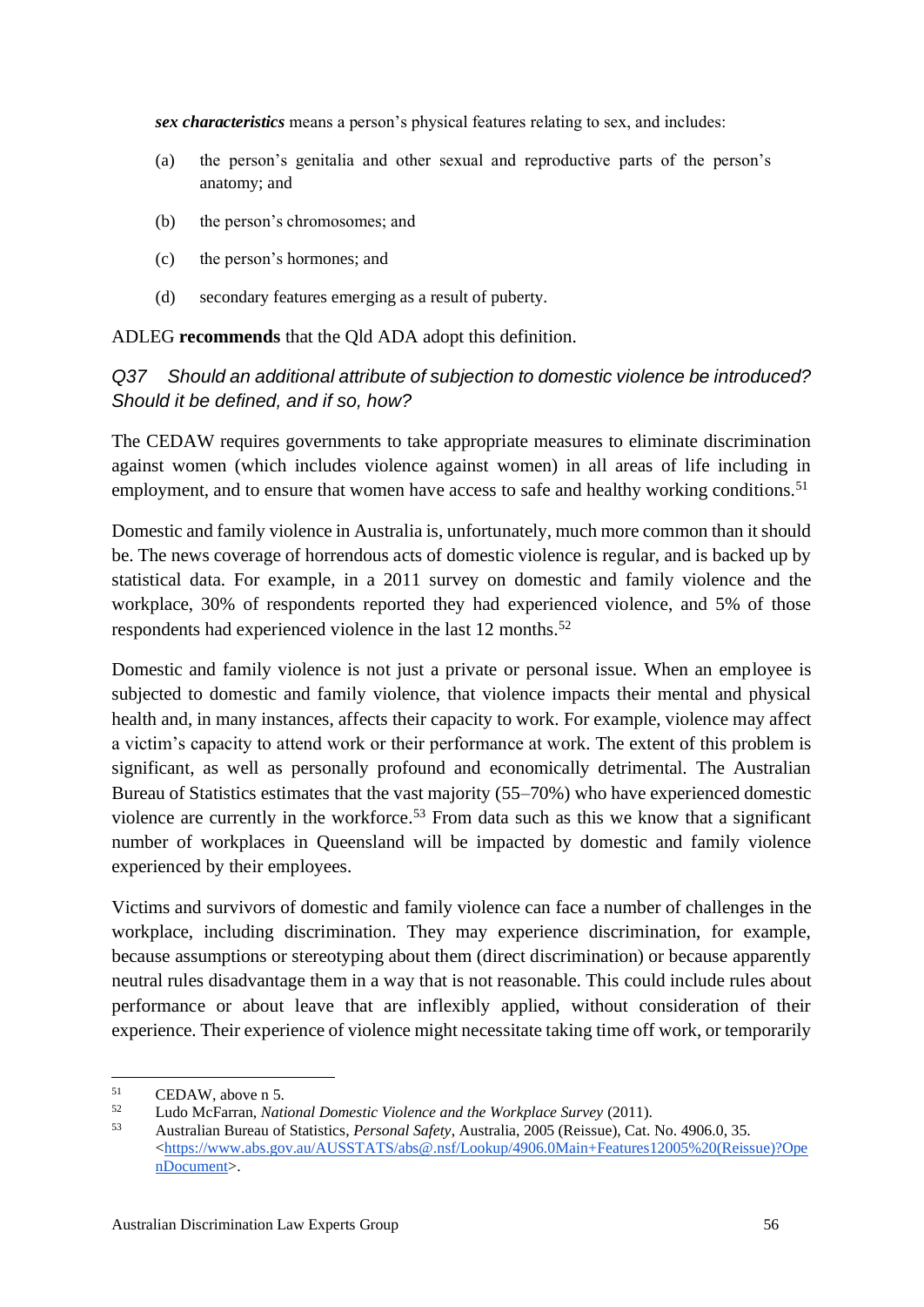***sex characteristics*** means a person's physical features relating to sex, and includes:

(a) the person's genitalia and other sexual and reproductive parts of the person's anatomy; and

(b) the person's chromosomes; and

(c) the person's hormones; and

(d) secondary features emerging as a result of puberty.

ADLEG **recommends** that the Qld ADA adopt this definition.

### *Q37 Should an additional attribute of subjection to domestic violence be introduced? Should it be defined, and if so, how?*

The CEDAW requires governments to take appropriate measures to eliminate discrimination against women (which includes violence against women) in all areas of life including in employment, and to ensure that women have access to safe and healthy working conditions.[51]

Domestic and family violence in Australia is, unfortunately, much more common than it should be. The news coverage of horrendous acts of domestic violence is regular, and is backed up by statistical data. For example, in a 2011 survey on domestic and family violence and the workplace, 30% of respondents reported they had experienced violence, and 5% of those respondents had experienced violence in the last 12 months.[52]

Domestic and family violence is not just a private or personal issue. When an employee is subjected to domestic and family violence, that violence impacts their mental and physical health and, in many instances, affects their capacity to work. For example, violence may affect a victim's capacity to attend work or their performance at work. The extent of this problem is significant, as well as personally profound and economically detrimental. The Australian Bureau of Statistics estimates that the vast majority (55–70%) who have experienced domestic violence are currently in the workforce.[53] From data such as this we know that a significant number of workplaces in Queensland will be impacted by domestic and family violence experienced by their employees.

Victims and survivors of domestic and family violence can face a number of challenges in the workplace, including discrimination. They may experience discrimination, for example, because assumptions or stereotyping about them (direct discrimination) or because apparently neutral rules disadvantage them in a way that is not reasonable. This could include rules about performance or about leave that are inflexibly applied, without consideration of their experience. Their experience of violence might necessitate taking time off work, or temporarily

---

[51] CEDAW, above n 5.

[52] Ludo McFarran, *National Domestic Violence and the Workplace Survey* (2011).

[53] Australian Bureau of Statistics, *Personal Safety*, Australia, 2005 (Reissue), Cat. No. 4906.0, 35. <https://www.abs.gov.au/AUSSTATS/abs@.nsf/Lookup/4906.0Main+Features12005%20(Reissue)?OpenDocument>.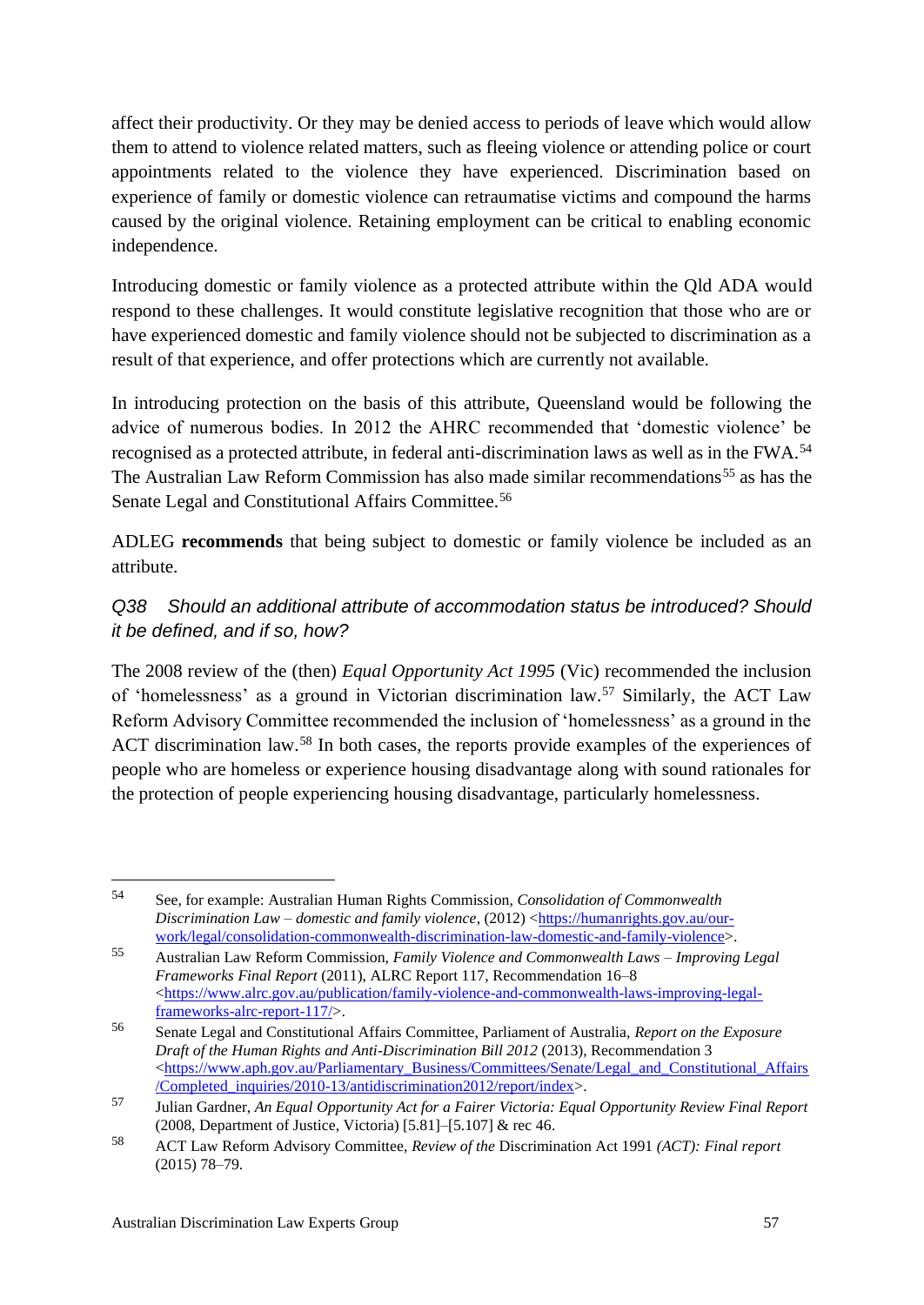affect their productivity. Or they may be denied access to periods of leave which would allow them to attend to violence related matters, such as fleeing violence or attending police or court appointments related to the violence they have experienced. Discrimination based on experience of family or domestic violence can retraumatise victims and compound the harms caused by the original violence. Retaining employment can be critical to enabling economic independence.

Introducing domestic or family violence as a protected attribute within the Qld ADA would respond to these challenges. It would constitute legislative recognition that those who are or have experienced domestic and family violence should not be subjected to discrimination as a result of that experience, and offer protections which are currently not available.

In introducing protection on the basis of this attribute, Queensland would be following the advice of numerous bodies. In 2012 the AHRC recommended that 'domestic violence' be recognised as a protected attribute, in federal anti-discrimination laws as well as in the FWA.[54] The Australian Law Reform Commission has also made similar recommendations[55] as has the Senate Legal and Constitutional Affairs Committee.[56]

ADLEG **recommends** that being subject to domestic or family violence be included as an attribute.

### *Q38 Should an additional attribute of accommodation status be introduced? Should it be defined, and if so, how?*

The 2008 review of the (then) *Equal Opportunity Act 1995* (Vic) recommended the inclusion of 'homelessness' as a ground in Victorian discrimination law.[57] Similarly, the ACT Law Reform Advisory Committee recommended the inclusion of 'homelessness' as a ground in the ACT discrimination law.[58] In both cases, the reports provide examples of the experiences of people who are homeless or experience housing disadvantage along with sound rationales for the protection of people experiencing housing disadvantage, particularly homelessness.

---

[54] See, for example: Australian Human Rights Commission, *Consolidation of Commonwealth Discrimination Law – domestic and family violence*, (2012) <https://humanrights.gov.au/our-work/legal/consolidation-commonwealth-discrimination-law-domestic-and-family-violence>.

[55] Australian Law Reform Commission, *Family Violence and Commonwealth Laws – Improving Legal Frameworks Final Report* (2011), ALRC Report 117, Recommendation 16–8 <https://www.alrc.gov.au/publication/family-violence-and-commonwealth-laws-improving-legal-frameworks-alrc-report-117/>.

[56] Senate Legal and Constitutional Affairs Committee, Parliament of Australia, *Report on the Exposure Draft of the Human Rights and Anti-Discrimination Bill 2012* (2013), Recommendation 3 <https://www.aph.gov.au/Parliamentary_Business/Committees/Senate/Legal_and_Constitutional_Affairs/Completed_inquiries/2010-13/antidiscrimination2012/report/index>.

[57] Julian Gardner, *An Equal Opportunity Act for a Fairer Victoria: Equal Opportunity Review Final Report* (2008, Department of Justice, Victoria) [5.81]–[5.107] & rec 46.

[58] ACT Law Reform Advisory Committee, *Review of the* Discrimination Act 1991 *(ACT): Final report* (2015) 78–79.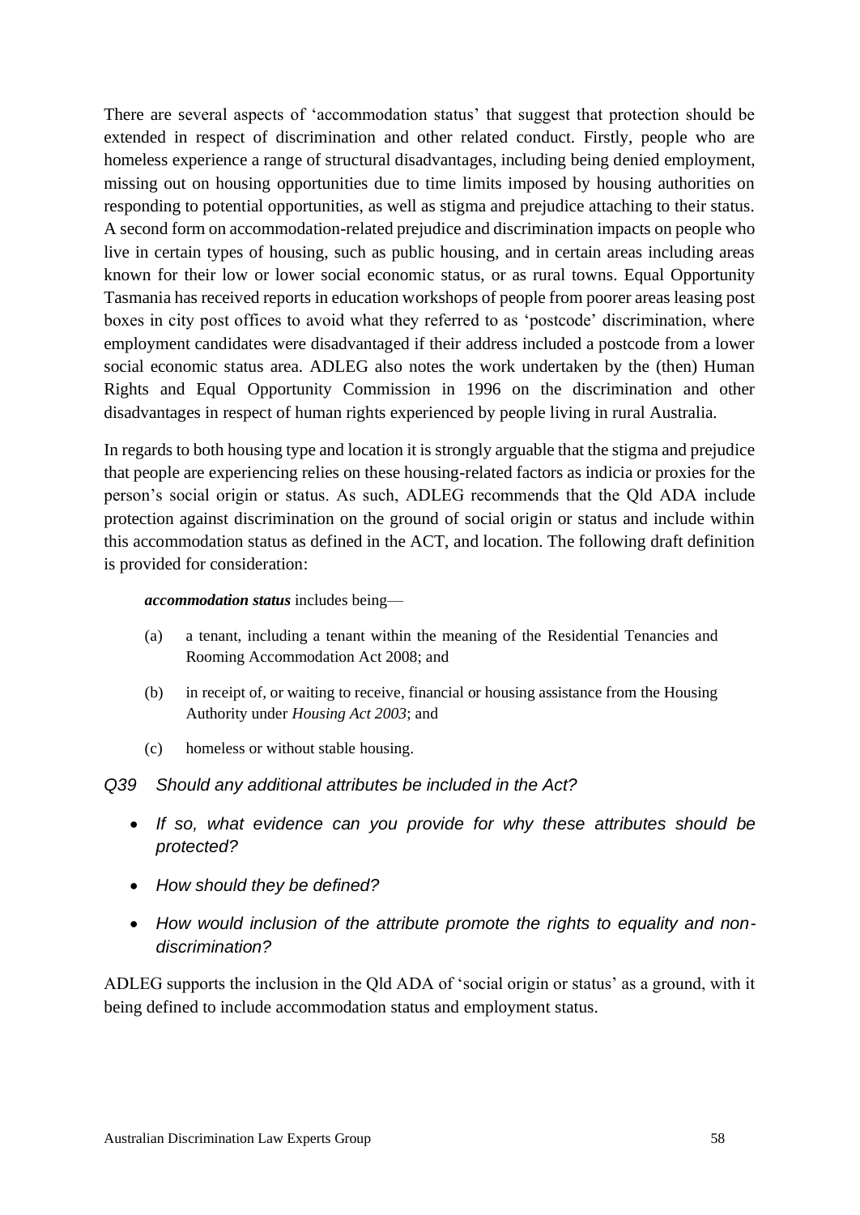There are several aspects of 'accommodation status' that suggest that protection should be extended in respect of discrimination and other related conduct. Firstly, people who are homeless experience a range of structural disadvantages, including being denied employment, missing out on housing opportunities due to time limits imposed by housing authorities on responding to potential opportunities, as well as stigma and prejudice attaching to their status. A second form on accommodation-related prejudice and discrimination impacts on people who live in certain types of housing, such as public housing, and in certain areas including areas known for their low or lower social economic status, or as rural towns. Equal Opportunity Tasmania has received reports in education workshops of people from poorer areas leasing post boxes in city post offices to avoid what they referred to as 'postcode' discrimination, where employment candidates were disadvantaged if their address included a postcode from a lower social economic status area. ADLEG also notes the work undertaken by the (then) Human Rights and Equal Opportunity Commission in 1996 on the discrimination and other disadvantages in respect of human rights experienced by people living in rural Australia.

In regards to both housing type and location it is strongly arguable that the stigma and prejudice that people are experiencing relies on these housing-related factors as indicia or proxies for the person's social origin or status. As such, ADLEG recommends that the Qld ADA include protection against discrimination on the ground of social origin or status and include within this accommodation status as defined in the ACT, and location. The following draft definition is provided for consideration:

> ***accommodation status*** includes being—
>
> (a) a tenant, including a tenant within the meaning of the Residential Tenancies and Rooming Accommodation Act 2008; and
>
> (b) in receipt of, or waiting to receive, financial or housing assistance from the Housing Authority under *Housing Act 2003*; and
>
> (c) homeless or without stable housing.

*Q39 Should any additional attributes be included in the Act?*

- *If so, what evidence can you provide for why these attributes should be protected?*
- *How should they be defined?*
- *How would inclusion of the attribute promote the rights to equality and non-discrimination?*

ADLEG supports the inclusion in the Qld ADA of 'social origin or status' as a ground, with it being defined to include accommodation status and employment status.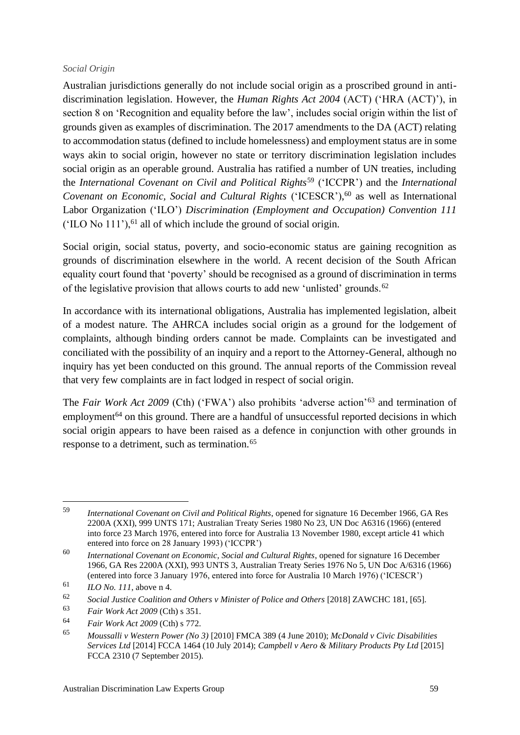*Social Origin*

Australian jurisdictions generally do not include social origin as a proscribed ground in anti-discrimination legislation. However, the *Human Rights Act 2004* (ACT) ('HRA (ACT)'), in section 8 on 'Recognition and equality before the law', includes social origin within the list of grounds given as examples of discrimination. The 2017 amendments to the DA (ACT) relating to accommodation status (defined to include homelessness) and employment status are in some ways akin to social origin, however no state or territory discrimination legislation includes social origin as an operable ground. Australia has ratified a number of UN treaties, including the *International Covenant on Civil and Political Rights*[59] ('ICCPR') and the *International Covenant on Economic, Social and Cultural Rights* ('ICESCR'),[60] as well as International Labor Organization ('ILO') *Discrimination (Employment and Occupation) Convention 111* ('ILO No 111'),[61] all of which include the ground of social origin.

Social origin, social status, poverty, and socio-economic status are gaining recognition as grounds of discrimination elsewhere in the world. A recent decision of the South African equality court found that 'poverty' should be recognised as a ground of discrimination in terms of the legislative provision that allows courts to add new 'unlisted' grounds.[62]

In accordance with its international obligations, Australia has implemented legislation, albeit of a modest nature. The AHRCA includes social origin as a ground for the lodgement of complaints, although binding orders cannot be made. Complaints can be investigated and conciliated with the possibility of an inquiry and a report to the Attorney-General, although no inquiry has yet been conducted on this ground. The annual reports of the Commission reveal that very few complaints are in fact lodged in respect of social origin.

The *Fair Work Act 2009* (Cth) ('FWA') also prohibits 'adverse action'[63] and termination of employment[64] on this ground. There are a handful of unsuccessful reported decisions in which social origin appears to have been raised as a defence in conjunction with other grounds in response to a detriment, such as termination.[65]

---

[59] *International Covenant on Civil and Political Rights*, opened for signature 16 December 1966, GA Res 2200A (XXI), 999 UNTS 171; Australian Treaty Series 1980 No 23, UN Doc A6316 (1966) (entered into force 23 March 1976, entered into force for Australia 13 November 1980, except article 41 which entered into force on 28 January 1993) ('ICCPR')

[60] *International Covenant on Economic, Social and Cultural Rights*, opened for signature 16 December 1966, GA Res 2200A (XXI), 993 UNTS 3, Australian Treaty Series 1976 No 5, UN Doc A/6316 (1966) (entered into force 3 January 1976, entered into force for Australia 10 March 1976) ('ICESCR')

[61] *ILO No. 111*, above n 4.

[62] *Social Justice Coalition and Others v Minister of Police and Others* [2018] ZAWCHC 181, [65].

[63] *Fair Work Act 2009* (Cth) s 351.

[64] *Fair Work Act 2009* (Cth) s 772.

[65] *Moussalli v Western Power (No 3)* [2010] FMCA 389 (4 June 2010); *McDonald v Civic Disabilities Services Ltd* [2014] FCCA 1464 (10 July 2014); *Campbell v Aero & Military Products Pty Ltd* [2015] FCCA 2310 (7 September 2015).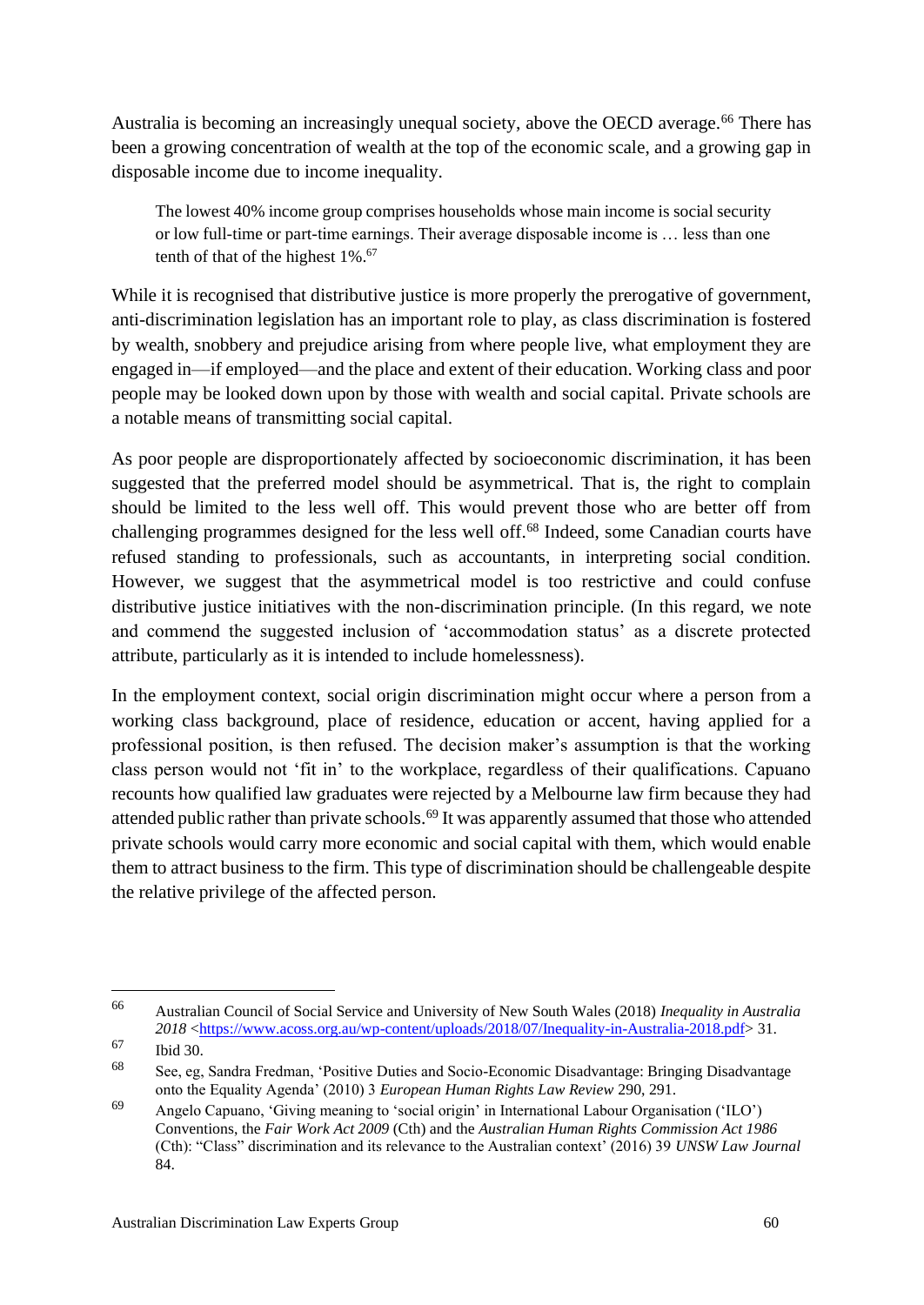Australia is becoming an increasingly unequal society, above the OECD average.[66] There has been a growing concentration of wealth at the top of the economic scale, and a growing gap in disposable income due to income inequality.

> The lowest 40% income group comprises households whose main income is social security or low full-time or part-time earnings. Their average disposable income is … less than one tenth of that of the highest 1%.[67]

While it is recognised that distributive justice is more properly the prerogative of government, anti-discrimination legislation has an important role to play, as class discrimination is fostered by wealth, snobbery and prejudice arising from where people live, what employment they are engaged in—if employed—and the place and extent of their education. Working class and poor people may be looked down upon by those with wealth and social capital. Private schools are a notable means of transmitting social capital.

As poor people are disproportionately affected by socioeconomic discrimination, it has been suggested that the preferred model should be asymmetrical. That is, the right to complain should be limited to the less well off. This would prevent those who are better off from challenging programmes designed for the less well off.[68] Indeed, some Canadian courts have refused standing to professionals, such as accountants, in interpreting social condition. However, we suggest that the asymmetrical model is too restrictive and could confuse distributive justice initiatives with the non-discrimination principle. (In this regard, we note and commend the suggested inclusion of 'accommodation status' as a discrete protected attribute, particularly as it is intended to include homelessness).

In the employment context, social origin discrimination might occur where a person from a working class background, place of residence, education or accent, having applied for a professional position, is then refused. The decision maker's assumption is that the working class person would not 'fit in' to the workplace, regardless of their qualifications. Capuano recounts how qualified law graduates were rejected by a Melbourne law firm because they had attended public rather than private schools.[69] It was apparently assumed that those who attended private schools would carry more economic and social capital with them, which would enable them to attract business to the firm. This type of discrimination should be challengeable despite the relative privilege of the affected person.

---

[66] Australian Council of Social Service and University of New South Wales (2018) *Inequality in Australia 2018* <https://www.acoss.org.au/wp-content/uploads/2018/07/Inequality-in-Australia-2018.pdf> 31.

[67] Ibid 30.

[68] See, eg, Sandra Fredman, 'Positive Duties and Socio-Economic Disadvantage: Bringing Disadvantage onto the Equality Agenda' (2010) 3 *European Human Rights Law Review* 290, 291.

[69] Angelo Capuano, 'Giving meaning to 'social origin' in International Labour Organisation ('ILO') Conventions, the *Fair Work Act 2009* (Cth) and the *Australian Human Rights Commission Act 1986* (Cth): "Class" discrimination and its relevance to the Australian context' (2016) 39 *UNSW Law Journal* 84.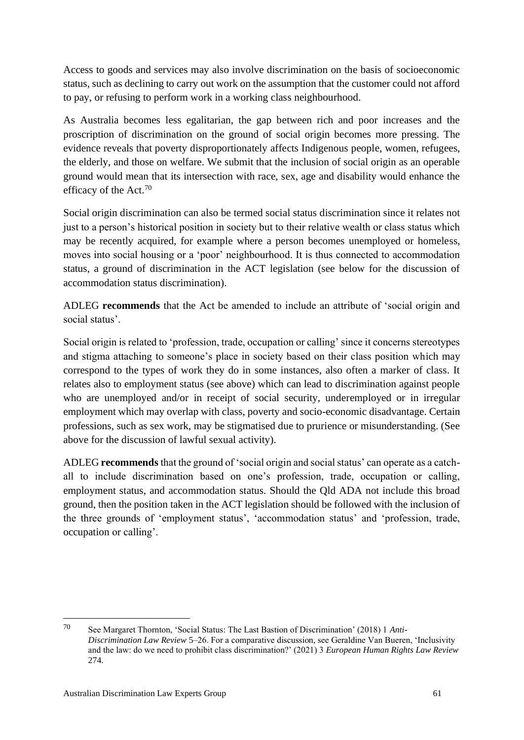Access to goods and services may also involve discrimination on the basis of socioeconomic status, such as declining to carry out work on the assumption that the customer could not afford to pay, or refusing to perform work in a working class neighbourhood.

As Australia becomes less egalitarian, the gap between rich and poor increases and the proscription of discrimination on the ground of social origin becomes more pressing. The evidence reveals that poverty disproportionately affects Indigenous people, women, refugees, the elderly, and those on welfare. We submit that the inclusion of social origin as an operable ground would mean that its intersection with race, sex, age and disability would enhance the efficacy of the Act.[70]

Social origin discrimination can also be termed social status discrimination since it relates not just to a person's historical position in society but to their relative wealth or class status which may be recently acquired, for example where a person becomes unemployed or homeless, moves into social housing or a 'poor' neighbourhood. It is thus connected to accommodation status, a ground of discrimination in the ACT legislation (see below for the discussion of accommodation status discrimination).

ADLEG **recommends** that the Act be amended to include an attribute of 'social origin and social status'.

Social origin is related to 'profession, trade, occupation or calling' since it concerns stereotypes and stigma attaching to someone's place in society based on their class position which may correspond to the types of work they do in some instances, also often a marker of class. It relates also to employment status (see above) which can lead to discrimination against people who are unemployed and/or in receipt of social security, underemployed or in irregular employment which may overlap with class, poverty and socio-economic disadvantage. Certain professions, such as sex work, may be stigmatised due to prurience or misunderstanding. (See above for the discussion of lawful sexual activity).

ADLEG **recommends** that the ground of 'social origin and social status' can operate as a catch-all to include discrimination based on one's profession, trade, occupation or calling, employment status, and accommodation status. Should the Qld ADA not include this broad ground, then the position taken in the ACT legislation should be followed with the inclusion of the three grounds of 'employment status', 'accommodation status' and 'profession, trade, occupation or calling'.

---

[70] See Margaret Thornton, 'Social Status: The Last Bastion of Discrimination' (2018) 1 *Anti-Discrimination Law Review* 5–26. For a comparative discussion, see Geraldine Van Bueren, 'Inclusivity and the law: do we need to prohibit class discrimination?' (2021) 3 *European Human Rights Law Review* 274.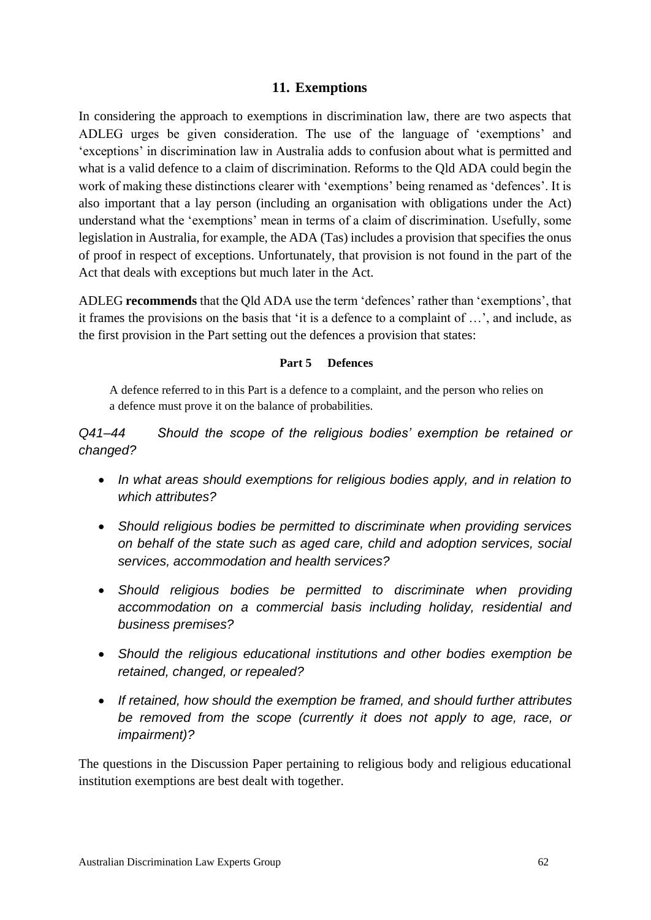## 11. Exemptions

In considering the approach to exemptions in discrimination law, there are two aspects that ADLEG urges be given consideration. The use of the language of 'exemptions' and 'exceptions' in discrimination law in Australia adds to confusion about what is permitted and what is a valid defence to a claim of discrimination. Reforms to the Qld ADA could begin the work of making these distinctions clearer with 'exemptions' being renamed as 'defences'. It is also important that a lay person (including an organisation with obligations under the Act) understand what the 'exemptions' mean in terms of a claim of discrimination. Usefully, some legislation in Australia, for example, the ADA (Tas) includes a provision that specifies the onus of proof in respect of exceptions. Unfortunately, that provision is not found in the part of the Act that deals with exceptions but much later in the Act.

ADLEG **recommends** that the Qld ADA use the term 'defences' rather than 'exemptions', that it frames the provisions on the basis that 'it is a defence to a complaint of …', and include, as the first provision in the Part setting out the defences a provision that states:

**Part 5 Defences**

> A defence referred to in this Part is a defence to a complaint, and the person who relies on a defence must prove it on the balance of probabilities.

*Q41–44 Should the scope of the religious bodies' exemption be retained or changed?*

- *In what areas should exemptions for religious bodies apply, and in relation to which attributes?*
- *Should religious bodies be permitted to discriminate when providing services on behalf of the state such as aged care, child and adoption services, social services, accommodation and health services?*
- *Should religious bodies be permitted to discriminate when providing accommodation on a commercial basis including holiday, residential and business premises?*
- *Should the religious educational institutions and other bodies exemption be retained, changed, or repealed?*
- *If retained, how should the exemption be framed, and should further attributes be removed from the scope (currently it does not apply to age, race, or impairment)?*

The questions in the Discussion Paper pertaining to religious body and religious educational institution exemptions are best dealt with together.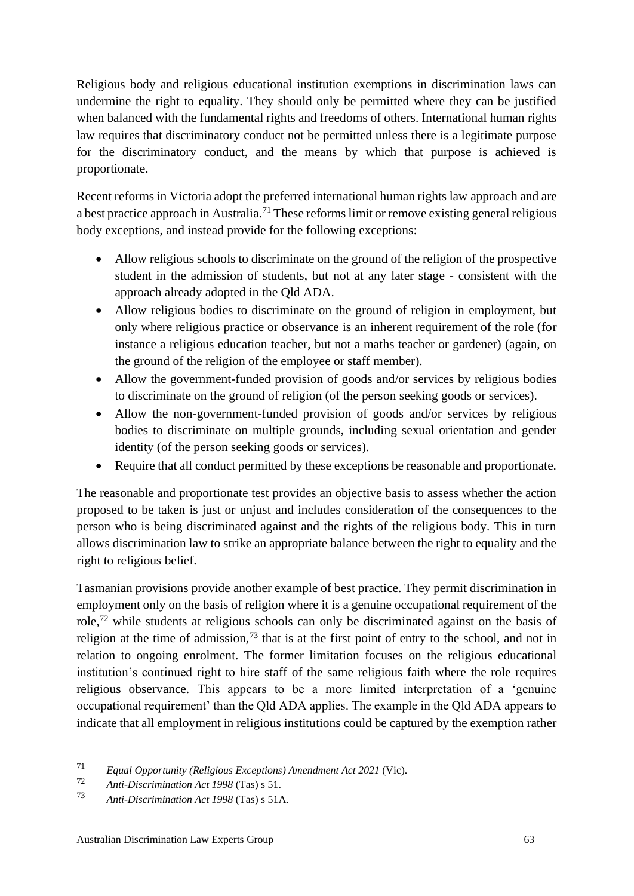Religious body and religious educational institution exemptions in discrimination laws can undermine the right to equality. They should only be permitted where they can be justified when balanced with the fundamental rights and freedoms of others. International human rights law requires that discriminatory conduct not be permitted unless there is a legitimate purpose for the discriminatory conduct, and the means by which that purpose is achieved is proportionate.

Recent reforms in Victoria adopt the preferred international human rights law approach and are a best practice approach in Australia.[71] These reforms limit or remove existing general religious body exceptions, and instead provide for the following exceptions:

- Allow religious schools to discriminate on the ground of the religion of the prospective student in the admission of students, but not at any later stage - consistent with the approach already adopted in the Qld ADA.
- Allow religious bodies to discriminate on the ground of religion in employment, but only where religious practice or observance is an inherent requirement of the role (for instance a religious education teacher, but not a maths teacher or gardener) (again, on the ground of the religion of the employee or staff member).
- Allow the government-funded provision of goods and/or services by religious bodies to discriminate on the ground of religion (of the person seeking goods or services).
- Allow the non-government-funded provision of goods and/or services by religious bodies to discriminate on multiple grounds, including sexual orientation and gender identity (of the person seeking goods or services).
- Require that all conduct permitted by these exceptions be reasonable and proportionate.

The reasonable and proportionate test provides an objective basis to assess whether the action proposed to be taken is just or unjust and includes consideration of the consequences to the person who is being discriminated against and the rights of the religious body. This in turn allows discrimination law to strike an appropriate balance between the right to equality and the right to religious belief.

Tasmanian provisions provide another example of best practice. They permit discrimination in employment only on the basis of religion where it is a genuine occupational requirement of the role,[72] while students at religious schools can only be discriminated against on the basis of religion at the time of admission,[73] that is at the first point of entry to the school, and not in relation to ongoing enrolment. The former limitation focuses on the religious educational institution's continued right to hire staff of the same religious faith where the role requires religious observance. This appears to be a more limited interpretation of a 'genuine occupational requirement' than the Qld ADA applies. The example in the Qld ADA appears to indicate that all employment in religious institutions could be captured by the exemption rather

---

[71] *Equal Opportunity (Religious Exceptions) Amendment Act 2021* (Vic).

[72] *Anti-Discrimination Act 1998* (Tas) s 51.

[73] *Anti-Discrimination Act 1998* (Tas) s 51A.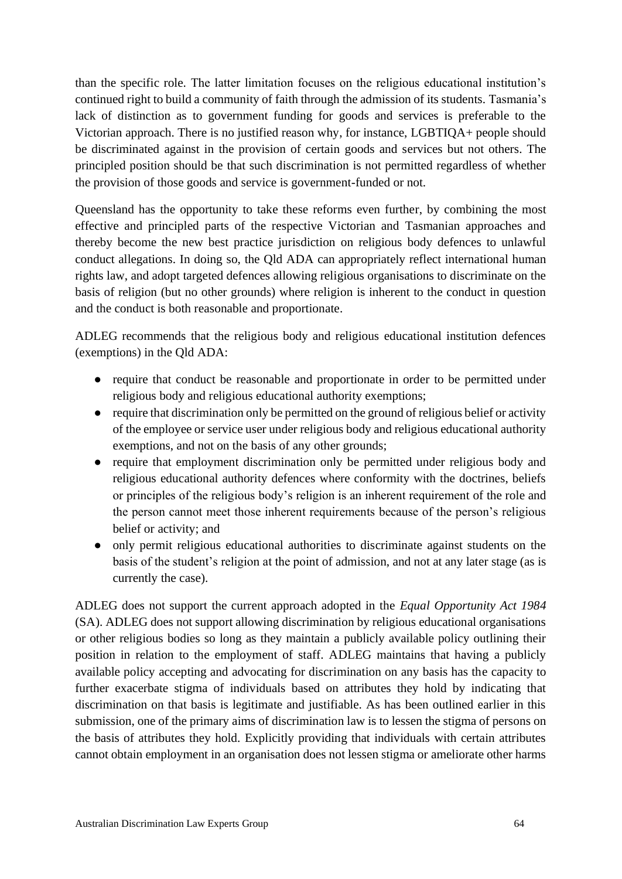than the specific role. The latter limitation focuses on the religious educational institution's continued right to build a community of faith through the admission of its students. Tasmania's lack of distinction as to government funding for goods and services is preferable to the Victorian approach. There is no justified reason why, for instance, LGBTIQA+ people should be discriminated against in the provision of certain goods and services but not others. The principled position should be that such discrimination is not permitted regardless of whether the provision of those goods and service is government-funded or not.

Queensland has the opportunity to take these reforms even further, by combining the most effective and principled parts of the respective Victorian and Tasmanian approaches and thereby become the new best practice jurisdiction on religious body defences to unlawful conduct allegations. In doing so, the Qld ADA can appropriately reflect international human rights law, and adopt targeted defences allowing religious organisations to discriminate on the basis of religion (but no other grounds) where religion is inherent to the conduct in question and the conduct is both reasonable and proportionate.

ADLEG recommends that the religious body and religious educational institution defences (exemptions) in the Qld ADA:

- require that conduct be reasonable and proportionate in order to be permitted under religious body and religious educational authority exemptions;
- require that discrimination only be permitted on the ground of religious belief or activity of the employee or service user under religious body and religious educational authority exemptions, and not on the basis of any other grounds;
- require that employment discrimination only be permitted under religious body and religious educational authority defences where conformity with the doctrines, beliefs or principles of the religious body's religion is an inherent requirement of the role and the person cannot meet those inherent requirements because of the person's religious belief or activity; and
- only permit religious educational authorities to discriminate against students on the basis of the student's religion at the point of admission, and not at any later stage (as is currently the case).

ADLEG does not support the current approach adopted in the *Equal Opportunity Act 1984* (SA). ADLEG does not support allowing discrimination by religious educational organisations or other religious bodies so long as they maintain a publicly available policy outlining their position in relation to the employment of staff. ADLEG maintains that having a publicly available policy accepting and advocating for discrimination on any basis has the capacity to further exacerbate stigma of individuals based on attributes they hold by indicating that discrimination on that basis is legitimate and justifiable. As has been outlined earlier in this submission, one of the primary aims of discrimination law is to lessen the stigma of persons on the basis of attributes they hold. Explicitly providing that individuals with certain attributes cannot obtain employment in an organisation does not lessen stigma or ameliorate other harms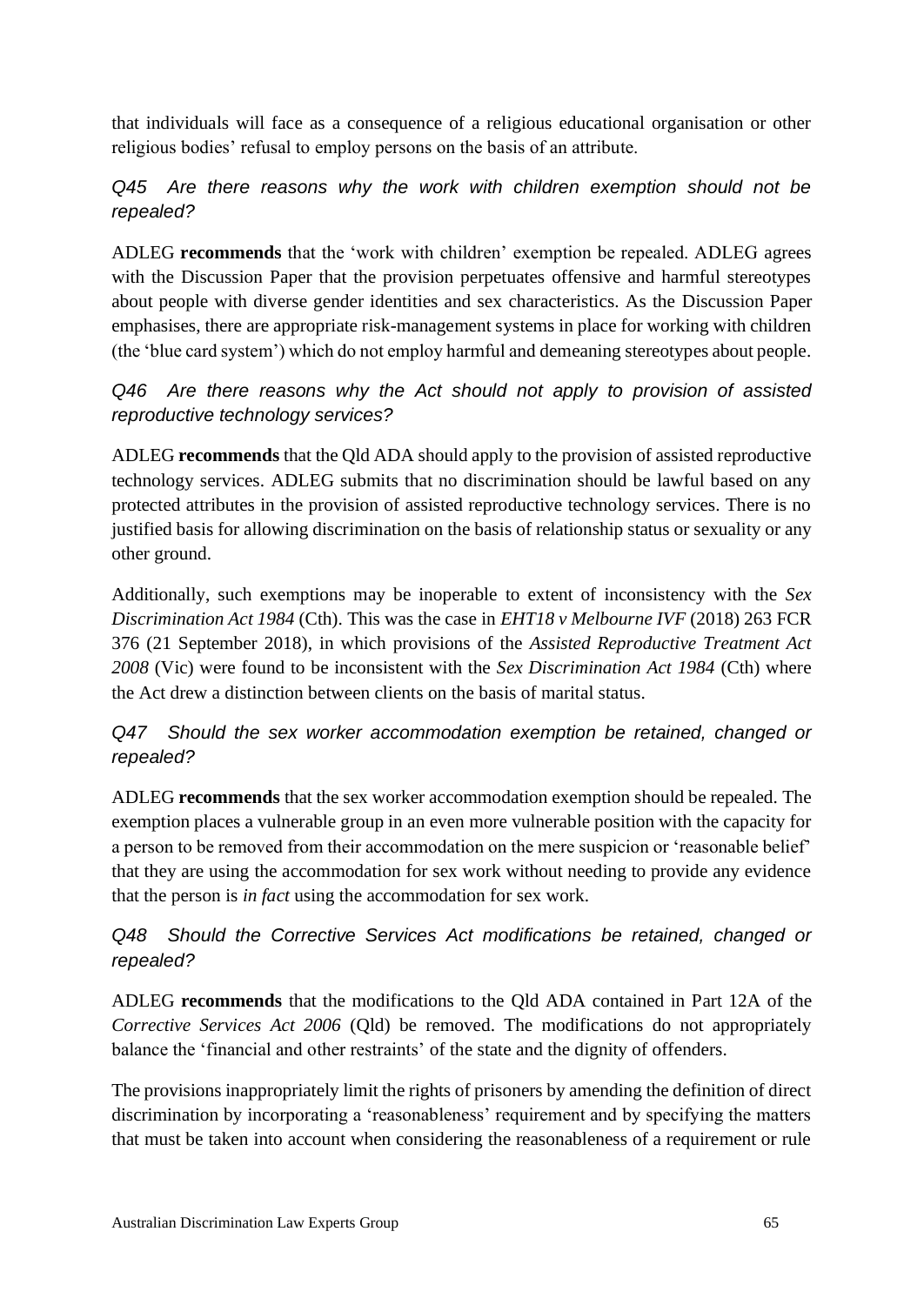that individuals will face as a consequence of a religious educational organisation or other religious bodies' refusal to employ persons on the basis of an attribute.

*Q45 Are there reasons why the work with children exemption should not be repealed?*

ADLEG **recommends** that the 'work with children' exemption be repealed. ADLEG agrees with the Discussion Paper that the provision perpetuates offensive and harmful stereotypes about people with diverse gender identities and sex characteristics. As the Discussion Paper emphasises, there are appropriate risk-management systems in place for working with children (the 'blue card system') which do not employ harmful and demeaning stereotypes about people.

*Q46 Are there reasons why the Act should not apply to provision of assisted reproductive technology services?*

ADLEG **recommends** that the Qld ADA should apply to the provision of assisted reproductive technology services. ADLEG submits that no discrimination should be lawful based on any protected attributes in the provision of assisted reproductive technology services. There is no justified basis for allowing discrimination on the basis of relationship status or sexuality or any other ground.

Additionally, such exemptions may be inoperable to extent of inconsistency with the *Sex Discrimination Act 1984* (Cth). This was the case in *EHT18 v Melbourne IVF* (2018) 263 FCR 376 (21 September 2018), in which provisions of the *Assisted Reproductive Treatment Act 2008* (Vic) were found to be inconsistent with the *Sex Discrimination Act 1984* (Cth) where the Act drew a distinction between clients on the basis of marital status.

*Q47 Should the sex worker accommodation exemption be retained, changed or repealed?*

ADLEG **recommends** that the sex worker accommodation exemption should be repealed. The exemption places a vulnerable group in an even more vulnerable position with the capacity for a person to be removed from their accommodation on the mere suspicion or 'reasonable belief' that they are using the accommodation for sex work without needing to provide any evidence that the person is *in fact* using the accommodation for sex work.

*Q48 Should the Corrective Services Act modifications be retained, changed or repealed?*

ADLEG **recommends** that the modifications to the Qld ADA contained in Part 12A of the *Corrective Services Act 2006* (Qld) be removed. The modifications do not appropriately balance the 'financial and other restraints' of the state and the dignity of offenders.

The provisions inappropriately limit the rights of prisoners by amending the definition of direct discrimination by incorporating a 'reasonableness' requirement and by specifying the matters that must be taken into account when considering the reasonableness of a requirement or rule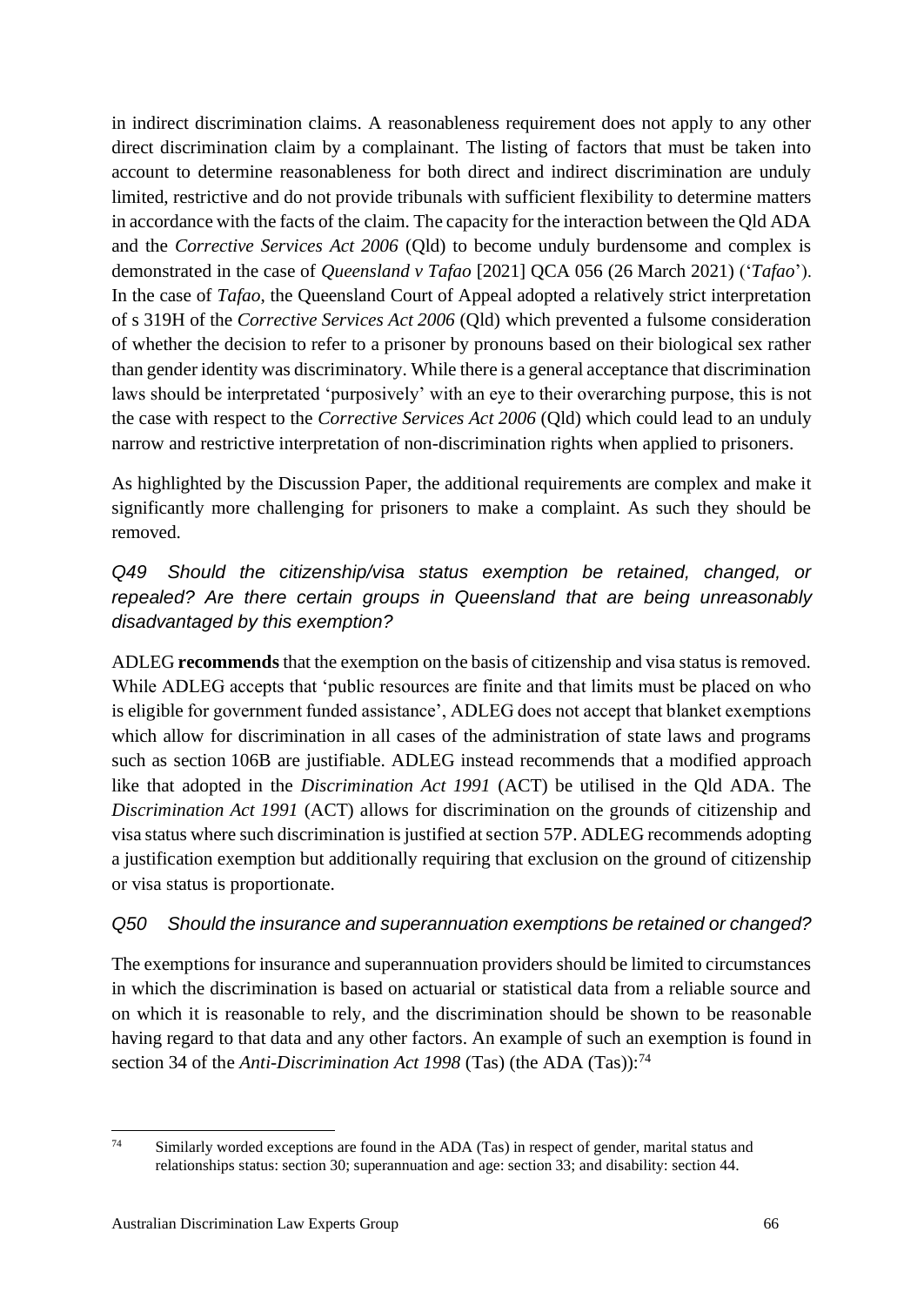in indirect discrimination claims. A reasonableness requirement does not apply to any other direct discrimination claim by a complainant. The listing of factors that must be taken into account to determine reasonableness for both direct and indirect discrimination are unduly limited, restrictive and do not provide tribunals with sufficient flexibility to determine matters in accordance with the facts of the claim. The capacity for the interaction between the Qld ADA and the *Corrective Services Act 2006* (Qld) to become unduly burdensome and complex is demonstrated in the case of *Queensland v Tafao* [2021] QCA 056 (26 March 2021) ('*Tafao*'). In the case of *Tafao*, the Queensland Court of Appeal adopted a relatively strict interpretation of s 319H of the *Corrective Services Act 2006* (Qld) which prevented a fulsome consideration of whether the decision to refer to a prisoner by pronouns based on their biological sex rather than gender identity was discriminatory. While there is a general acceptance that discrimination laws should be interpretated 'purposively' with an eye to their overarching purpose, this is not the case with respect to the *Corrective Services Act 2006* (Qld) which could lead to an unduly narrow and restrictive interpretation of non-discrimination rights when applied to prisoners.

As highlighted by the Discussion Paper, the additional requirements are complex and make it significantly more challenging for prisoners to make a complaint. As such they should be removed.

*Q49 Should the citizenship/visa status exemption be retained, changed, or repealed? Are there certain groups in Queensland that are being unreasonably disadvantaged by this exemption?*

ADLEG **recommends** that the exemption on the basis of citizenship and visa status is removed. While ADLEG accepts that 'public resources are finite and that limits must be placed on who is eligible for government funded assistance', ADLEG does not accept that blanket exemptions which allow for discrimination in all cases of the administration of state laws and programs such as section 106B are justifiable. ADLEG instead recommends that a modified approach like that adopted in the *Discrimination Act 1991* (ACT) be utilised in the Qld ADA. The *Discrimination Act 1991* (ACT) allows for discrimination on the grounds of citizenship and visa status where such discrimination is justified at section 57P. ADLEG recommends adopting a justification exemption but additionally requiring that exclusion on the ground of citizenship or visa status is proportionate.

*Q50 Should the insurance and superannuation exemptions be retained or changed?*

The exemptions for insurance and superannuation providers should be limited to circumstances in which the discrimination is based on actuarial or statistical data from a reliable source and on which it is reasonable to rely, and the discrimination should be shown to be reasonable having regard to that data and any other factors. An example of such an exemption is found in section 34 of the *Anti-Discrimination Act 1998* (Tas) (the ADA (Tas)):[74]

---

[74] Similarly worded exceptions are found in the ADA (Tas) in respect of gender, marital status and relationships status: section 30; superannuation and age: section 33; and disability: section 44.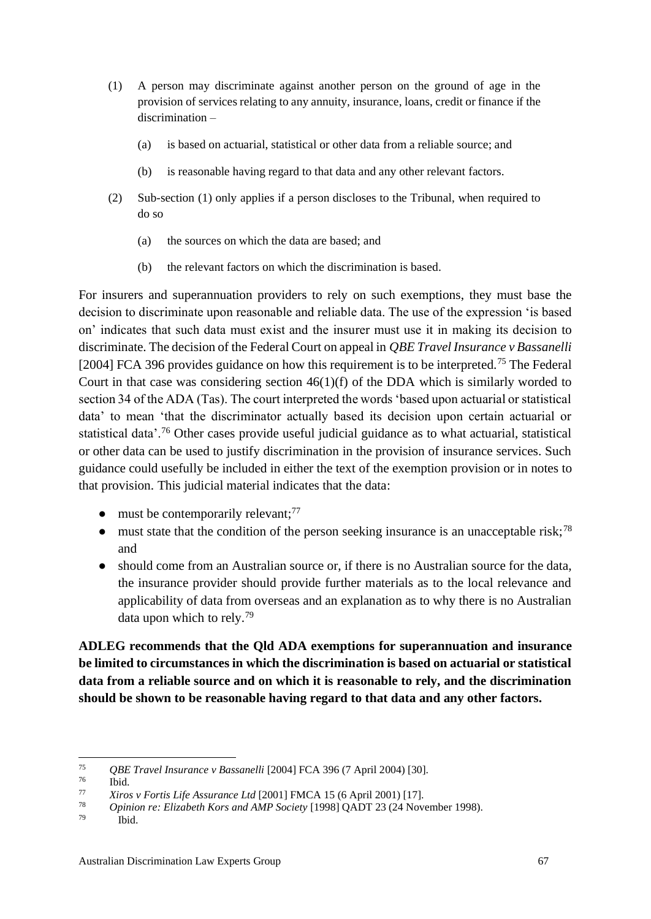(1) A person may discriminate against another person on the ground of age in the provision of services relating to any annuity, insurance, loans, credit or finance if the discrimination –

   (a) is based on actuarial, statistical or other data from a reliable source; and

   (b) is reasonable having regard to that data and any other relevant factors.

(2) Sub-section (1) only applies if a person discloses to the Tribunal, when required to do so

   (a) the sources on which the data are based; and

   (b) the relevant factors on which the discrimination is based.

For insurers and superannuation providers to rely on such exemptions, they must base the decision to discriminate upon reasonable and reliable data. The use of the expression 'is based on' indicates that such data must exist and the insurer must use it in making its decision to discriminate. The decision of the Federal Court on appeal in *QBE Travel Insurance v Bassanelli* [2004] FCA 396 provides guidance on how this requirement is to be interpreted.[75] The Federal Court in that case was considering section 46(1)(f) of the DDA which is similarly worded to section 34 of the ADA (Tas). The court interpreted the words 'based upon actuarial or statistical data' to mean 'that the discriminator actually based its decision upon certain actuarial or statistical data'.[76] Other cases provide useful judicial guidance as to what actuarial, statistical or other data can be used to justify discrimination in the provision of insurance services. Such guidance could usefully be included in either the text of the exemption provision or in notes to that provision. This judicial material indicates that the data:

- must be contemporarily relevant;[77]
- must state that the condition of the person seeking insurance is an unacceptable risk;[78] and
- should come from an Australian source or, if there is no Australian source for the data, the insurance provider should provide further materials as to the local relevance and applicability of data from overseas and an explanation as to why there is no Australian data upon which to rely.[79]

**ADLEG recommends that the Qld ADA exemptions for superannuation and insurance be limited to circumstances in which the discrimination is based on actuarial or statistical data from a reliable source and on which it is reasonable to rely, and the discrimination should be shown to be reasonable having regard to that data and any other factors.**

---

75 *QBE Travel Insurance v Bassanelli* [2004] FCA 396 (7 April 2004) [30].

76 Ibid.

77 *Xiros v Fortis Life Assurance Ltd* [2001] FMCA 15 (6 April 2001) [17].

78 *Opinion re: Elizabeth Kors and AMP Society* [1998] QADT 23 (24 November 1998).

79 Ibid.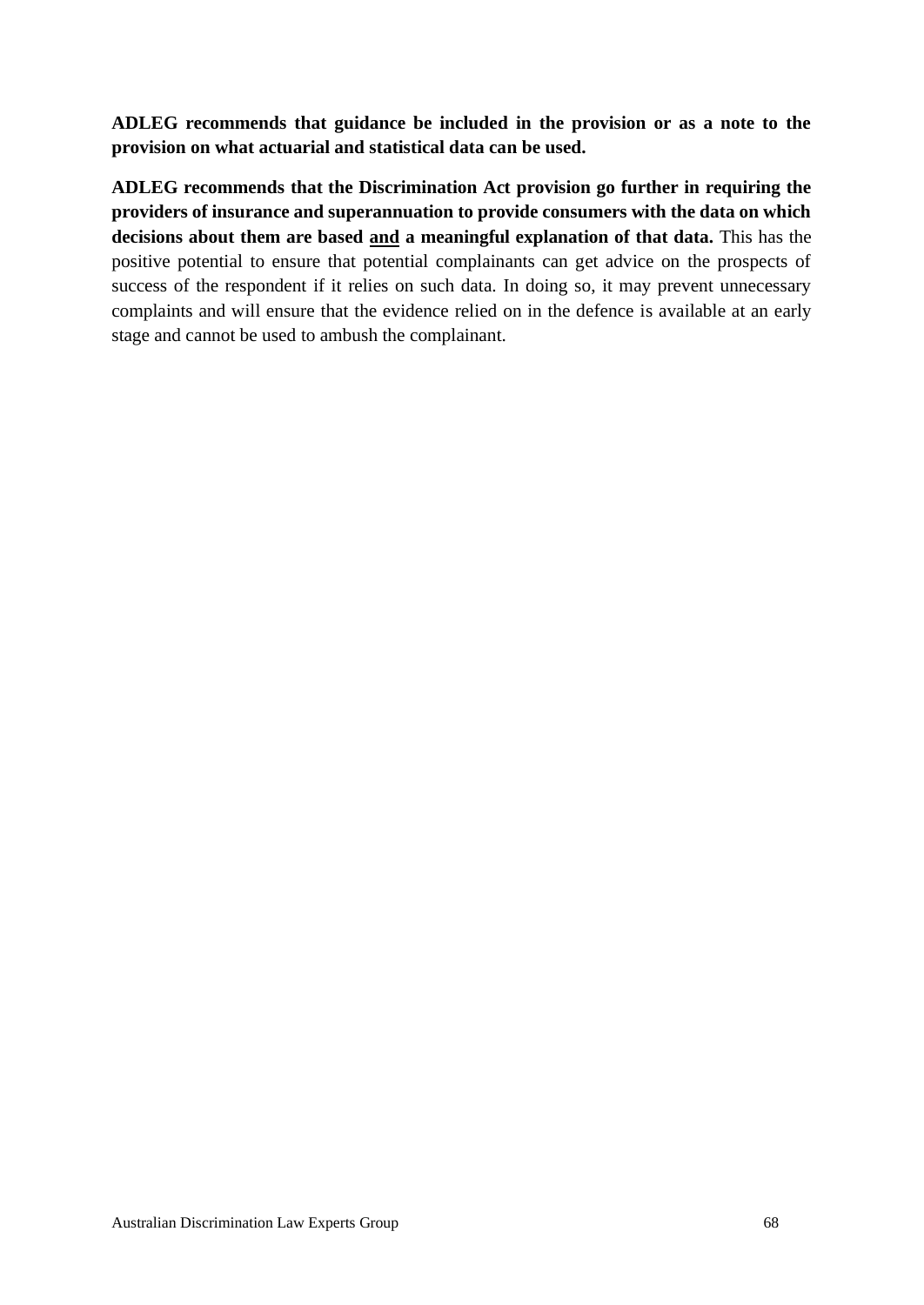**ADLEG recommends that guidance be included in the provision or as a note to the provision on what actuarial and statistical data can be used.**

**ADLEG recommends that the Discrimination Act provision go further in requiring the providers of insurance and superannuation to provide consumers with the data on which decisions about them are based <u>and</u> a meaningful explanation of that data.** This has the positive potential to ensure that potential complainants can get advice on the prospects of success of the respondent if it relies on such data. In doing so, it may prevent unnecessary complaints and will ensure that the evidence relied on in the defence is available at an early stage and cannot be used to ambush the complainant.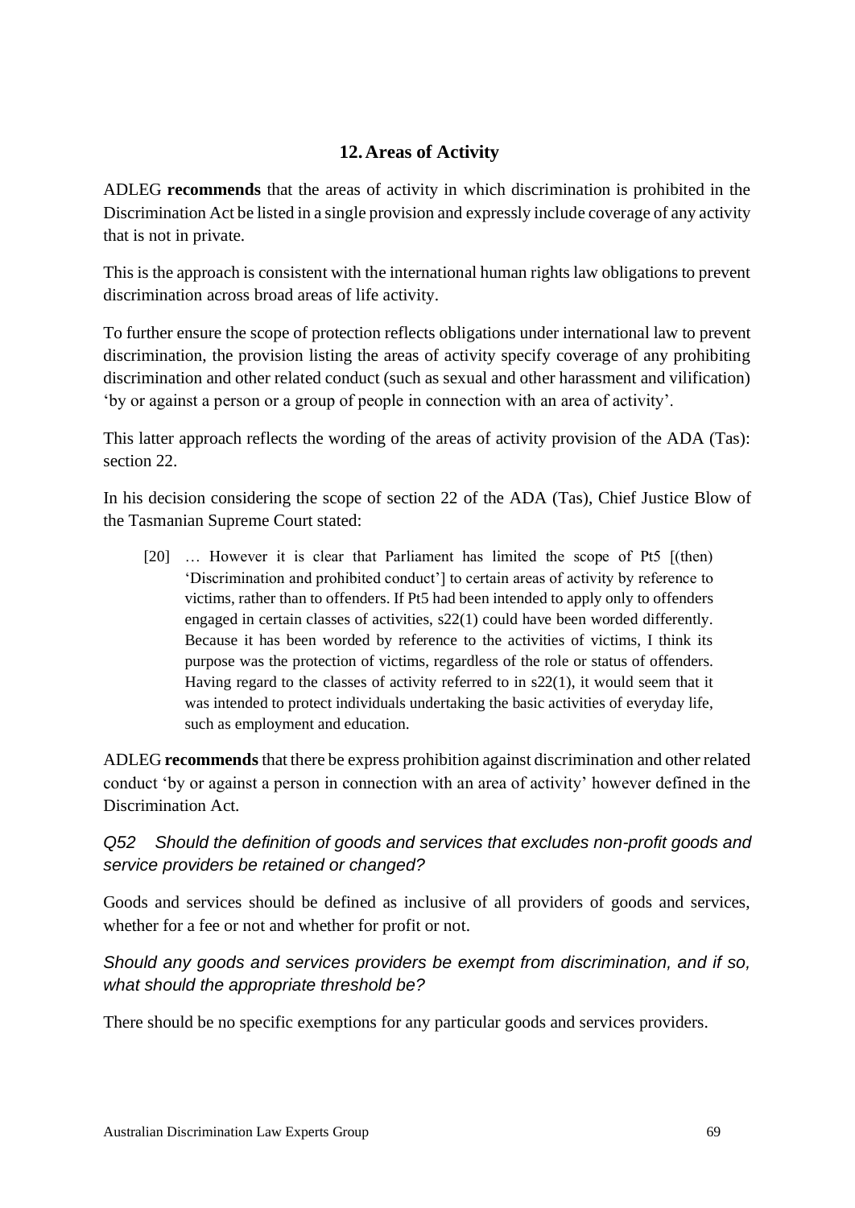## 12. Areas of Activity

ADLEG **recommends** that the areas of activity in which discrimination is prohibited in the Discrimination Act be listed in a single provision and expressly include coverage of any activity that is not in private.

This is the approach is consistent with the international human rights law obligations to prevent discrimination across broad areas of life activity.

To further ensure the scope of protection reflects obligations under international law to prevent discrimination, the provision listing the areas of activity specify coverage of any prohibiting discrimination and other related conduct (such as sexual and other harassment and vilification) 'by or against a person or a group of people in connection with an area of activity'.

This latter approach reflects the wording of the areas of activity provision of the ADA (Tas): section 22.

In his decision considering the scope of section 22 of the ADA (Tas), Chief Justice Blow of the Tasmanian Supreme Court stated:

> [20] … However it is clear that Parliament has limited the scope of Pt5 [(then) 'Discrimination and prohibited conduct'] to certain areas of activity by reference to victims, rather than to offenders. If Pt5 had been intended to apply only to offenders engaged in certain classes of activities, s22(1) could have been worded differently. Because it has been worded by reference to the activities of victims, I think its purpose was the protection of victims, regardless of the role or status of offenders. Having regard to the classes of activity referred to in s22(1), it would seem that it was intended to protect individuals undertaking the basic activities of everyday life, such as employment and education.

ADLEG **recommends** that there be express prohibition against discrimination and other related conduct 'by or against a person in connection with an area of activity' however defined in the Discrimination Act.

*Q52 Should the definition of goods and services that excludes non-profit goods and service providers be retained or changed?*

Goods and services should be defined as inclusive of all providers of goods and services, whether for a fee or not and whether for profit or not.

*Should any goods and services providers be exempt from discrimination, and if so, what should the appropriate threshold be?*

There should be no specific exemptions for any particular goods and services providers.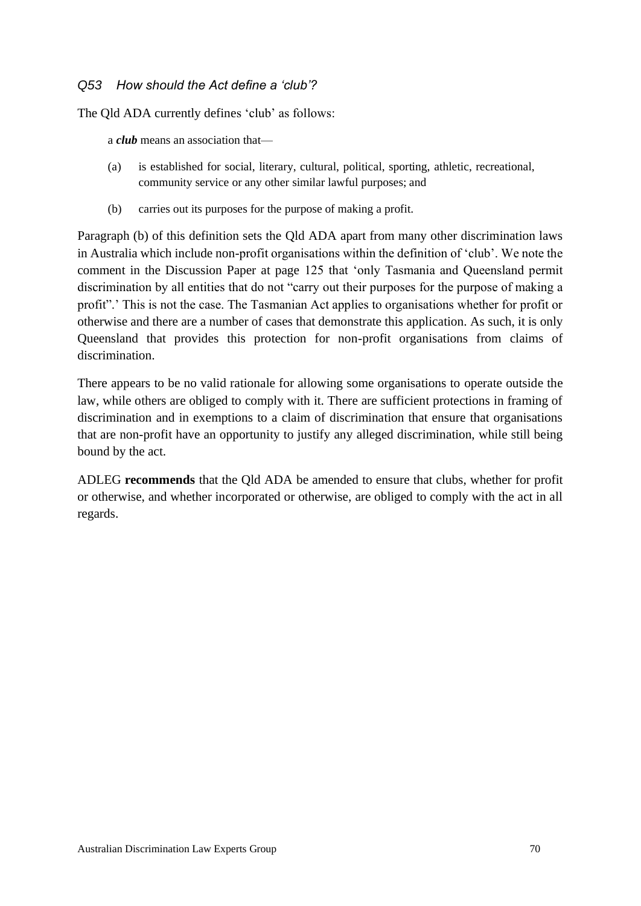### *Q53 How should the Act define a 'club'?*

The Qld ADA currently defines 'club' as follows:

> a ***club*** means an association that—
>
> (a) is established for social, literary, cultural, political, sporting, athletic, recreational, community service or any other similar lawful purposes; and
>
> (b) carries out its purposes for the purpose of making a profit.

Paragraph (b) of this definition sets the Qld ADA apart from many other discrimination laws in Australia which include non-profit organisations within the definition of 'club'. We note the comment in the Discussion Paper at page 125 that 'only Tasmania and Queensland permit discrimination by all entities that do not "carry out their purposes for the purpose of making a profit".' This is not the case. The Tasmanian Act applies to organisations whether for profit or otherwise and there are a number of cases that demonstrate this application. As such, it is only Queensland that provides this protection for non-profit organisations from claims of discrimination.

There appears to be no valid rationale for allowing some organisations to operate outside the law, while others are obliged to comply with it. There are sufficient protections in framing of discrimination and in exemptions to a claim of discrimination that ensure that organisations that are non-profit have an opportunity to justify any alleged discrimination, while still being bound by the act.

ADLEG **recommends** that the Qld ADA be amended to ensure that clubs, whether for profit or otherwise, and whether incorporated or otherwise, are obliged to comply with the act in all regards.